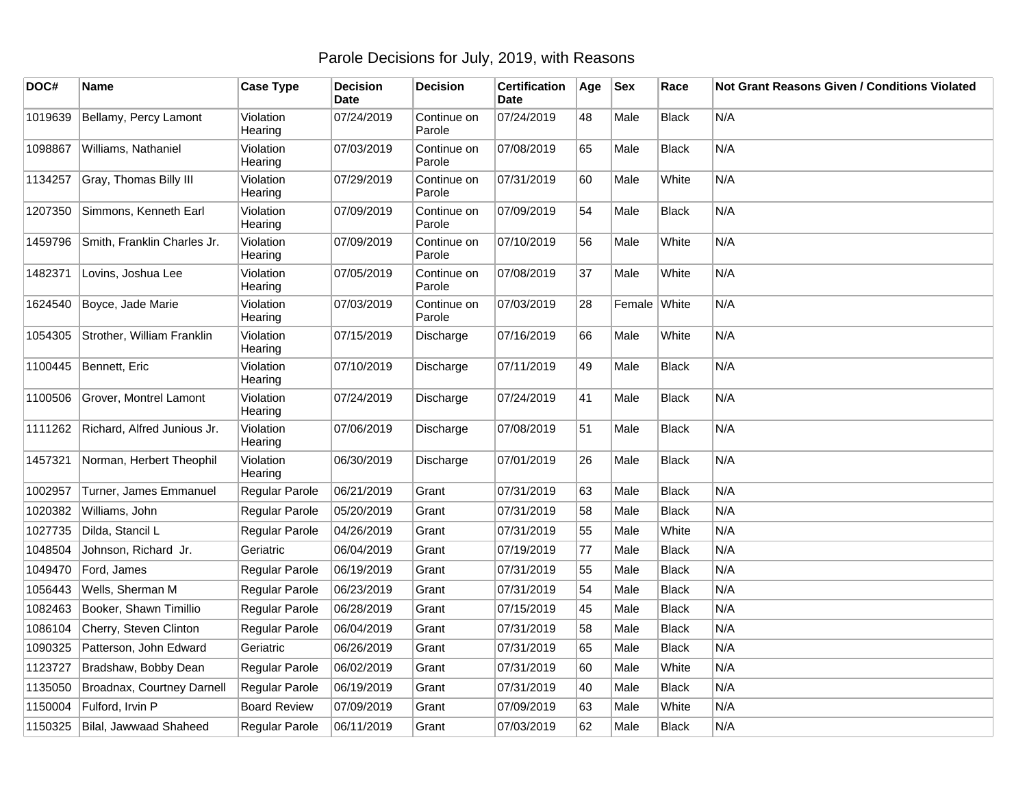# Parole Decisions for July, 2019, with Reasons

| DOC# | Name | Case Type | Decision Date | Decision | Certification Date | Age | Sex | Race | Not Grant Reasons Given / Conditions Violated |
|---|---|---|---|---|---|---|---|---|---|
| 1019639 | Bellamy, Percy Lamont | Violation Hearing | 07/24/2019 | Continue on Parole | 07/24/2019 | 48 | Male | Black | N/A |
| 1098867 | Williams, Nathaniel | Violation Hearing | 07/03/2019 | Continue on Parole | 07/08/2019 | 65 | Male | Black | N/A |
| 1134257 | Gray, Thomas Billy III | Violation Hearing | 07/29/2019 | Continue on Parole | 07/31/2019 | 60 | Male | White | N/A |
| 1207350 | Simmons, Kenneth Earl | Violation Hearing | 07/09/2019 | Continue on Parole | 07/09/2019 | 54 | Male | Black | N/A |
| 1459796 | Smith, Franklin Charles Jr. | Violation Hearing | 07/09/2019 | Continue on Parole | 07/10/2019 | 56 | Male | White | N/A |
| 1482371 | Lovins, Joshua Lee | Violation Hearing | 07/05/2019 | Continue on Parole | 07/08/2019 | 37 | Male | White | N/A |
| 1624540 | Boyce, Jade Marie | Violation Hearing | 07/03/2019 | Continue on Parole | 07/03/2019 | 28 | Female | White | N/A |
| 1054305 | Strother, William Franklin | Violation Hearing | 07/15/2019 | Discharge | 07/16/2019 | 66 | Male | White | N/A |
| 1100445 | Bennett, Eric | Violation Hearing | 07/10/2019 | Discharge | 07/11/2019 | 49 | Male | Black | N/A |
| 1100506 | Grover, Montrel Lamont | Violation Hearing | 07/24/2019 | Discharge | 07/24/2019 | 41 | Male | Black | N/A |
| 1111262 | Richard, Alfred Junious Jr. | Violation Hearing | 07/06/2019 | Discharge | 07/08/2019 | 51 | Male | Black | N/A |
| 1457321 | Norman, Herbert Theophil | Violation Hearing | 06/30/2019 | Discharge | 07/01/2019 | 26 | Male | Black | N/A |
| 1002957 | Turner, James Emmanuel | Regular Parole | 06/21/2019 | Grant | 07/31/2019 | 63 | Male | Black | N/A |
| 1020382 | Williams, John | Regular Parole | 05/20/2019 | Grant | 07/31/2019 | 58 | Male | Black | N/A |
| 1027735 | Dilda, Stancil L | Regular Parole | 04/26/2019 | Grant | 07/31/2019 | 55 | Male | White | N/A |
| 1048504 | Johnson, Richard Jr. | Geriatric | 06/04/2019 | Grant | 07/19/2019 | 77 | Male | Black | N/A |
| 1049470 | Ford, James | Regular Parole | 06/19/2019 | Grant | 07/31/2019 | 55 | Male | Black | N/A |
| 1056443 | Wells, Sherman M | Regular Parole | 06/23/2019 | Grant | 07/31/2019 | 54 | Male | Black | N/A |
| 1082463 | Booker, Shawn Timillio | Regular Parole | 06/28/2019 | Grant | 07/15/2019 | 45 | Male | Black | N/A |
| 1086104 | Cherry, Steven Clinton | Regular Parole | 06/04/2019 | Grant | 07/31/2019 | 58 | Male | Black | N/A |
| 1090325 | Patterson, John Edward | Geriatric | 06/26/2019 | Grant | 07/31/2019 | 65 | Male | Black | N/A |
| 1123727 | Bradshaw, Bobby Dean | Regular Parole | 06/02/2019 | Grant | 07/31/2019 | 60 | Male | White | N/A |
| 1135050 | Broadnax, Courtney Darnell | Regular Parole | 06/19/2019 | Grant | 07/31/2019 | 40 | Male | Black | N/A |
| 1150004 | Fulford, Irvin P | Board Review | 07/09/2019 | Grant | 07/09/2019 | 63 | Male | White | N/A |
| 1150325 | Bilal, Jawwaad Shaheed | Regular Parole | 06/11/2019 | Grant | 07/03/2019 | 62 | Male | Black | N/A |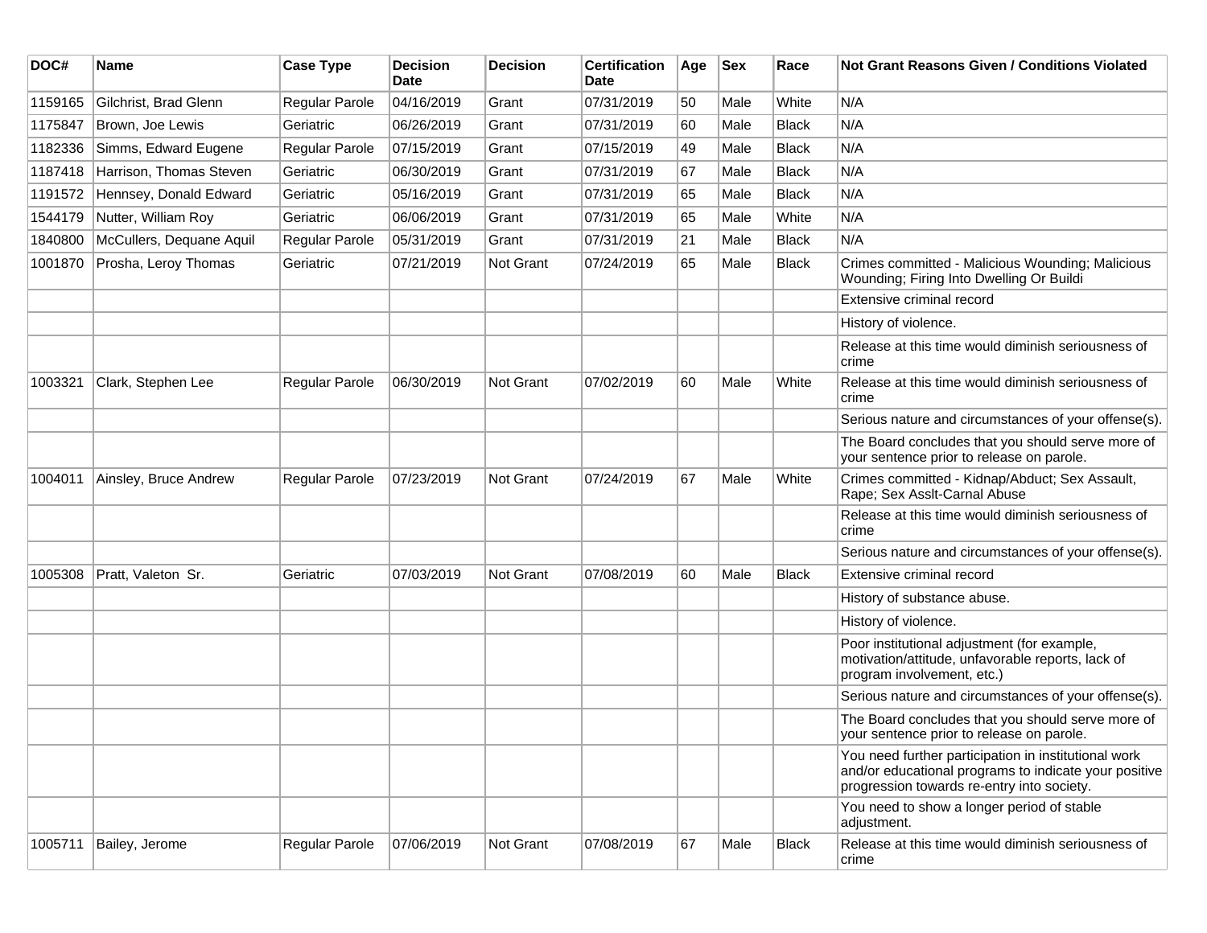| DOC# | Name | Case Type | Decision Date | Decision | Certification Date | Age | Sex | Race | Not Grant Reasons Given / Conditions Violated |
|---|---|---|---|---|---|---|---|---|---|
| 1159165 | Gilchrist, Brad Glenn | Regular Parole | 04/16/2019 | Grant | 07/31/2019 | 50 | Male | White | N/A |
| 1175847 | Brown, Joe Lewis | Geriatric | 06/26/2019 | Grant | 07/31/2019 | 60 | Male | Black | N/A |
| 1182336 | Simms, Edward Eugene | Regular Parole | 07/15/2019 | Grant | 07/15/2019 | 49 | Male | Black | N/A |
| 1187418 | Harrison, Thomas Steven | Geriatric | 06/30/2019 | Grant | 07/31/2019 | 67 | Male | Black | N/A |
| 1191572 | Hennsey, Donald Edward | Geriatric | 05/16/2019 | Grant | 07/31/2019 | 65 | Male | Black | N/A |
| 1544179 | Nutter, William Roy | Geriatric | 06/06/2019 | Grant | 07/31/2019 | 65 | Male | White | N/A |
| 1840800 | McCullers, Dequane Aquil | Regular Parole | 05/31/2019 | Grant | 07/31/2019 | 21 | Male | Black | N/A |
| 1001870 | Prosha, Leroy Thomas | Geriatric | 07/21/2019 | Not Grant | 07/24/2019 | 65 | Male | Black | Crimes committed - Malicious Wounding; Malicious Wounding; Firing Into Dwelling Or Buildi |
| | | | | | | | | | Extensive criminal record |
| | | | | | | | | | History of violence. |
| | | | | | | | | | Release at this time would diminish seriousness of crime |
| 1003321 | Clark, Stephen Lee | Regular Parole | 06/30/2019 | Not Grant | 07/02/2019 | 60 | Male | White | Release at this time would diminish seriousness of crime |
| | | | | | | | | | Serious nature and circumstances of your offense(s). |
| | | | | | | | | | The Board concludes that you should serve more of your sentence prior to release on parole. |
| 1004011 | Ainsley, Bruce Andrew | Regular Parole | 07/23/2019 | Not Grant | 07/24/2019 | 67 | Male | White | Crimes committed - Kidnap/Abduct; Sex Assault, Rape; Sex Asslt-Carnal Abuse |
| | | | | | | | | | Release at this time would diminish seriousness of crime |
| | | | | | | | | | Serious nature and circumstances of your offense(s). |
| 1005308 | Pratt, Valeton Sr. | Geriatric | 07/03/2019 | Not Grant | 07/08/2019 | 60 | Male | Black | Extensive criminal record |
| | | | | | | | | | History of substance abuse. |
| | | | | | | | | | History of violence. |
| | | | | | | | | | Poor institutional adjustment (for example, motivation/attitude, unfavorable reports, lack of program involvement, etc.) |
| | | | | | | | | | Serious nature and circumstances of your offense(s). |
| | | | | | | | | | The Board concludes that you should serve more of your sentence prior to release on parole. |
| | | | | | | | | | You need further participation in institutional work and/or educational programs to indicate your positive progression towards re-entry into society. |
| | | | | | | | | | You need to show a longer period of stable adjustment. |
| 1005711 | Bailey, Jerome | Regular Parole | 07/06/2019 | Not Grant | 07/08/2019 | 67 | Male | Black | Release at this time would diminish seriousness of crime |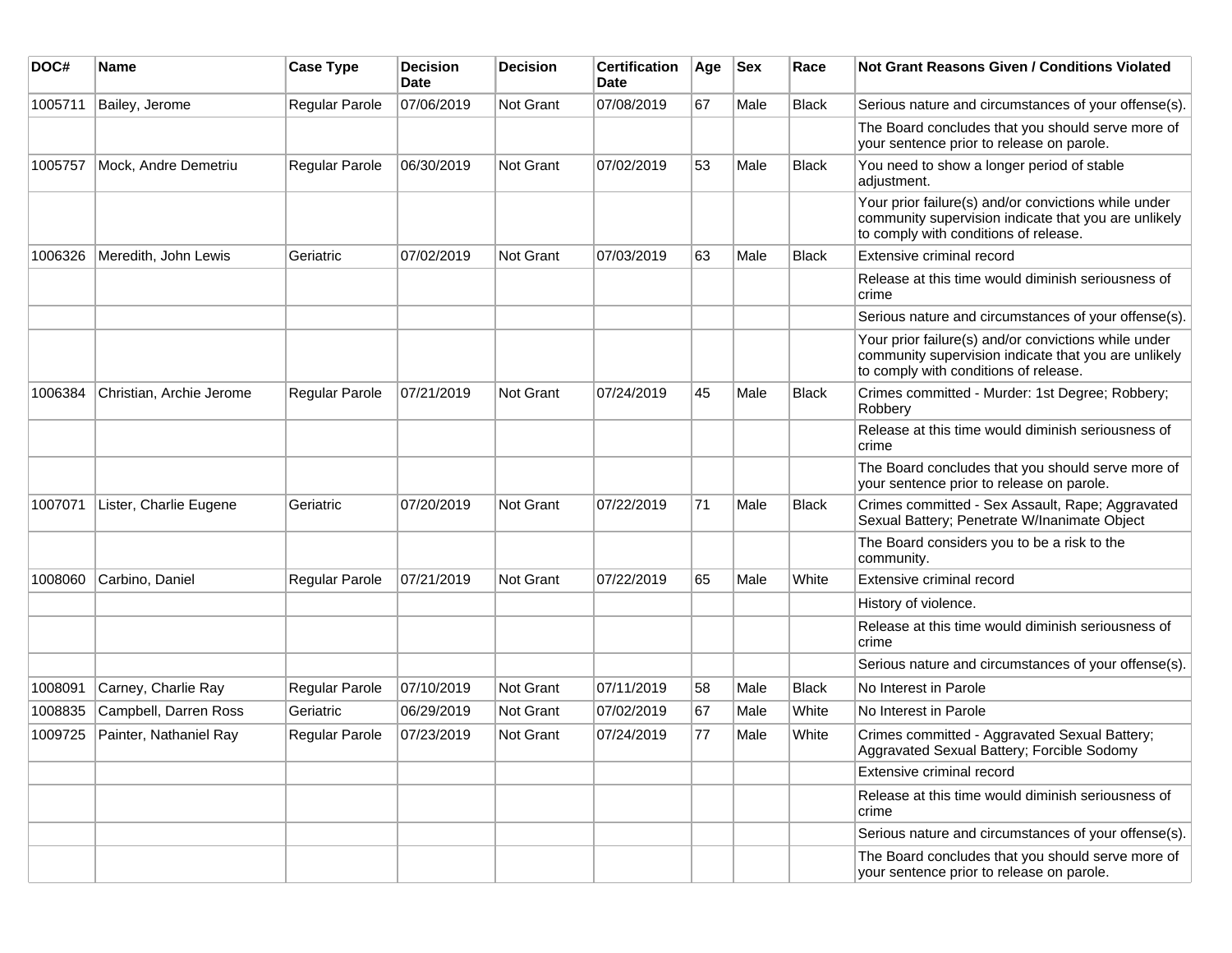| DOC# | Name | Case Type | Decision Date | Decision | Certification Date | Age | Sex | Race | Not Grant Reasons Given / Conditions Violated |
|---|---|---|---|---|---|---|---|---|---|
| 1005711 | Bailey, Jerome | Regular Parole | 07/06/2019 | Not Grant | 07/08/2019 | 67 | Male | Black | Serious nature and circumstances of your offense(s). |
| | | | | | | | | | The Board concludes that you should serve more of your sentence prior to release on parole. |
| 1005757 | Mock, Andre Demetriu | Regular Parole | 06/30/2019 | Not Grant | 07/02/2019 | 53 | Male | Black | You need to show a longer period of stable adjustment. |
| | | | | | | | | | Your prior failure(s) and/or convictions while under community supervision indicate that you are unlikely to comply with conditions of release. |
| 1006326 | Meredith, John Lewis | Geriatric | 07/02/2019 | Not Grant | 07/03/2019 | 63 | Male | Black | Extensive criminal record |
| | | | | | | | | | Release at this time would diminish seriousness of crime |
| | | | | | | | | | Serious nature and circumstances of your offense(s). |
| | | | | | | | | | Your prior failure(s) and/or convictions while under community supervision indicate that you are unlikely to comply with conditions of release. |
| 1006384 | Christian, Archie Jerome | Regular Parole | 07/21/2019 | Not Grant | 07/24/2019 | 45 | Male | Black | Crimes committed - Murder: 1st Degree; Robbery; Robbery |
| | | | | | | | | | Release at this time would diminish seriousness of crime |
| | | | | | | | | | The Board concludes that you should serve more of your sentence prior to release on parole. |
| 1007071 | Lister, Charlie Eugene | Geriatric | 07/20/2019 | Not Grant | 07/22/2019 | 71 | Male | Black | Crimes committed - Sex Assault, Rape; Aggravated Sexual Battery; Penetrate W/Inanimate Object |
| | | | | | | | | | The Board considers you to be a risk to the community. |
| 1008060 | Carbino, Daniel | Regular Parole | 07/21/2019 | Not Grant | 07/22/2019 | 65 | Male | White | Extensive criminal record |
| | | | | | | | | | History of violence. |
| | | | | | | | | | Release at this time would diminish seriousness of crime |
| | | | | | | | | | Serious nature and circumstances of your offense(s). |
| 1008091 | Carney, Charlie Ray | Regular Parole | 07/10/2019 | Not Grant | 07/11/2019 | 58 | Male | Black | No Interest in Parole |
| 1008835 | Campbell, Darren Ross | Geriatric | 06/29/2019 | Not Grant | 07/02/2019 | 67 | Male | White | No Interest in Parole |
| 1009725 | Painter, Nathaniel Ray | Regular Parole | 07/23/2019 | Not Grant | 07/24/2019 | 77 | Male | White | Crimes committed - Aggravated Sexual Battery; Aggravated Sexual Battery; Forcible Sodomy |
| | | | | | | | | | Extensive criminal record |
| | | | | | | | | | Release at this time would diminish seriousness of crime |
| | | | | | | | | | Serious nature and circumstances of your offense(s). |
| | | | | | | | | | The Board concludes that you should serve more of your sentence prior to release on parole. |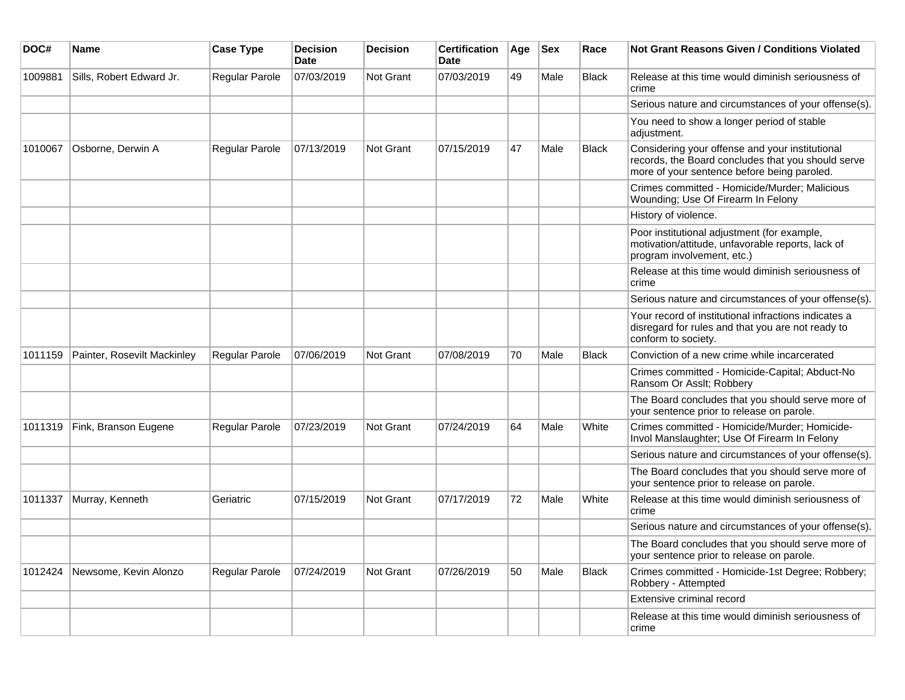| DOC# | Name | Case Type | Decision Date | Decision | Certification Date | Age | Sex | Race | Not Grant Reasons Given / Conditions Violated |
|---|---|---|---|---|---|---|---|---|---|
| 1009881 | Sills, Robert Edward Jr. | Regular Parole | 07/03/2019 | Not Grant | 07/03/2019 | 49 | Male | Black | Release at this time would diminish seriousness of crime |
| | | | | | | | | | Serious nature and circumstances of your offense(s). |
| | | | | | | | | | You need to show a longer period of stable adjustment. |
| 1010067 | Osborne, Derwin A | Regular Parole | 07/13/2019 | Not Grant | 07/15/2019 | 47 | Male | Black | Considering your offense and your institutional records, the Board concludes that you should serve more of your sentence before being paroled. |
| | | | | | | | | | Crimes committed - Homicide/Murder; Malicious Wounding; Use Of Firearm In Felony |
| | | | | | | | | | History of violence. |
| | | | | | | | | | Poor institutional adjustment (for example, motivation/attitude, unfavorable reports, lack of program involvement, etc.) |
| | | | | | | | | | Release at this time would diminish seriousness of crime |
| | | | | | | | | | Serious nature and circumstances of your offense(s). |
| | | | | | | | | | Your record of institutional infractions indicates a disregard for rules and that you are not ready to conform to society. |
| 1011159 | Painter, Rosevilt Mackinley | Regular Parole | 07/06/2019 | Not Grant | 07/08/2019 | 70 | Male | Black | Conviction of a new crime while incarcerated |
| | | | | | | | | | Crimes committed - Homicide-Capital; Abduct-No Ransom Or Asslt; Robbery |
| | | | | | | | | | The Board concludes that you should serve more of your sentence prior to release on parole. |
| 1011319 | Fink, Branson Eugene | Regular Parole | 07/23/2019 | Not Grant | 07/24/2019 | 64 | Male | White | Crimes committed - Homicide/Murder; Homicide-Invol Manslaughter; Use Of Firearm In Felony |
| | | | | | | | | | Serious nature and circumstances of your offense(s). |
| | | | | | | | | | The Board concludes that you should serve more of your sentence prior to release on parole. |
| 1011337 | Murray, Kenneth | Geriatric | 07/15/2019 | Not Grant | 07/17/2019 | 72 | Male | White | Release at this time would diminish seriousness of crime |
| | | | | | | | | | Serious nature and circumstances of your offense(s). |
| | | | | | | | | | The Board concludes that you should serve more of your sentence prior to release on parole. |
| 1012424 | Newsome, Kevin Alonzo | Regular Parole | 07/24/2019 | Not Grant | 07/26/2019 | 50 | Male | Black | Crimes committed - Homicide-1st Degree; Robbery; Robbery - Attempted |
| | | | | | | | | | Extensive criminal record |
| | | | | | | | | | Release at this time would diminish seriousness of crime |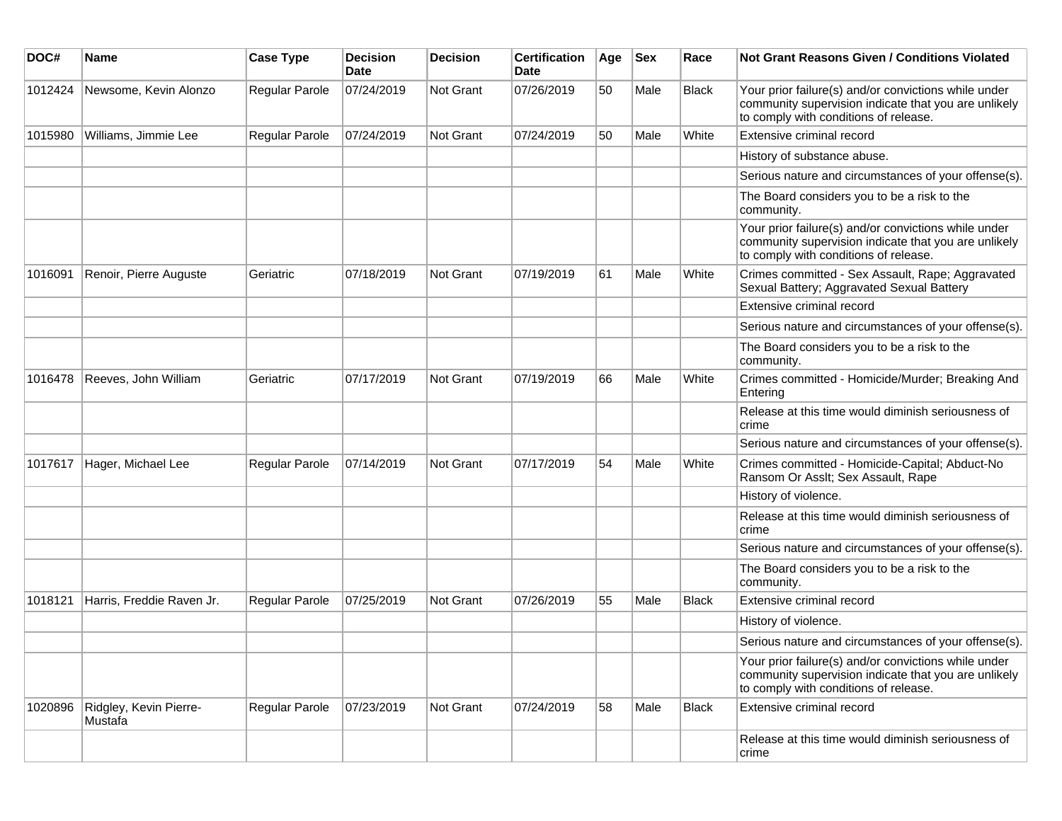| DOC# | Name | Case Type | Decision Date | Decision | Certification Date | Age | Sex | Race | Not Grant Reasons Given / Conditions Violated |
|---|---|---|---|---|---|---|---|---|---|
| 1012424 | Newsome, Kevin Alonzo | Regular Parole | 07/24/2019 | Not Grant | 07/26/2019 | 50 | Male | Black | Your prior failure(s) and/or convictions while under community supervision indicate that you are unlikely to comply with conditions of release. |
| 1015980 | Williams, Jimmie Lee | Regular Parole | 07/24/2019 | Not Grant | 07/24/2019 | 50 | Male | White | Extensive criminal record |
| | | | | | | | | | History of substance abuse. |
| | | | | | | | | | Serious nature and circumstances of your offense(s). |
| | | | | | | | | | The Board considers you to be a risk to the community. |
| | | | | | | | | | Your prior failure(s) and/or convictions while under community supervision indicate that you are unlikely to comply with conditions of release. |
| 1016091 | Renoir, Pierre Auguste | Geriatric | 07/18/2019 | Not Grant | 07/19/2019 | 61 | Male | White | Crimes committed - Sex Assault, Rape; Aggravated Sexual Battery; Aggravated Sexual Battery |
| | | | | | | | | | Extensive criminal record |
| | | | | | | | | | Serious nature and circumstances of your offense(s). |
| | | | | | | | | | The Board considers you to be a risk to the community. |
| 1016478 | Reeves, John William | Geriatric | 07/17/2019 | Not Grant | 07/19/2019 | 66 | Male | White | Crimes committed - Homicide/Murder; Breaking And Entering |
| | | | | | | | | | Release at this time would diminish seriousness of crime |
| | | | | | | | | | Serious nature and circumstances of your offense(s). |
| 1017617 | Hager, Michael Lee | Regular Parole | 07/14/2019 | Not Grant | 07/17/2019 | 54 | Male | White | Crimes committed - Homicide-Capital; Abduct-No Ransom Or Asslt; Sex Assault, Rape |
| | | | | | | | | | History of violence. |
| | | | | | | | | | Release at this time would diminish seriousness of crime |
| | | | | | | | | | Serious nature and circumstances of your offense(s). |
| | | | | | | | | | The Board considers you to be a risk to the community. |
| 1018121 | Harris, Freddie Raven Jr. | Regular Parole | 07/25/2019 | Not Grant | 07/26/2019 | 55 | Male | Black | Extensive criminal record |
| | | | | | | | | | History of violence. |
| | | | | | | | | | Serious nature and circumstances of your offense(s). |
| | | | | | | | | | Your prior failure(s) and/or convictions while under community supervision indicate that you are unlikely to comply with conditions of release. |
| 1020896 | Ridgley, Kevin Pierre-Mustafa | Regular Parole | 07/23/2019 | Not Grant | 07/24/2019 | 58 | Male | Black | Extensive criminal record |
| | | | | | | | | | Release at this time would diminish seriousness of crime |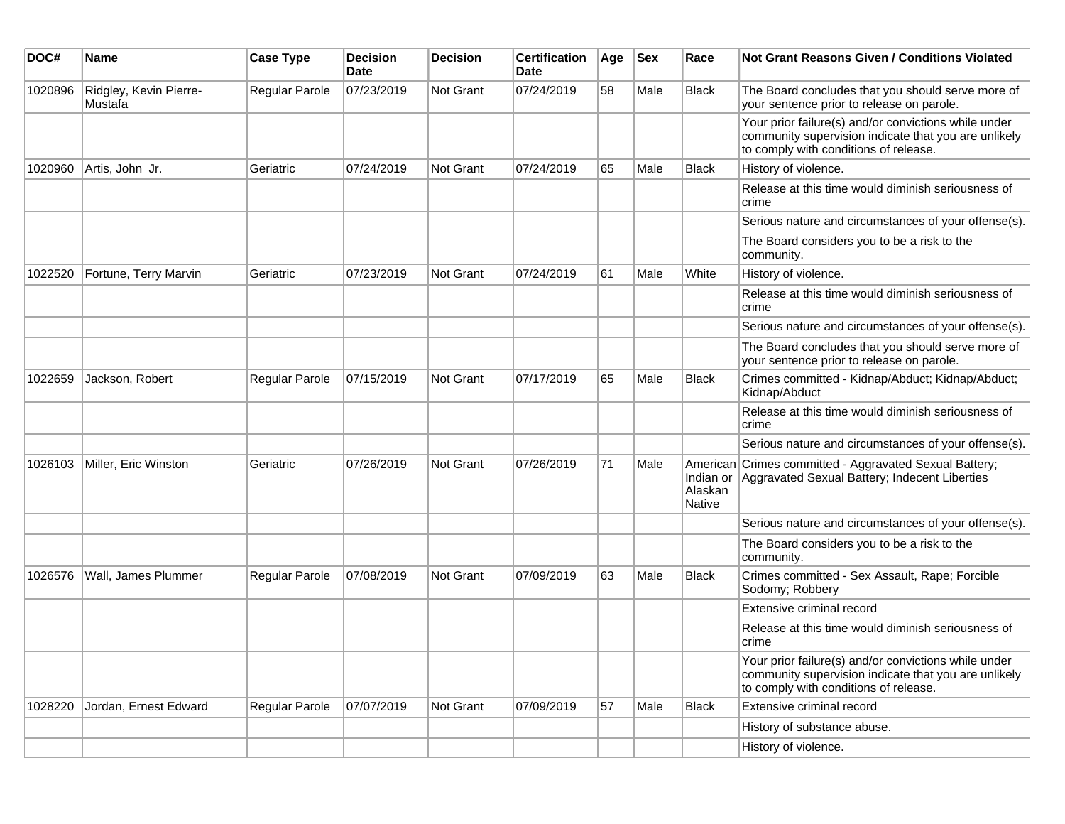| DOC# | Name | Case Type | Decision Date | Decision | Certification Date | Age | Sex | Race | Not Grant Reasons Given / Conditions Violated |
|---|---|---|---|---|---|---|---|---|---|
| 1020896 | Ridgley, Kevin Pierre-Mustafa | Regular Parole | 07/23/2019 | Not Grant | 07/24/2019 | 58 | Male | Black | The Board concludes that you should serve more of your sentence prior to release on parole. |
| | | | | | | | | | Your prior failure(s) and/or convictions while under community supervision indicate that you are unlikely to comply with conditions of release. |
| 1020960 | Artis, John Jr. | Geriatric | 07/24/2019 | Not Grant | 07/24/2019 | 65 | Male | Black | History of violence. |
| | | | | | | | | | Release at this time would diminish seriousness of crime |
| | | | | | | | | | Serious nature and circumstances of your offense(s). |
| | | | | | | | | | The Board considers you to be a risk to the community. |
| 1022520 | Fortune, Terry Marvin | Geriatric | 07/23/2019 | Not Grant | 07/24/2019 | 61 | Male | White | History of violence. |
| | | | | | | | | | Release at this time would diminish seriousness of crime |
| | | | | | | | | | Serious nature and circumstances of your offense(s). |
| | | | | | | | | | The Board concludes that you should serve more of your sentence prior to release on parole. |
| 1022659 | Jackson, Robert | Regular Parole | 07/15/2019 | Not Grant | 07/17/2019 | 65 | Male | Black | Crimes committed - Kidnap/Abduct; Kidnap/Abduct; Kidnap/Abduct |
| | | | | | | | | | Release at this time would diminish seriousness of crime |
| | | | | | | | | | Serious nature and circumstances of your offense(s). |
| 1026103 | Miller, Eric Winston | Geriatric | 07/26/2019 | Not Grant | 07/26/2019 | 71 | Male | American Indian or Alaskan Native | Crimes committed - Aggravated Sexual Battery; Aggravated Sexual Battery; Indecent Liberties |
| | | | | | | | | | Serious nature and circumstances of your offense(s). |
| | | | | | | | | | The Board considers you to be a risk to the community. |
| 1026576 | Wall, James Plummer | Regular Parole | 07/08/2019 | Not Grant | 07/09/2019 | 63 | Male | Black | Crimes committed - Sex Assault, Rape; Forcible Sodomy; Robbery |
| | | | | | | | | | Extensive criminal record |
| | | | | | | | | | Release at this time would diminish seriousness of crime |
| | | | | | | | | | Your prior failure(s) and/or convictions while under community supervision indicate that you are unlikely to comply with conditions of release. |
| 1028220 | Jordan, Ernest Edward | Regular Parole | 07/07/2019 | Not Grant | 07/09/2019 | 57 | Male | Black | Extensive criminal record |
| | | | | | | | | | History of substance abuse. |
| | | | | | | | | | History of violence. |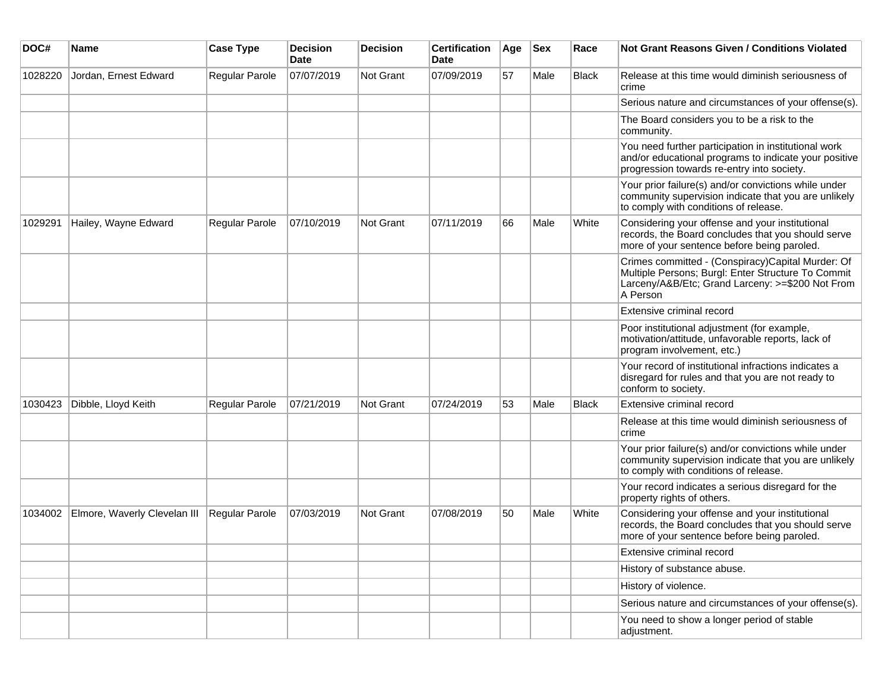| DOC# | Name | Case Type | Decision Date | Decision | Certification Date | Age | Sex | Race | Not Grant Reasons Given / Conditions Violated |
|---|---|---|---|---|---|---|---|---|---|
| 1028220 | Jordan, Ernest Edward | Regular Parole | 07/07/2019 | Not Grant | 07/09/2019 | 57 | Male | Black | Release at this time would diminish seriousness of crime |
| | | | | | | | | | Serious nature and circumstances of your offense(s). |
| | | | | | | | | | The Board considers you to be a risk to the community. |
| | | | | | | | | | You need further participation in institutional work and/or educational programs to indicate your positive progression towards re-entry into society. |
| | | | | | | | | | Your prior failure(s) and/or convictions while under community supervision indicate that you are unlikely to comply with conditions of release. |
| 1029291 | Hailey, Wayne Edward | Regular Parole | 07/10/2019 | Not Grant | 07/11/2019 | 66 | Male | White | Considering your offense and your institutional records, the Board concludes that you should serve more of your sentence before being paroled. |
| | | | | | | | | | Crimes committed - (Conspiracy)Capital Murder: Of Multiple Persons; Burgl: Enter Structure To Commit Larceny/A&B/Etc; Grand Larceny: >=$200 Not From A Person |
| | | | | | | | | | Extensive criminal record |
| | | | | | | | | | Poor institutional adjustment (for example, motivation/attitude, unfavorable reports, lack of program involvement, etc.) |
| | | | | | | | | | Your record of institutional infractions indicates a disregard for rules and that you are not ready to conform to society. |
| 1030423 | Dibble, Lloyd Keith | Regular Parole | 07/21/2019 | Not Grant | 07/24/2019 | 53 | Male | Black | Extensive criminal record |
| | | | | | | | | | Release at this time would diminish seriousness of crime |
| | | | | | | | | | Your prior failure(s) and/or convictions while under community supervision indicate that you are unlikely to comply with conditions of release. |
| | | | | | | | | | Your record indicates a serious disregard for the property rights of others. |
| 1034002 | Elmore, Waverly Clevelan III | Regular Parole | 07/03/2019 | Not Grant | 07/08/2019 | 50 | Male | White | Considering your offense and your institutional records, the Board concludes that you should serve more of your sentence before being paroled. |
| | | | | | | | | | Extensive criminal record |
| | | | | | | | | | History of substance abuse. |
| | | | | | | | | | History of violence. |
| | | | | | | | | | Serious nature and circumstances of your offense(s). |
| | | | | | | | | | You need to show a longer period of stable adjustment. |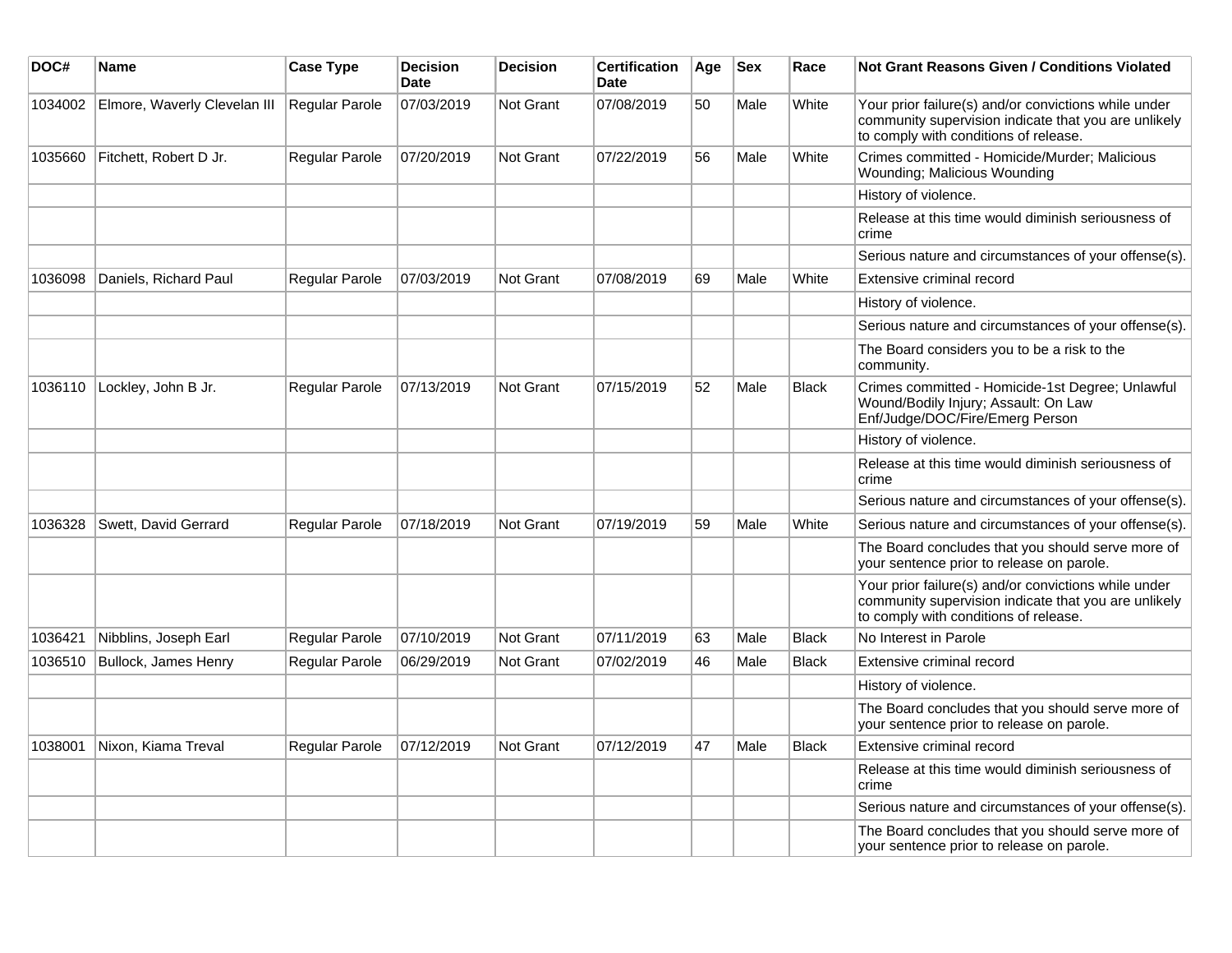| DOC# | Name | Case Type | Decision Date | Decision | Certification Date | Age | Sex | Race | Not Grant Reasons Given / Conditions Violated |
|---|---|---|---|---|---|---|---|---|---|
| 1034002 | Elmore, Waverly Clevelan III | Regular Parole | 07/03/2019 | Not Grant | 07/08/2019 | 50 | Male | White | Your prior failure(s) and/or convictions while under community supervision indicate that you are unlikely to comply with conditions of release. |
| 1035660 | Fitchett, Robert D Jr. | Regular Parole | 07/20/2019 | Not Grant | 07/22/2019 | 56 | Male | White | Crimes committed - Homicide/Murder; Malicious Wounding; Malicious Wounding |
| | | | | | | | | | History of violence. |
| | | | | | | | | | Release at this time would diminish seriousness of crime |
| | | | | | | | | | Serious nature and circumstances of your offense(s). |
| 1036098 | Daniels, Richard Paul | Regular Parole | 07/03/2019 | Not Grant | 07/08/2019 | 69 | Male | White | Extensive criminal record |
| | | | | | | | | | History of violence. |
| | | | | | | | | | Serious nature and circumstances of your offense(s). |
| | | | | | | | | | The Board considers you to be a risk to the community. |
| 1036110 | Lockley, John B Jr. | Regular Parole | 07/13/2019 | Not Grant | 07/15/2019 | 52 | Male | Black | Crimes committed - Homicide-1st Degree; Unlawful Wound/Bodily Injury; Assault: On Law Enf/Judge/DOC/Fire/Emerg Person |
| | | | | | | | | | History of violence. |
| | | | | | | | | | Release at this time would diminish seriousness of crime |
| | | | | | | | | | Serious nature and circumstances of your offense(s). |
| 1036328 | Swett, David Gerrard | Regular Parole | 07/18/2019 | Not Grant | 07/19/2019 | 59 | Male | White | Serious nature and circumstances of your offense(s). |
| | | | | | | | | | The Board concludes that you should serve more of your sentence prior to release on parole. |
| | | | | | | | | | Your prior failure(s) and/or convictions while under community supervision indicate that you are unlikely to comply with conditions of release. |
| 1036421 | Nibblins, Joseph Earl | Regular Parole | 07/10/2019 | Not Grant | 07/11/2019 | 63 | Male | Black | No Interest in Parole |
| 1036510 | Bullock, James Henry | Regular Parole | 06/29/2019 | Not Grant | 07/02/2019 | 46 | Male | Black | Extensive criminal record |
| | | | | | | | | | History of violence. |
| | | | | | | | | | The Board concludes that you should serve more of your sentence prior to release on parole. |
| 1038001 | Nixon, Kiama Treval | Regular Parole | 07/12/2019 | Not Grant | 07/12/2019 | 47 | Male | Black | Extensive criminal record |
| | | | | | | | | | Release at this time would diminish seriousness of crime |
| | | | | | | | | | Serious nature and circumstances of your offense(s). |
| | | | | | | | | | The Board concludes that you should serve more of your sentence prior to release on parole. |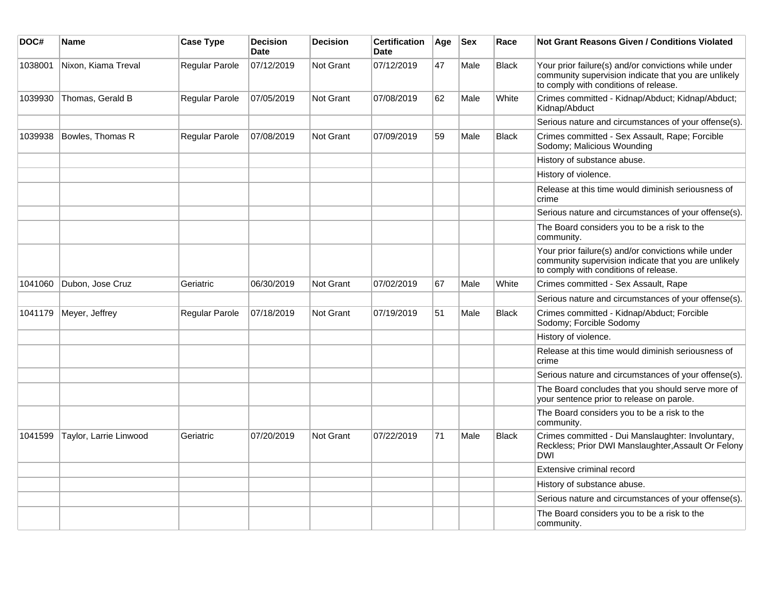| DOC# | Name | Case Type | Decision Date | Decision | Certification Date | Age | Sex | Race | Not Grant Reasons Given / Conditions Violated |
|---|---|---|---|---|---|---|---|---|---|
| 1038001 | Nixon, Kiama Treval | Regular Parole | 07/12/2019 | Not Grant | 07/12/2019 | 47 | Male | Black | Your prior failure(s) and/or convictions while under community supervision indicate that you are unlikely to comply with conditions of release. |
| 1039930 | Thomas, Gerald B | Regular Parole | 07/05/2019 | Not Grant | 07/08/2019 | 62 | Male | White | Crimes committed - Kidnap/Abduct; Kidnap/Abduct; Kidnap/Abduct |
| | | | | | | | | | Serious nature and circumstances of your offense(s). |
| 1039938 | Bowles, Thomas R | Regular Parole | 07/08/2019 | Not Grant | 07/09/2019 | 59 | Male | Black | Crimes committed - Sex Assault, Rape; Forcible Sodomy; Malicious Wounding |
| | | | | | | | | | History of substance abuse. |
| | | | | | | | | | History of violence. |
| | | | | | | | | | Release at this time would diminish seriousness of crime |
| | | | | | | | | | Serious nature and circumstances of your offense(s). |
| | | | | | | | | | The Board considers you to be a risk to the community. |
| | | | | | | | | | Your prior failure(s) and/or convictions while under community supervision indicate that you are unlikely to comply with conditions of release. |
| 1041060 | Dubon, Jose Cruz | Geriatric | 06/30/2019 | Not Grant | 07/02/2019 | 67 | Male | White | Crimes committed - Sex Assault, Rape |
| | | | | | | | | | Serious nature and circumstances of your offense(s). |
| 1041179 | Meyer, Jeffrey | Regular Parole | 07/18/2019 | Not Grant | 07/19/2019 | 51 | Male | Black | Crimes committed - Kidnap/Abduct; Forcible Sodomy; Forcible Sodomy |
| | | | | | | | | | History of violence. |
| | | | | | | | | | Release at this time would diminish seriousness of crime |
| | | | | | | | | | Serious nature and circumstances of your offense(s). |
| | | | | | | | | | The Board concludes that you should serve more of your sentence prior to release on parole. |
| | | | | | | | | | The Board considers you to be a risk to the community. |
| 1041599 | Taylor, Larrie Linwood | Geriatric | 07/20/2019 | Not Grant | 07/22/2019 | 71 | Male | Black | Crimes committed - Dui Manslaughter: Involuntary, Reckless; Prior DWI Manslaughter,Assault Or Felony DWI |
| | | | | | | | | | Extensive criminal record |
| | | | | | | | | | History of substance abuse. |
| | | | | | | | | | Serious nature and circumstances of your offense(s). |
| | | | | | | | | | The Board considers you to be a risk to the community. |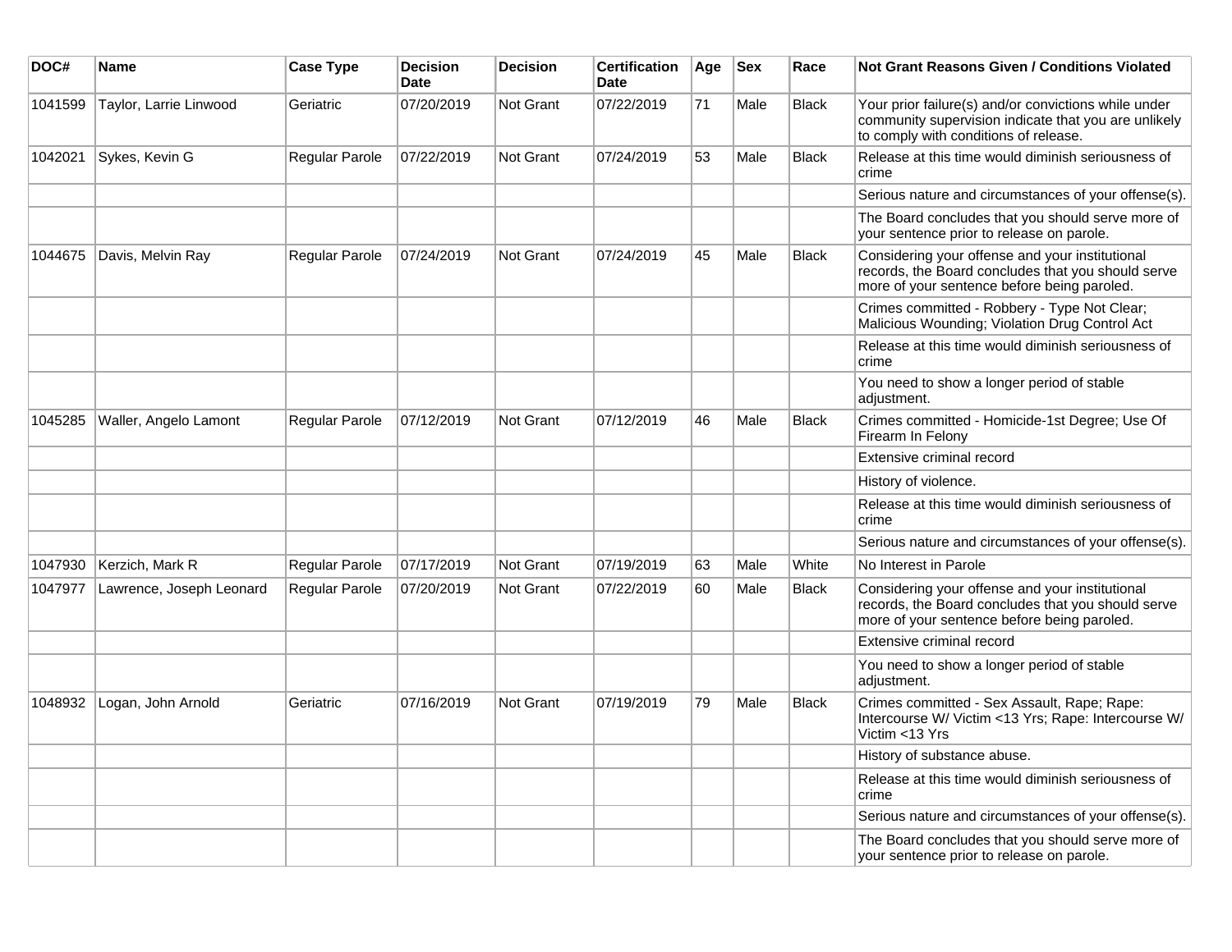| DOC# | Name | Case Type | Decision Date | Decision | Certification Date | Age | Sex | Race | Not Grant Reasons Given / Conditions Violated |
|---|---|---|---|---|---|---|---|---|---|
| 1041599 | Taylor, Larrie Linwood | Geriatric | 07/20/2019 | Not Grant | 07/22/2019 | 71 | Male | Black | Your prior failure(s) and/or convictions while under community supervision indicate that you are unlikely to comply with conditions of release. |
| 1042021 | Sykes, Kevin G | Regular Parole | 07/22/2019 | Not Grant | 07/24/2019 | 53 | Male | Black | Release at this time would diminish seriousness of crime |
| | | | | | | | | | Serious nature and circumstances of your offense(s). |
| | | | | | | | | | The Board concludes that you should serve more of your sentence prior to release on parole. |
| 1044675 | Davis, Melvin Ray | Regular Parole | 07/24/2019 | Not Grant | 07/24/2019 | 45 | Male | Black | Considering your offense and your institutional records, the Board concludes that you should serve more of your sentence before being paroled. |
| | | | | | | | | | Crimes committed - Robbery - Type Not Clear; Malicious Wounding; Violation Drug Control Act |
| | | | | | | | | | Release at this time would diminish seriousness of crime |
| | | | | | | | | | You need to show a longer period of stable adjustment. |
| 1045285 | Waller, Angelo Lamont | Regular Parole | 07/12/2019 | Not Grant | 07/12/2019 | 46 | Male | Black | Crimes committed - Homicide-1st Degree; Use Of Firearm In Felony |
| | | | | | | | | | Extensive criminal record |
| | | | | | | | | | History of violence. |
| | | | | | | | | | Release at this time would diminish seriousness of crime |
| | | | | | | | | | Serious nature and circumstances of your offense(s). |
| 1047930 | Kerzich, Mark R | Regular Parole | 07/17/2019 | Not Grant | 07/19/2019 | 63 | Male | White | No Interest in Parole |
| 1047977 | Lawrence, Joseph Leonard | Regular Parole | 07/20/2019 | Not Grant | 07/22/2019 | 60 | Male | Black | Considering your offense and your institutional records, the Board concludes that you should serve more of your sentence before being paroled. |
| | | | | | | | | | Extensive criminal record |
| | | | | | | | | | You need to show a longer period of stable adjustment. |
| 1048932 | Logan, John Arnold | Geriatric | 07/16/2019 | Not Grant | 07/19/2019 | 79 | Male | Black | Crimes committed - Sex Assault, Rape; Rape: Intercourse W/ Victim <13 Yrs; Rape: Intercourse W/ Victim <13 Yrs |
| | | | | | | | | | History of substance abuse. |
| | | | | | | | | | Release at this time would diminish seriousness of crime |
| | | | | | | | | | Serious nature and circumstances of your offense(s). |
| | | | | | | | | | The Board concludes that you should serve more of your sentence prior to release on parole. |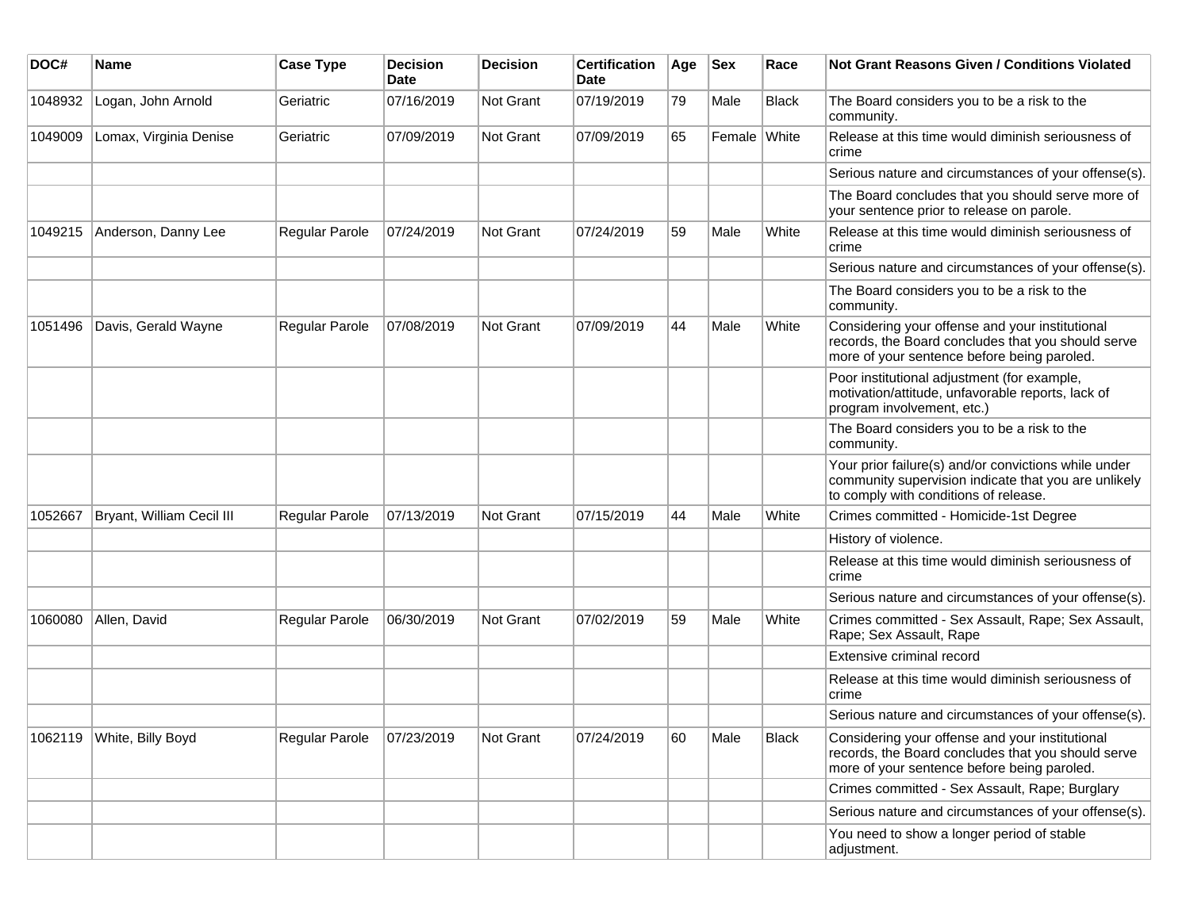| DOC# | Name | Case Type | Decision Date | Decision | Certification Date | Age | Sex | Race | Not Grant Reasons Given / Conditions Violated |
|---|---|---|---|---|---|---|---|---|---|
| 1048932 | Logan, John Arnold | Geriatric | 07/16/2019 | Not Grant | 07/19/2019 | 79 | Male | Black | The Board considers you to be a risk to the community. |
| 1049009 | Lomax, Virginia Denise | Geriatric | 07/09/2019 | Not Grant | 07/09/2019 | 65 | Female | White | Release at this time would diminish seriousness of crime |
| | | | | | | | | | Serious nature and circumstances of your offense(s). |
| | | | | | | | | | The Board concludes that you should serve more of your sentence prior to release on parole. |
| 1049215 | Anderson, Danny Lee | Regular Parole | 07/24/2019 | Not Grant | 07/24/2019 | 59 | Male | White | Release at this time would diminish seriousness of crime |
| | | | | | | | | | Serious nature and circumstances of your offense(s). |
| | | | | | | | | | The Board considers you to be a risk to the community. |
| 1051496 | Davis, Gerald Wayne | Regular Parole | 07/08/2019 | Not Grant | 07/09/2019 | 44 | Male | White | Considering your offense and your institutional records, the Board concludes that you should serve more of your sentence before being paroled. |
| | | | | | | | | | Poor institutional adjustment (for example, motivation/attitude, unfavorable reports, lack of program involvement, etc.) |
| | | | | | | | | | The Board considers you to be a risk to the community. |
| | | | | | | | | | Your prior failure(s) and/or convictions while under community supervision indicate that you are unlikely to comply with conditions of release. |
| 1052667 | Bryant, William Cecil III | Regular Parole | 07/13/2019 | Not Grant | 07/15/2019 | 44 | Male | White | Crimes committed - Homicide-1st Degree |
| | | | | | | | | | History of violence. |
| | | | | | | | | | Release at this time would diminish seriousness of crime |
| | | | | | | | | | Serious nature and circumstances of your offense(s). |
| 1060080 | Allen, David | Regular Parole | 06/30/2019 | Not Grant | 07/02/2019 | 59 | Male | White | Crimes committed - Sex Assault, Rape; Sex Assault, Rape; Sex Assault, Rape |
| | | | | | | | | | Extensive criminal record |
| | | | | | | | | | Release at this time would diminish seriousness of crime |
| | | | | | | | | | Serious nature and circumstances of your offense(s). |
| 1062119 | White, Billy Boyd | Regular Parole | 07/23/2019 | Not Grant | 07/24/2019 | 60 | Male | Black | Considering your offense and your institutional records, the Board concludes that you should serve more of your sentence before being paroled. |
| | | | | | | | | | Crimes committed - Sex Assault, Rape; Burglary |
| | | | | | | | | | Serious nature and circumstances of your offense(s). |
| | | | | | | | | | You need to show a longer period of stable adjustment. |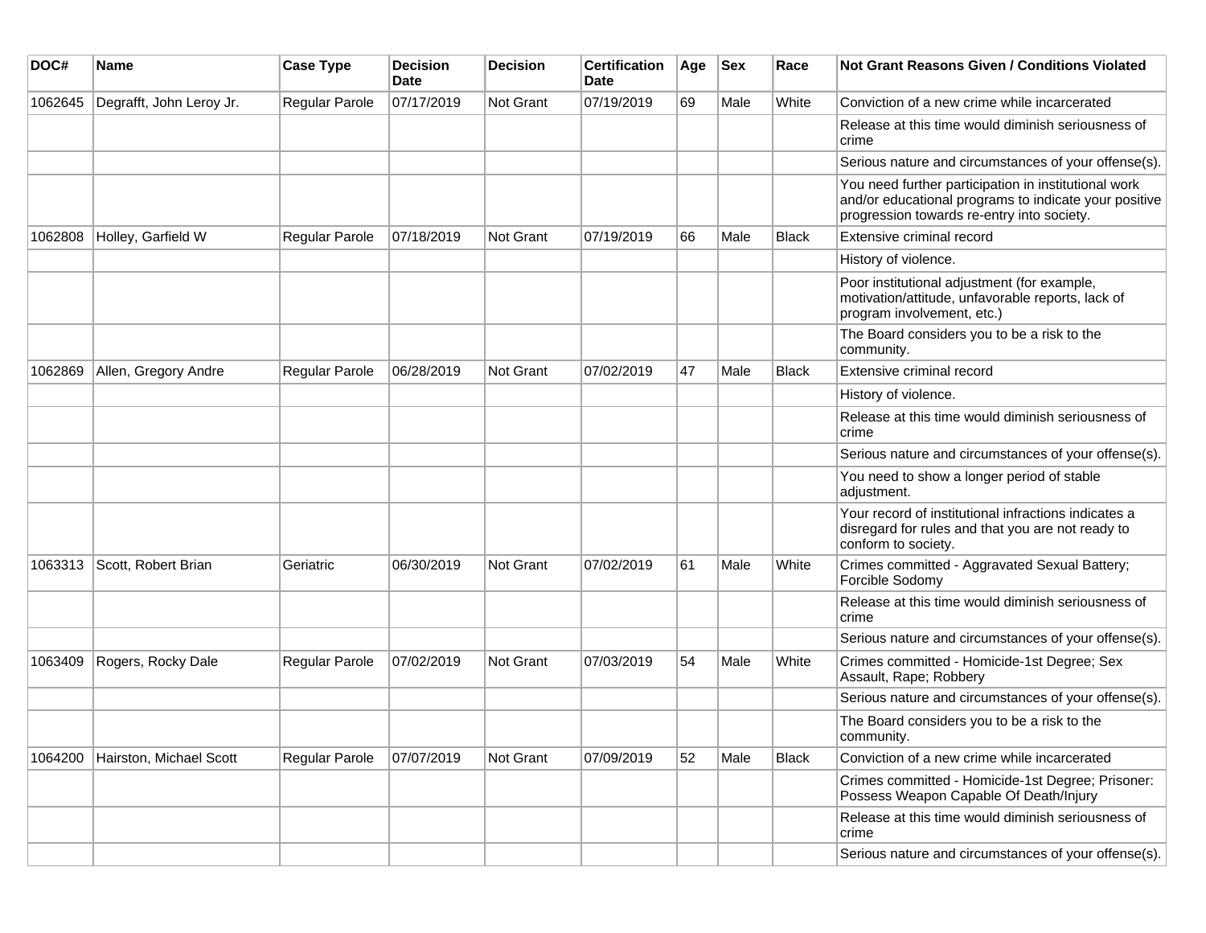| DOC# | Name | Case Type | Decision Date | Decision | Certification Date | Age | Sex | Race | Not Grant Reasons Given / Conditions Violated |
|---|---|---|---|---|---|---|---|---|---|
| 1062645 | Degrafft, John Leroy Jr. | Regular Parole | 07/17/2019 | Not Grant | 07/19/2019 | 69 | Male | White | Conviction of a new crime while incarcerated |
| | | | | | | | | | Release at this time would diminish seriousness of crime |
| | | | | | | | | | Serious nature and circumstances of your offense(s). |
| | | | | | | | | | You need further participation in institutional work and/or educational programs to indicate your positive progression towards re-entry into society. |
| 1062808 | Holley, Garfield W | Regular Parole | 07/18/2019 | Not Grant | 07/19/2019 | 66 | Male | Black | Extensive criminal record |
| | | | | | | | | | History of violence. |
| | | | | | | | | | Poor institutional adjustment (for example, motivation/attitude, unfavorable reports, lack of program involvement, etc.) |
| | | | | | | | | | The Board considers you to be a risk to the community. |
| 1062869 | Allen, Gregory Andre | Regular Parole | 06/28/2019 | Not Grant | 07/02/2019 | 47 | Male | Black | Extensive criminal record |
| | | | | | | | | | History of violence. |
| | | | | | | | | | Release at this time would diminish seriousness of crime |
| | | | | | | | | | Serious nature and circumstances of your offense(s). |
| | | | | | | | | | You need to show a longer period of stable adjustment. |
| | | | | | | | | | Your record of institutional infractions indicates a disregard for rules and that you are not ready to conform to society. |
| 1063313 | Scott, Robert Brian | Geriatric | 06/30/2019 | Not Grant | 07/02/2019 | 61 | Male | White | Crimes committed - Aggravated Sexual Battery; Forcible Sodomy |
| | | | | | | | | | Release at this time would diminish seriousness of crime |
| | | | | | | | | | Serious nature and circumstances of your offense(s). |
| 1063409 | Rogers, Rocky Dale | Regular Parole | 07/02/2019 | Not Grant | 07/03/2019 | 54 | Male | White | Crimes committed - Homicide-1st Degree; Sex Assault, Rape; Robbery |
| | | | | | | | | | Serious nature and circumstances of your offense(s). |
| | | | | | | | | | The Board considers you to be a risk to the community. |
| 1064200 | Hairston, Michael Scott | Regular Parole | 07/07/2019 | Not Grant | 07/09/2019 | 52 | Male | Black | Conviction of a new crime while incarcerated |
| | | | | | | | | | Crimes committed - Homicide-1st Degree; Prisoner: Possess Weapon Capable Of Death/Injury |
| | | | | | | | | | Release at this time would diminish seriousness of crime |
| | | | | | | | | | Serious nature and circumstances of your offense(s). |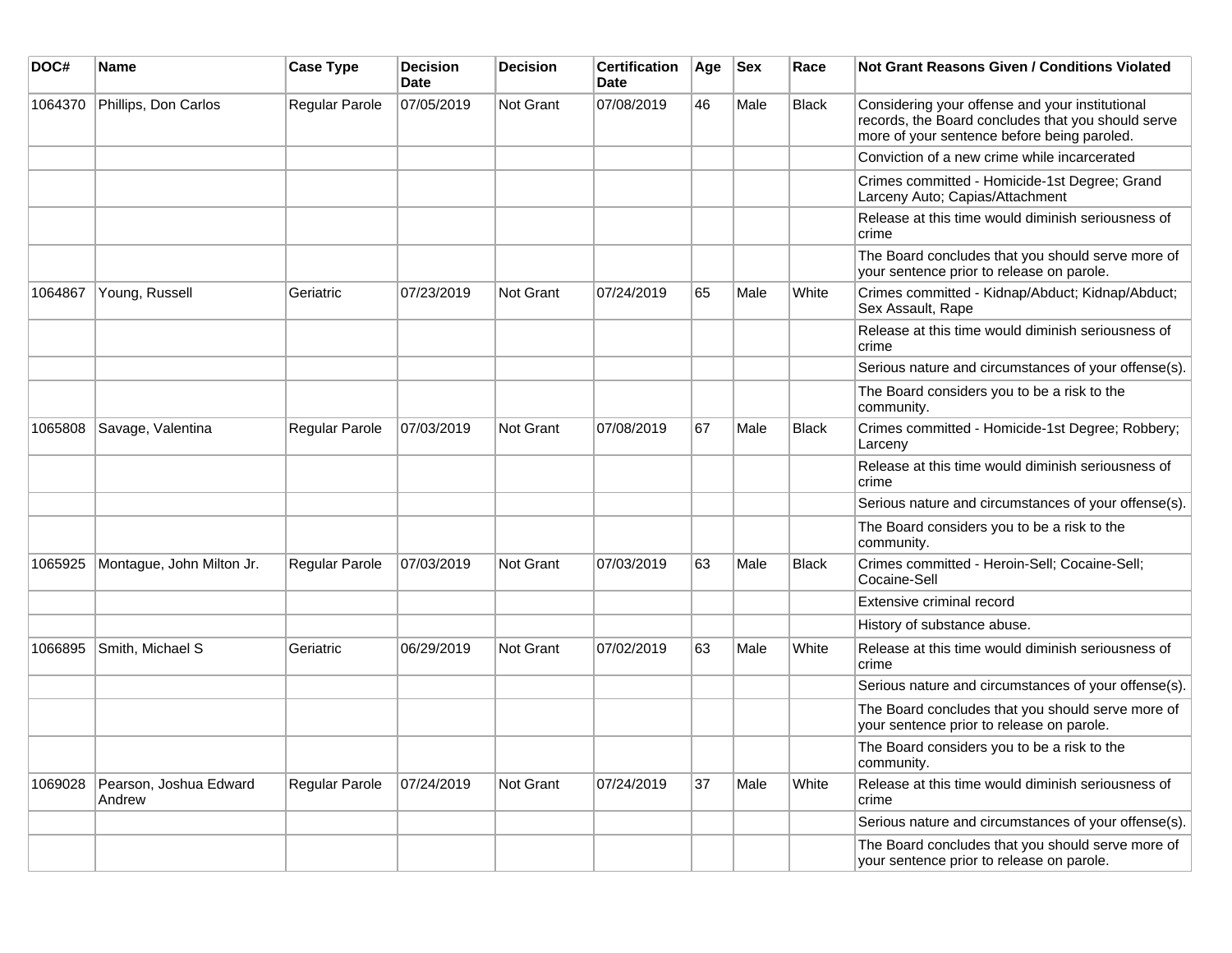| DOC# | Name | Case Type | Decision Date | Decision | Certification Date | Age | Sex | Race | Not Grant Reasons Given / Conditions Violated |
|---|---|---|---|---|---|---|---|---|---|
| 1064370 | Phillips, Don Carlos | Regular Parole | 07/05/2019 | Not Grant | 07/08/2019 | 46 | Male | Black | Considering your offense and your institutional records, the Board concludes that you should serve more of your sentence before being paroled. |
| | | | | | | | | | Conviction of a new crime while incarcerated |
| | | | | | | | | | Crimes committed - Homicide-1st Degree; Grand Larceny Auto; Capias/Attachment |
| | | | | | | | | | Release at this time would diminish seriousness of crime |
| | | | | | | | | | The Board concludes that you should serve more of your sentence prior to release on parole. |
| 1064867 | Young, Russell | Geriatric | 07/23/2019 | Not Grant | 07/24/2019 | 65 | Male | White | Crimes committed - Kidnap/Abduct; Kidnap/Abduct; Sex Assault, Rape |
| | | | | | | | | | Release at this time would diminish seriousness of crime |
| | | | | | | | | | Serious nature and circumstances of your offense(s). |
| | | | | | | | | | The Board considers you to be a risk to the community. |
| 1065808 | Savage, Valentina | Regular Parole | 07/03/2019 | Not Grant | 07/08/2019 | 67 | Male | Black | Crimes committed - Homicide-1st Degree; Robbery; Larceny |
| | | | | | | | | | Release at this time would diminish seriousness of crime |
| | | | | | | | | | Serious nature and circumstances of your offense(s). |
| | | | | | | | | | The Board considers you to be a risk to the community. |
| 1065925 | Montague, John Milton Jr. | Regular Parole | 07/03/2019 | Not Grant | 07/03/2019 | 63 | Male | Black | Crimes committed - Heroin-Sell; Cocaine-Sell; Cocaine-Sell |
| | | | | | | | | | Extensive criminal record |
| | | | | | | | | | History of substance abuse. |
| 1066895 | Smith, Michael S | Geriatric | 06/29/2019 | Not Grant | 07/02/2019 | 63 | Male | White | Release at this time would diminish seriousness of crime |
| | | | | | | | | | Serious nature and circumstances of your offense(s). |
| | | | | | | | | | The Board concludes that you should serve more of your sentence prior to release on parole. |
| | | | | | | | | | The Board considers you to be a risk to the community. |
| 1069028 | Pearson, Joshua Edward Andrew | Regular Parole | 07/24/2019 | Not Grant | 07/24/2019 | 37 | Male | White | Release at this time would diminish seriousness of crime |
| | | | | | | | | | Serious nature and circumstances of your offense(s). |
| | | | | | | | | | The Board concludes that you should serve more of your sentence prior to release on parole. |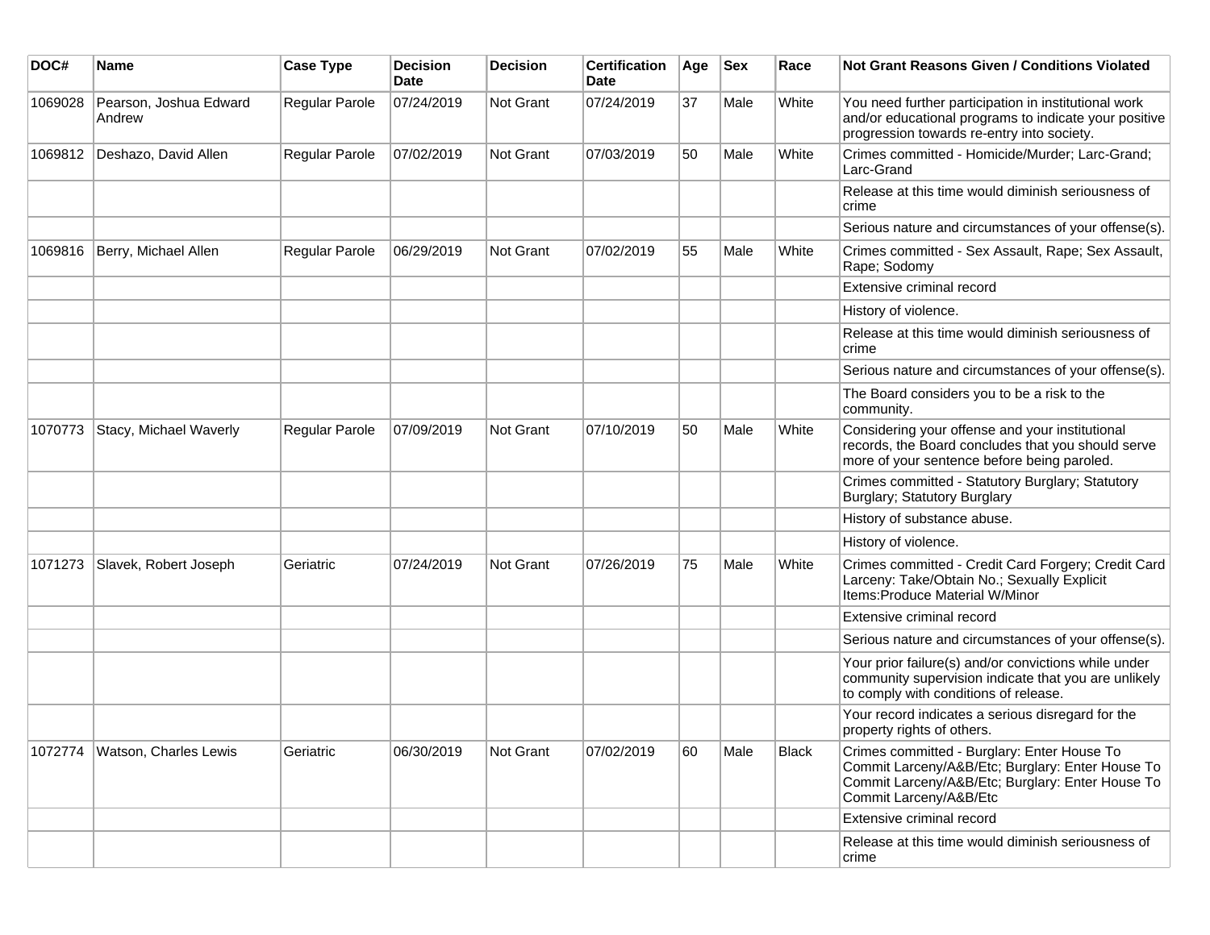| DOC# | Name | Case Type | Decision Date | Decision | Certification Date | Age | Sex | Race | Not Grant Reasons Given / Conditions Violated |
|---|---|---|---|---|---|---|---|---|---|
| 1069028 | Pearson, Joshua Edward Andrew | Regular Parole | 07/24/2019 | Not Grant | 07/24/2019 | 37 | Male | White | You need further participation in institutional work and/or educational programs to indicate your positive progression towards re-entry into society. |
| 1069812 | Deshazo, David Allen | Regular Parole | 07/02/2019 | Not Grant | 07/03/2019 | 50 | Male | White | Crimes committed - Homicide/Murder; Larc-Grand; Larc-Grand |
| | | | | | | | | | Release at this time would diminish seriousness of crime |
| | | | | | | | | | Serious nature and circumstances of your offense(s). |
| 1069816 | Berry, Michael Allen | Regular Parole | 06/29/2019 | Not Grant | 07/02/2019 | 55 | Male | White | Crimes committed - Sex Assault, Rape; Sex Assault, Rape; Sodomy |
| | | | | | | | | | Extensive criminal record |
| | | | | | | | | | History of violence. |
| | | | | | | | | | Release at this time would diminish seriousness of crime |
| | | | | | | | | | Serious nature and circumstances of your offense(s). |
| | | | | | | | | | The Board considers you to be a risk to the community. |
| 1070773 | Stacy, Michael Waverly | Regular Parole | 07/09/2019 | Not Grant | 07/10/2019 | 50 | Male | White | Considering your offense and your institutional records, the Board concludes that you should serve more of your sentence before being paroled. |
| | | | | | | | | | Crimes committed - Statutory Burglary; Statutory Burglary; Statutory Burglary |
| | | | | | | | | | History of substance abuse. |
| | | | | | | | | | History of violence. |
| 1071273 | Slavek, Robert Joseph | Geriatric | 07/24/2019 | Not Grant | 07/26/2019 | 75 | Male | White | Crimes committed - Credit Card Forgery; Credit Card Larceny: Take/Obtain No.; Sexually Explicit Items:Produce Material W/Minor |
| | | | | | | | | | Extensive criminal record |
| | | | | | | | | | Serious nature and circumstances of your offense(s). |
| | | | | | | | | | Your prior failure(s) and/or convictions while under community supervision indicate that you are unlikely to comply with conditions of release. |
| | | | | | | | | | Your record indicates a serious disregard for the property rights of others. |
| 1072774 | Watson, Charles Lewis | Geriatric | 06/30/2019 | Not Grant | 07/02/2019 | 60 | Male | Black | Crimes committed - Burglary: Enter House To Commit Larceny/A&B/Etc; Burglary: Enter House To Commit Larceny/A&B/Etc; Burglary: Enter House To Commit Larceny/A&B/Etc |
| | | | | | | | | | Extensive criminal record |
| | | | | | | | | | Release at this time would diminish seriousness of crime |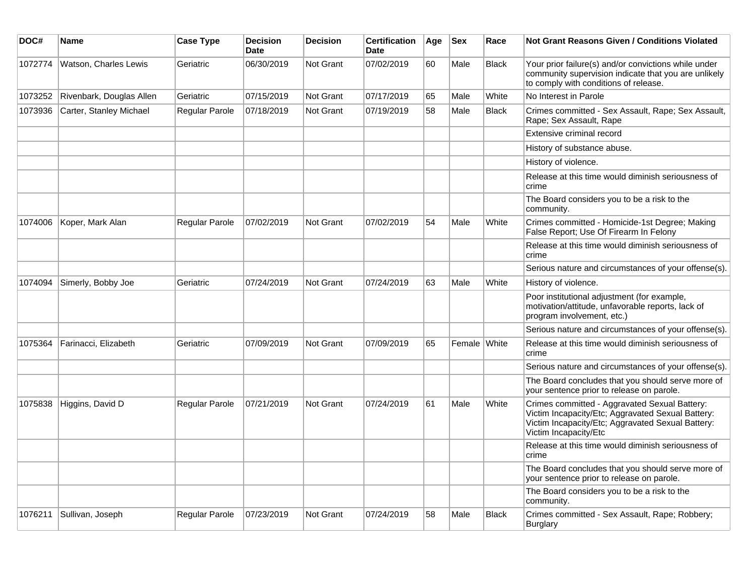| DOC# | Name | Case Type | Decision Date | Decision | Certification Date | Age | Sex | Race | Not Grant Reasons Given / Conditions Violated |
|---|---|---|---|---|---|---|---|---|---|
| 1072774 | Watson, Charles Lewis | Geriatric | 06/30/2019 | Not Grant | 07/02/2019 | 60 | Male | Black | Your prior failure(s) and/or convictions while under community supervision indicate that you are unlikely to comply with conditions of release. |
| 1073252 | Rivenbark, Douglas Allen | Geriatric | 07/15/2019 | Not Grant | 07/17/2019 | 65 | Male | White | No Interest in Parole |
| 1073936 | Carter, Stanley Michael | Regular Parole | 07/18/2019 | Not Grant | 07/19/2019 | 58 | Male | Black | Crimes committed - Sex Assault, Rape; Sex Assault, Rape; Sex Assault, Rape |
| | | | | | | | | | Extensive criminal record |
| | | | | | | | | | History of substance abuse. |
| | | | | | | | | | History of violence. |
| | | | | | | | | | Release at this time would diminish seriousness of crime |
| | | | | | | | | | The Board considers you to be a risk to the community. |
| 1074006 | Koper, Mark Alan | Regular Parole | 07/02/2019 | Not Grant | 07/02/2019 | 54 | Male | White | Crimes committed - Homicide-1st Degree; Making False Report; Use Of Firearm In Felony |
| | | | | | | | | | Release at this time would diminish seriousness of crime |
| | | | | | | | | | Serious nature and circumstances of your offense(s). |
| 1074094 | Simerly, Bobby Joe | Geriatric | 07/24/2019 | Not Grant | 07/24/2019 | 63 | Male | White | History of violence. |
| | | | | | | | | | Poor institutional adjustment (for example, motivation/attitude, unfavorable reports, lack of program involvement, etc.) |
| | | | | | | | | | Serious nature and circumstances of your offense(s). |
| 1075364 | Farinacci, Elizabeth | Geriatric | 07/09/2019 | Not Grant | 07/09/2019 | 65 | Female | White | Release at this time would diminish seriousness of crime |
| | | | | | | | | | Serious nature and circumstances of your offense(s). |
| | | | | | | | | | The Board concludes that you should serve more of your sentence prior to release on parole. |
| 1075838 | Higgins, David D | Regular Parole | 07/21/2019 | Not Grant | 07/24/2019 | 61 | Male | White | Crimes committed - Aggravated Sexual Battery: Victim Incapacity/Etc; Aggravated Sexual Battery: Victim Incapacity/Etc; Aggravated Sexual Battery: Victim Incapacity/Etc |
| | | | | | | | | | Release at this time would diminish seriousness of crime |
| | | | | | | | | | The Board concludes that you should serve more of your sentence prior to release on parole. |
| | | | | | | | | | The Board considers you to be a risk to the community. |
| 1076211 | Sullivan, Joseph | Regular Parole | 07/23/2019 | Not Grant | 07/24/2019 | 58 | Male | Black | Crimes committed - Sex Assault, Rape; Robbery; Burglary |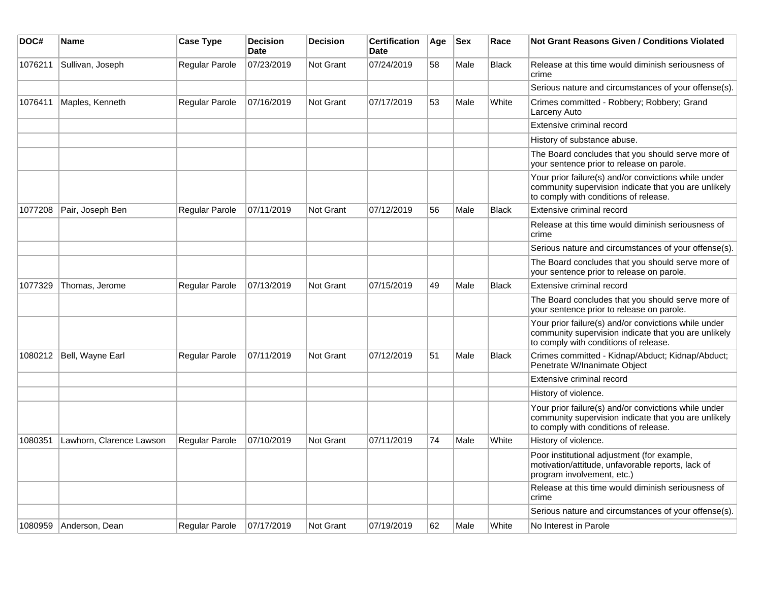| DOC# | Name | Case Type | Decision Date | Decision | Certification Date | Age | Sex | Race | Not Grant Reasons Given / Conditions Violated |
|---|---|---|---|---|---|---|---|---|---|
| 1076211 | Sullivan, Joseph | Regular Parole | 07/23/2019 | Not Grant | 07/24/2019 | 58 | Male | Black | Release at this time would diminish seriousness of crime |
| | | | | | | | | | Serious nature and circumstances of your offense(s). |
| 1076411 | Maples, Kenneth | Regular Parole | 07/16/2019 | Not Grant | 07/17/2019 | 53 | Male | White | Crimes committed - Robbery; Robbery; Grand Larceny Auto |
| | | | | | | | | | Extensive criminal record |
| | | | | | | | | | History of substance abuse. |
| | | | | | | | | | The Board concludes that you should serve more of your sentence prior to release on parole. |
| | | | | | | | | | Your prior failure(s) and/or convictions while under community supervision indicate that you are unlikely to comply with conditions of release. |
| 1077208 | Pair, Joseph Ben | Regular Parole | 07/11/2019 | Not Grant | 07/12/2019 | 56 | Male | Black | Extensive criminal record |
| | | | | | | | | | Release at this time would diminish seriousness of crime |
| | | | | | | | | | Serious nature and circumstances of your offense(s). |
| | | | | | | | | | The Board concludes that you should serve more of your sentence prior to release on parole. |
| 1077329 | Thomas, Jerome | Regular Parole | 07/13/2019 | Not Grant | 07/15/2019 | 49 | Male | Black | Extensive criminal record |
| | | | | | | | | | The Board concludes that you should serve more of your sentence prior to release on parole. |
| | | | | | | | | | Your prior failure(s) and/or convictions while under community supervision indicate that you are unlikely to comply with conditions of release. |
| 1080212 | Bell, Wayne Earl | Regular Parole | 07/11/2019 | Not Grant | 07/12/2019 | 51 | Male | Black | Crimes committed - Kidnap/Abduct; Kidnap/Abduct; Penetrate W/Inanimate Object |
| | | | | | | | | | Extensive criminal record |
| | | | | | | | | | History of violence. |
| | | | | | | | | | Your prior failure(s) and/or convictions while under community supervision indicate that you are unlikely to comply with conditions of release. |
| 1080351 | Lawhorn, Clarence Lawson | Regular Parole | 07/10/2019 | Not Grant | 07/11/2019 | 74 | Male | White | History of violence. |
| | | | | | | | | | Poor institutional adjustment (for example, motivation/attitude, unfavorable reports, lack of program involvement, etc.) |
| | | | | | | | | | Release at this time would diminish seriousness of crime |
| | | | | | | | | | Serious nature and circumstances of your offense(s). |
| 1080959 | Anderson, Dean | Regular Parole | 07/17/2019 | Not Grant | 07/19/2019 | 62 | Male | White | No Interest in Parole |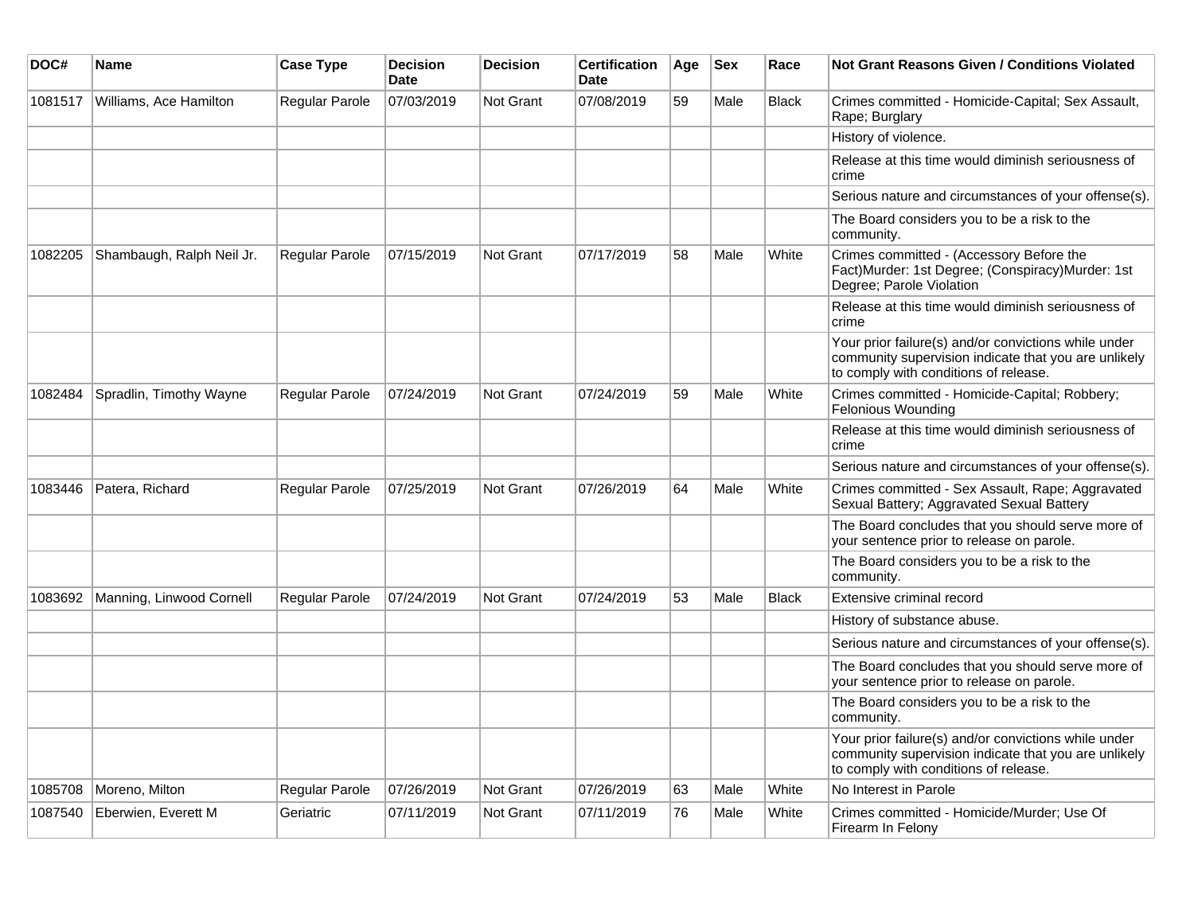| DOC# | Name | Case Type | Decision Date | Decision | Certification Date | Age | Sex | Race | Not Grant Reasons Given / Conditions Violated |
|---|---|---|---|---|---|---|---|---|---|
| 1081517 | Williams, Ace Hamilton | Regular Parole | 07/03/2019 | Not Grant | 07/08/2019 | 59 | Male | Black | Crimes committed - Homicide-Capital; Sex Assault, Rape; Burglary |
| | | | | | | | | | History of violence. |
| | | | | | | | | | Release at this time would diminish seriousness of crime |
| | | | | | | | | | Serious nature and circumstances of your offense(s). |
| | | | | | | | | | The Board considers you to be a risk to the community. |
| 1082205 | Shambaugh, Ralph Neil Jr. | Regular Parole | 07/15/2019 | Not Grant | 07/17/2019 | 58 | Male | White | Crimes committed - (Accessory Before the Fact)Murder: 1st Degree; (Conspiracy)Murder: 1st Degree; Parole Violation |
| | | | | | | | | | Release at this time would diminish seriousness of crime |
| | | | | | | | | | Your prior failure(s) and/or convictions while under community supervision indicate that you are unlikely to comply with conditions of release. |
| 1082484 | Spradlin, Timothy Wayne | Regular Parole | 07/24/2019 | Not Grant | 07/24/2019 | 59 | Male | White | Crimes committed - Homicide-Capital; Robbery; Felonious Wounding |
| | | | | | | | | | Release at this time would diminish seriousness of crime |
| | | | | | | | | | Serious nature and circumstances of your offense(s). |
| 1083446 | Patera, Richard | Regular Parole | 07/25/2019 | Not Grant | 07/26/2019 | 64 | Male | White | Crimes committed - Sex Assault, Rape; Aggravated Sexual Battery; Aggravated Sexual Battery |
| | | | | | | | | | The Board concludes that you should serve more of your sentence prior to release on parole. |
| | | | | | | | | | The Board considers you to be a risk to the community. |
| 1083692 | Manning, Linwood Cornell | Regular Parole | 07/24/2019 | Not Grant | 07/24/2019 | 53 | Male | Black | Extensive criminal record |
| | | | | | | | | | History of substance abuse. |
| | | | | | | | | | Serious nature and circumstances of your offense(s). |
| | | | | | | | | | The Board concludes that you should serve more of your sentence prior to release on parole. |
| | | | | | | | | | The Board considers you to be a risk to the community. |
| | | | | | | | | | Your prior failure(s) and/or convictions while under community supervision indicate that you are unlikely to comply with conditions of release. |
| 1085708 | Moreno, Milton | Regular Parole | 07/26/2019 | Not Grant | 07/26/2019 | 63 | Male | White | No Interest in Parole |
| 1087540 | Eberwien, Everett M | Geriatric | 07/11/2019 | Not Grant | 07/11/2019 | 76 | Male | White | Crimes committed - Homicide/Murder; Use Of Firearm In Felony |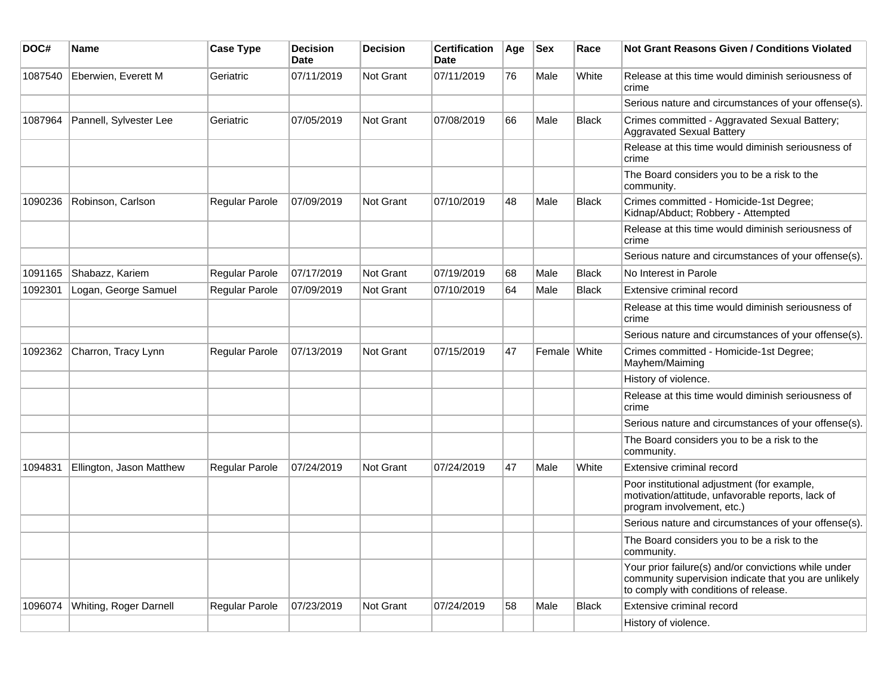| DOC# | Name | Case Type | Decision Date | Decision | Certification Date | Age | Sex | Race | Not Grant Reasons Given / Conditions Violated |
|---|---|---|---|---|---|---|---|---|---|
| 1087540 | Eberwien, Everett M | Geriatric | 07/11/2019 | Not Grant | 07/11/2019 | 76 | Male | White | Release at this time would diminish seriousness of crime |
| | | | | | | | | | Serious nature and circumstances of your offense(s). |
| 1087964 | Pannell, Sylvester Lee | Geriatric | 07/05/2019 | Not Grant | 07/08/2019 | 66 | Male | Black | Crimes committed - Aggravated Sexual Battery; Aggravated Sexual Battery |
| | | | | | | | | | Release at this time would diminish seriousness of crime |
| | | | | | | | | | The Board considers you to be a risk to the community. |
| 1090236 | Robinson, Carlson | Regular Parole | 07/09/2019 | Not Grant | 07/10/2019 | 48 | Male | Black | Crimes committed - Homicide-1st Degree; Kidnap/Abduct; Robbery - Attempted |
| | | | | | | | | | Release at this time would diminish seriousness of crime |
| | | | | | | | | | Serious nature and circumstances of your offense(s). |
| 1091165 | Shabazz, Kariem | Regular Parole | 07/17/2019 | Not Grant | 07/19/2019 | 68 | Male | Black | No Interest in Parole |
| 1092301 | Logan, George Samuel | Regular Parole | 07/09/2019 | Not Grant | 07/10/2019 | 64 | Male | Black | Extensive criminal record |
| | | | | | | | | | Release at this time would diminish seriousness of crime |
| | | | | | | | | | Serious nature and circumstances of your offense(s). |
| 1092362 | Charron, Tracy Lynn | Regular Parole | 07/13/2019 | Not Grant | 07/15/2019 | 47 | Female | White | Crimes committed - Homicide-1st Degree; Mayhem/Maiming |
| | | | | | | | | | History of violence. |
| | | | | | | | | | Release at this time would diminish seriousness of crime |
| | | | | | | | | | Serious nature and circumstances of your offense(s). |
| | | | | | | | | | The Board considers you to be a risk to the community. |
| 1094831 | Ellington, Jason Matthew | Regular Parole | 07/24/2019 | Not Grant | 07/24/2019 | 47 | Male | White | Extensive criminal record |
| | | | | | | | | | Poor institutional adjustment (for example, motivation/attitude, unfavorable reports, lack of program involvement, etc.) |
| | | | | | | | | | Serious nature and circumstances of your offense(s). |
| | | | | | | | | | The Board considers you to be a risk to the community. |
| | | | | | | | | | Your prior failure(s) and/or convictions while under community supervision indicate that you are unlikely to comply with conditions of release. |
| 1096074 | Whiting, Roger Darnell | Regular Parole | 07/23/2019 | Not Grant | 07/24/2019 | 58 | Male | Black | Extensive criminal record |
| | | | | | | | | | History of violence. |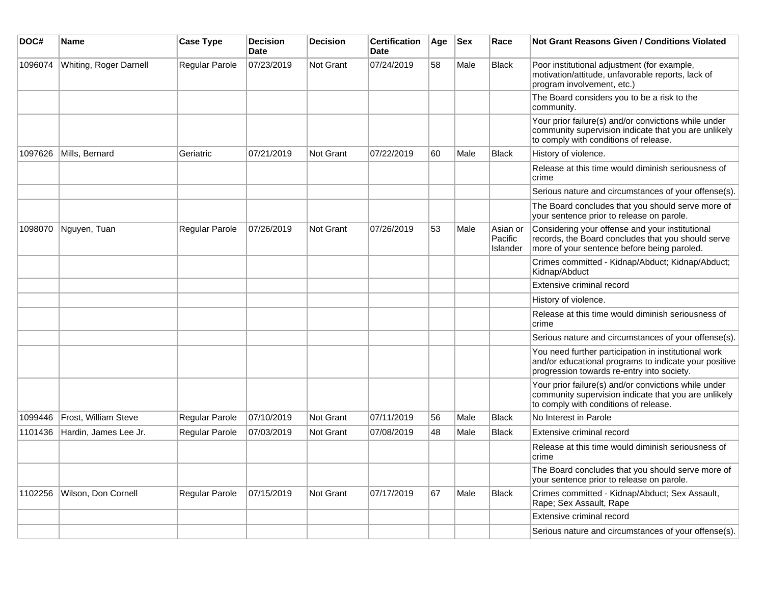| DOC# | Name | Case Type | Decision Date | Decision | Certification Date | Age | Sex | Race | Not Grant Reasons Given / Conditions Violated |
|---|---|---|---|---|---|---|---|---|---|
| 1096074 | Whiting, Roger Darnell | Regular Parole | 07/23/2019 | Not Grant | 07/24/2019 | 58 | Male | Black | Poor institutional adjustment (for example, motivation/attitude, unfavorable reports, lack of program involvement, etc.) |
| | | | | | | | | | The Board considers you to be a risk to the community. |
| | | | | | | | | | Your prior failure(s) and/or convictions while under community supervision indicate that you are unlikely to comply with conditions of release. |
| 1097626 | Mills, Bernard | Geriatric | 07/21/2019 | Not Grant | 07/22/2019 | 60 | Male | Black | History of violence. |
| | | | | | | | | | Release at this time would diminish seriousness of crime |
| | | | | | | | | | Serious nature and circumstances of your offense(s). |
| | | | | | | | | | The Board concludes that you should serve more of your sentence prior to release on parole. |
| 1098070 | Nguyen, Tuan | Regular Parole | 07/26/2019 | Not Grant | 07/26/2019 | 53 | Male | Asian or Pacific Islander | Considering your offense and your institutional records, the Board concludes that you should serve more of your sentence before being paroled. |
| | | | | | | | | | Crimes committed - Kidnap/Abduct; Kidnap/Abduct; Kidnap/Abduct |
| | | | | | | | | | Extensive criminal record |
| | | | | | | | | | History of violence. |
| | | | | | | | | | Release at this time would diminish seriousness of crime |
| | | | | | | | | | Serious nature and circumstances of your offense(s). |
| | | | | | | | | | You need further participation in institutional work and/or educational programs to indicate your positive progression towards re-entry into society. |
| | | | | | | | | | Your prior failure(s) and/or convictions while under community supervision indicate that you are unlikely to comply with conditions of release. |
| 1099446 | Frost, William Steve | Regular Parole | 07/10/2019 | Not Grant | 07/11/2019 | 56 | Male | Black | No Interest in Parole |
| 1101436 | Hardin, James Lee Jr. | Regular Parole | 07/03/2019 | Not Grant | 07/08/2019 | 48 | Male | Black | Extensive criminal record |
| | | | | | | | | | Release at this time would diminish seriousness of crime |
| | | | | | | | | | The Board concludes that you should serve more of your sentence prior to release on parole. |
| 1102256 | Wilson, Don Cornell | Regular Parole | 07/15/2019 | Not Grant | 07/17/2019 | 67 | Male | Black | Crimes committed - Kidnap/Abduct; Sex Assault, Rape; Sex Assault, Rape |
| | | | | | | | | | Extensive criminal record |
| | | | | | | | | | Serious nature and circumstances of your offense(s). |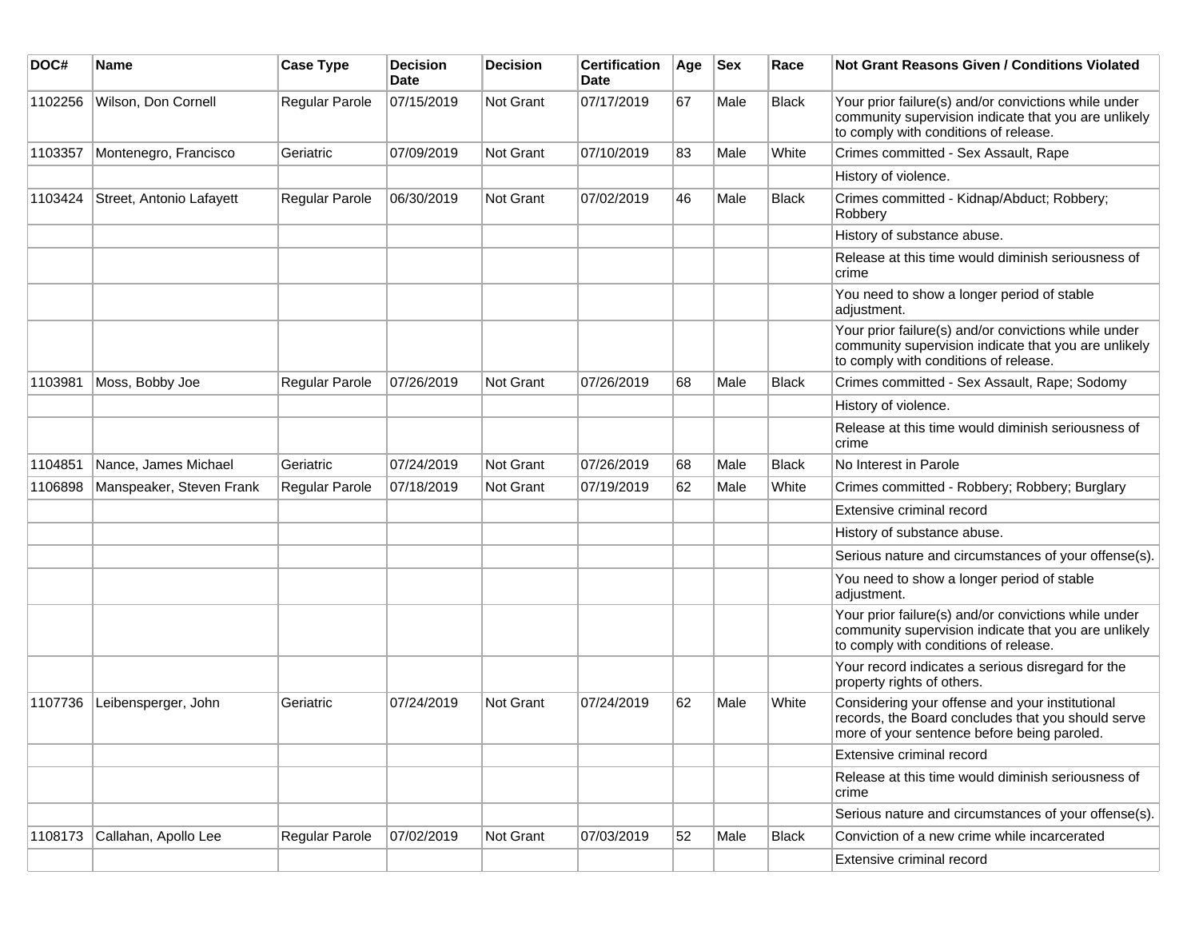| DOC# | Name | Case Type | Decision Date | Decision | Certification Date | Age | Sex | Race | Not Grant Reasons Given / Conditions Violated |
|---|---|---|---|---|---|---|---|---|---|
| 1102256 | Wilson, Don Cornell | Regular Parole | 07/15/2019 | Not Grant | 07/17/2019 | 67 | Male | Black | Your prior failure(s) and/or convictions while under community supervision indicate that you are unlikely to comply with conditions of release. |
| 1103357 | Montenegro, Francisco | Geriatric | 07/09/2019 | Not Grant | 07/10/2019 | 83 | Male | White | Crimes committed - Sex Assault, Rape |
| | | | | | | | | | History of violence. |
| 1103424 | Street, Antonio Lafayett | Regular Parole | 06/30/2019 | Not Grant | 07/02/2019 | 46 | Male | Black | Crimes committed - Kidnap/Abduct; Robbery; Robbery |
| | | | | | | | | | History of substance abuse. |
| | | | | | | | | | Release at this time would diminish seriousness of crime |
| | | | | | | | | | You need to show a longer period of stable adjustment. |
| | | | | | | | | | Your prior failure(s) and/or convictions while under community supervision indicate that you are unlikely to comply with conditions of release. |
| 1103981 | Moss, Bobby Joe | Regular Parole | 07/26/2019 | Not Grant | 07/26/2019 | 68 | Male | Black | Crimes committed - Sex Assault, Rape; Sodomy |
| | | | | | | | | | History of violence. |
| | | | | | | | | | Release at this time would diminish seriousness of crime |
| 1104851 | Nance, James Michael | Geriatric | 07/24/2019 | Not Grant | 07/26/2019 | 68 | Male | Black | No Interest in Parole |
| 1106898 | Manspeaker, Steven Frank | Regular Parole | 07/18/2019 | Not Grant | 07/19/2019 | 62 | Male | White | Crimes committed - Robbery; Robbery; Burglary |
| | | | | | | | | | Extensive criminal record |
| | | | | | | | | | History of substance abuse. |
| | | | | | | | | | Serious nature and circumstances of your offense(s). |
| | | | | | | | | | You need to show a longer period of stable adjustment. |
| | | | | | | | | | Your prior failure(s) and/or convictions while under community supervision indicate that you are unlikely to comply with conditions of release. |
| | | | | | | | | | Your record indicates a serious disregard for the property rights of others. |
| 1107736 | Leibensperger, John | Geriatric | 07/24/2019 | Not Grant | 07/24/2019 | 62 | Male | White | Considering your offense and your institutional records, the Board concludes that you should serve more of your sentence before being paroled. |
| | | | | | | | | | Extensive criminal record |
| | | | | | | | | | Release at this time would diminish seriousness of crime |
| | | | | | | | | | Serious nature and circumstances of your offense(s). |
| 1108173 | Callahan, Apollo Lee | Regular Parole | 07/02/2019 | Not Grant | 07/03/2019 | 52 | Male | Black | Conviction of a new crime while incarcerated |
| | | | | | | | | | Extensive criminal record |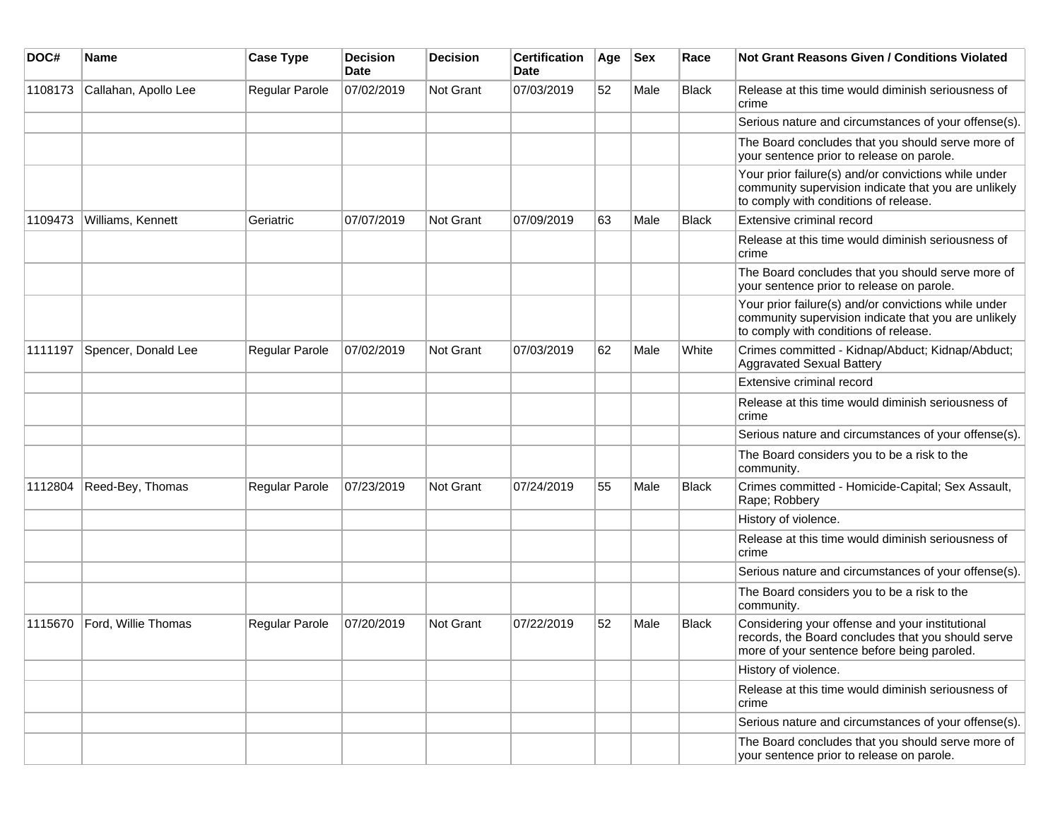| DOC# | Name | Case Type | Decision Date | Decision | Certification Date | Age | Sex | Race | Not Grant Reasons Given / Conditions Violated |
|---|---|---|---|---|---|---|---|---|---|
| 1108173 | Callahan, Apollo Lee | Regular Parole | 07/02/2019 | Not Grant | 07/03/2019 | 52 | Male | Black | Release at this time would diminish seriousness of crime |
| | | | | | | | | | Serious nature and circumstances of your offense(s). |
| | | | | | | | | | The Board concludes that you should serve more of your sentence prior to release on parole. |
| | | | | | | | | | Your prior failure(s) and/or convictions while under community supervision indicate that you are unlikely to comply with conditions of release. |
| 1109473 | Williams, Kennett | Geriatric | 07/07/2019 | Not Grant | 07/09/2019 | 63 | Male | Black | Extensive criminal record |
| | | | | | | | | | Release at this time would diminish seriousness of crime |
| | | | | | | | | | The Board concludes that you should serve more of your sentence prior to release on parole. |
| | | | | | | | | | Your prior failure(s) and/or convictions while under community supervision indicate that you are unlikely to comply with conditions of release. |
| 1111197 | Spencer, Donald Lee | Regular Parole | 07/02/2019 | Not Grant | 07/03/2019 | 62 | Male | White | Crimes committed - Kidnap/Abduct; Kidnap/Abduct; Aggravated Sexual Battery |
| | | | | | | | | | Extensive criminal record |
| | | | | | | | | | Release at this time would diminish seriousness of crime |
| | | | | | | | | | Serious nature and circumstances of your offense(s). |
| | | | | | | | | | The Board considers you to be a risk to the community. |
| 1112804 | Reed-Bey, Thomas | Regular Parole | 07/23/2019 | Not Grant | 07/24/2019 | 55 | Male | Black | Crimes committed - Homicide-Capital; Sex Assault, Rape; Robbery |
| | | | | | | | | | History of violence. |
| | | | | | | | | | Release at this time would diminish seriousness of crime |
| | | | | | | | | | Serious nature and circumstances of your offense(s). |
| | | | | | | | | | The Board considers you to be a risk to the community. |
| 1115670 | Ford, Willie Thomas | Regular Parole | 07/20/2019 | Not Grant | 07/22/2019 | 52 | Male | Black | Considering your offense and your institutional records, the Board concludes that you should serve more of your sentence before being paroled. |
| | | | | | | | | | History of violence. |
| | | | | | | | | | Release at this time would diminish seriousness of crime |
| | | | | | | | | | Serious nature and circumstances of your offense(s). |
| | | | | | | | | | The Board concludes that you should serve more of your sentence prior to release on parole. |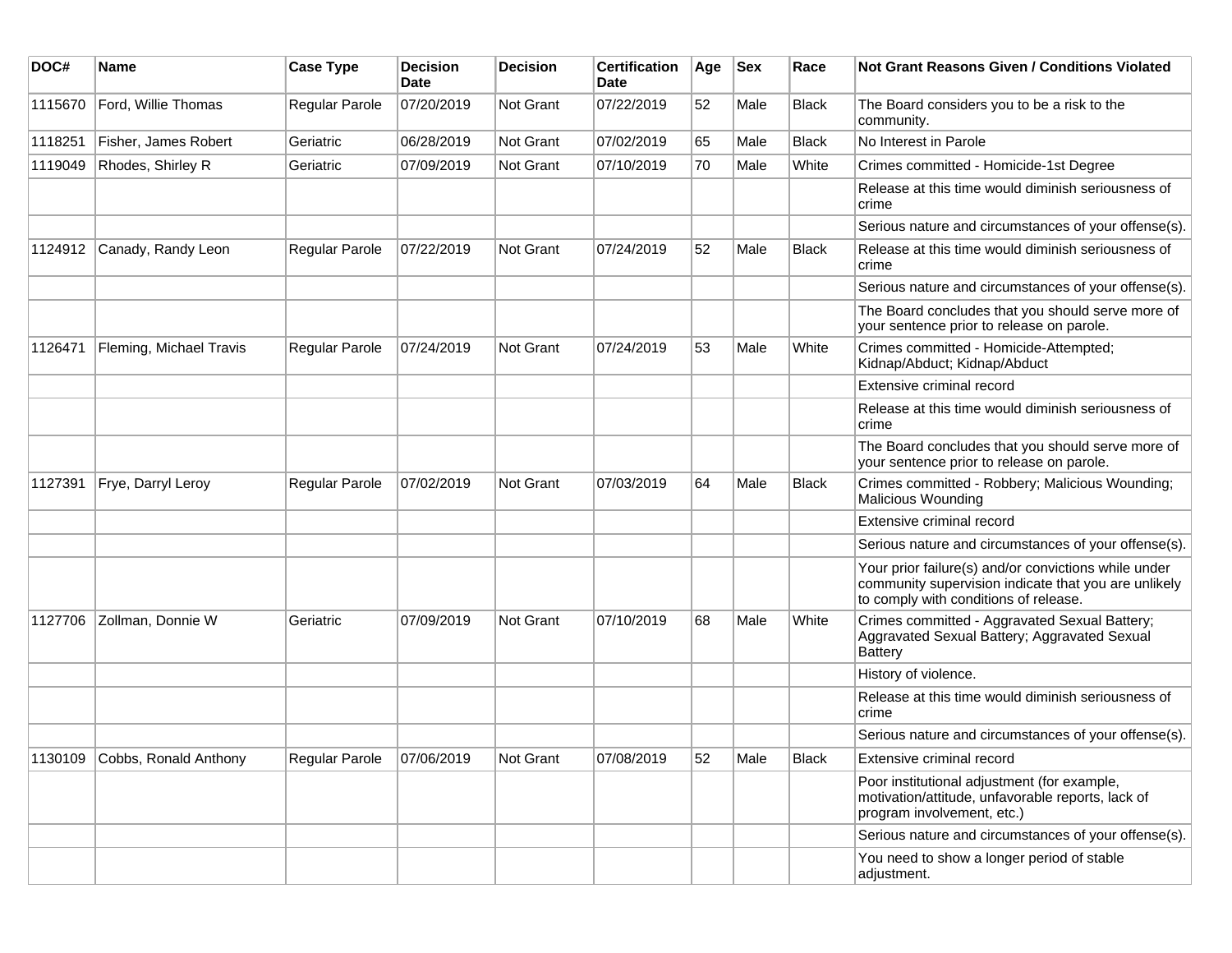| DOC# | Name | Case Type | Decision Date | Decision | Certification Date | Age | Sex | Race | Not Grant Reasons Given / Conditions Violated |
|---|---|---|---|---|---|---|---|---|---|
| 1115670 | Ford, Willie Thomas | Regular Parole | 07/20/2019 | Not Grant | 07/22/2019 | 52 | Male | Black | The Board considers you to be a risk to the community. |
| 1118251 | Fisher, James Robert | Geriatric | 06/28/2019 | Not Grant | 07/02/2019 | 65 | Male | Black | No Interest in Parole |
| 1119049 | Rhodes, Shirley R | Geriatric | 07/09/2019 | Not Grant | 07/10/2019 | 70 | Male | White | Crimes committed - Homicide-1st Degree |
| | | | | | | | | | Release at this time would diminish seriousness of crime |
| | | | | | | | | | Serious nature and circumstances of your offense(s). |
| 1124912 | Canady, Randy Leon | Regular Parole | 07/22/2019 | Not Grant | 07/24/2019 | 52 | Male | Black | Release at this time would diminish seriousness of crime |
| | | | | | | | | | Serious nature and circumstances of your offense(s). |
| | | | | | | | | | The Board concludes that you should serve more of your sentence prior to release on parole. |
| 1126471 | Fleming, Michael Travis | Regular Parole | 07/24/2019 | Not Grant | 07/24/2019 | 53 | Male | White | Crimes committed - Homicide-Attempted; Kidnap/Abduct; Kidnap/Abduct |
| | | | | | | | | | Extensive criminal record |
| | | | | | | | | | Release at this time would diminish seriousness of crime |
| | | | | | | | | | The Board concludes that you should serve more of your sentence prior to release on parole. |
| 1127391 | Frye, Darryl Leroy | Regular Parole | 07/02/2019 | Not Grant | 07/03/2019 | 64 | Male | Black | Crimes committed - Robbery; Malicious Wounding; Malicious Wounding |
| | | | | | | | | | Extensive criminal record |
| | | | | | | | | | Serious nature and circumstances of your offense(s). |
| | | | | | | | | | Your prior failure(s) and/or convictions while under community supervision indicate that you are unlikely to comply with conditions of release. |
| 1127706 | Zollman, Donnie W | Geriatric | 07/09/2019 | Not Grant | 07/10/2019 | 68 | Male | White | Crimes committed - Aggravated Sexual Battery; Aggravated Sexual Battery; Aggravated Sexual Battery |
| | | | | | | | | | History of violence. |
| | | | | | | | | | Release at this time would diminish seriousness of crime |
| | | | | | | | | | Serious nature and circumstances of your offense(s). |
| 1130109 | Cobbs, Ronald Anthony | Regular Parole | 07/06/2019 | Not Grant | 07/08/2019 | 52 | Male | Black | Extensive criminal record |
| | | | | | | | | | Poor institutional adjustment (for example, motivation/attitude, unfavorable reports, lack of program involvement, etc.) |
| | | | | | | | | | Serious nature and circumstances of your offense(s). |
| | | | | | | | | | You need to show a longer period of stable adjustment. |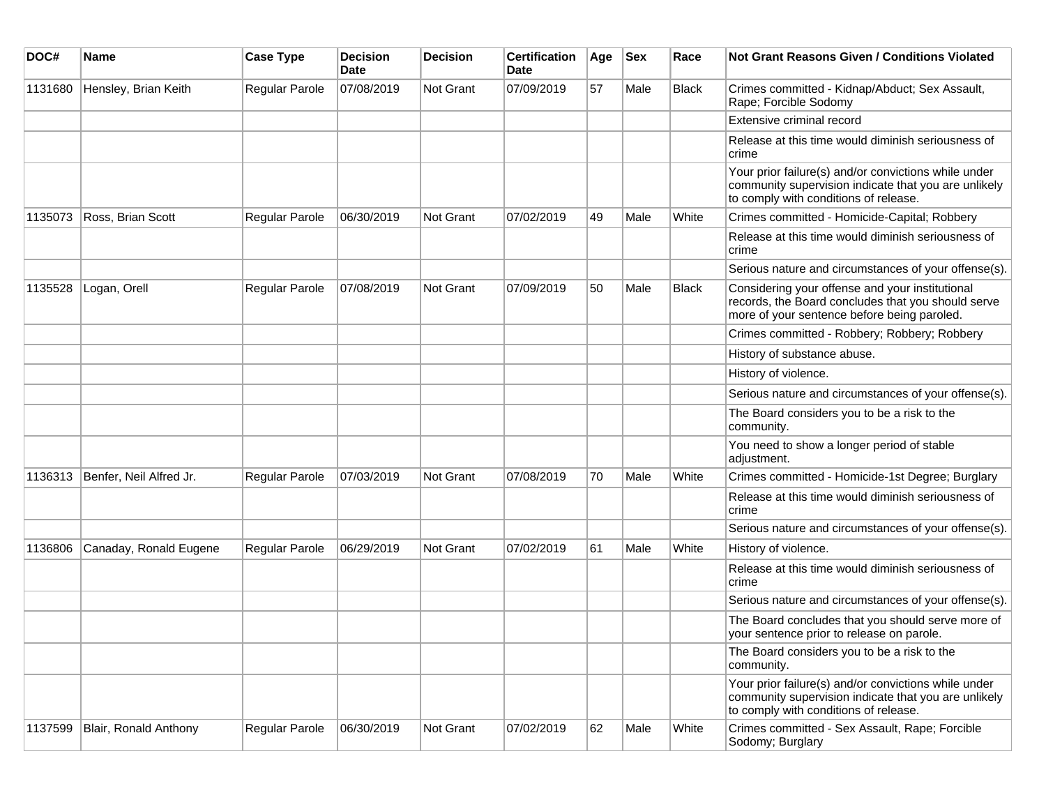| DOC# | Name | Case Type | Decision Date | Decision | Certification Date | Age | Sex | Race | Not Grant Reasons Given / Conditions Violated |
|---|---|---|---|---|---|---|---|---|---|
| 1131680 | Hensley, Brian Keith | Regular Parole | 07/08/2019 | Not Grant | 07/09/2019 | 57 | Male | Black | Crimes committed - Kidnap/Abduct; Sex Assault, Rape; Forcible Sodomy |
| | | | | | | | | | Extensive criminal record |
| | | | | | | | | | Release at this time would diminish seriousness of crime |
| | | | | | | | | | Your prior failure(s) and/or convictions while under community supervision indicate that you are unlikely to comply with conditions of release. |
| 1135073 | Ross, Brian Scott | Regular Parole | 06/30/2019 | Not Grant | 07/02/2019 | 49 | Male | White | Crimes committed - Homicide-Capital; Robbery |
| | | | | | | | | | Release at this time would diminish seriousness of crime |
| | | | | | | | | | Serious nature and circumstances of your offense(s). |
| 1135528 | Logan, Orell | Regular Parole | 07/08/2019 | Not Grant | 07/09/2019 | 50 | Male | Black | Considering your offense and your institutional records, the Board concludes that you should serve more of your sentence before being paroled. |
| | | | | | | | | | Crimes committed - Robbery; Robbery; Robbery |
| | | | | | | | | | History of substance abuse. |
| | | | | | | | | | History of violence. |
| | | | | | | | | | Serious nature and circumstances of your offense(s). |
| | | | | | | | | | The Board considers you to be a risk to the community. |
| | | | | | | | | | You need to show a longer period of stable adjustment. |
| 1136313 | Benfer, Neil Alfred Jr. | Regular Parole | 07/03/2019 | Not Grant | 07/08/2019 | 70 | Male | White | Crimes committed - Homicide-1st Degree; Burglary |
| | | | | | | | | | Release at this time would diminish seriousness of crime |
| | | | | | | | | | Serious nature and circumstances of your offense(s). |
| 1136806 | Canaday, Ronald Eugene | Regular Parole | 06/29/2019 | Not Grant | 07/02/2019 | 61 | Male | White | History of violence. |
| | | | | | | | | | Release at this time would diminish seriousness of crime |
| | | | | | | | | | Serious nature and circumstances of your offense(s). |
| | | | | | | | | | The Board concludes that you should serve more of your sentence prior to release on parole. |
| | | | | | | | | | The Board considers you to be a risk to the community. |
| | | | | | | | | | Your prior failure(s) and/or convictions while under community supervision indicate that you are unlikely to comply with conditions of release. |
| 1137599 | Blair, Ronald Anthony | Regular Parole | 06/30/2019 | Not Grant | 07/02/2019 | 62 | Male | White | Crimes committed - Sex Assault, Rape; Forcible Sodomy; Burglary |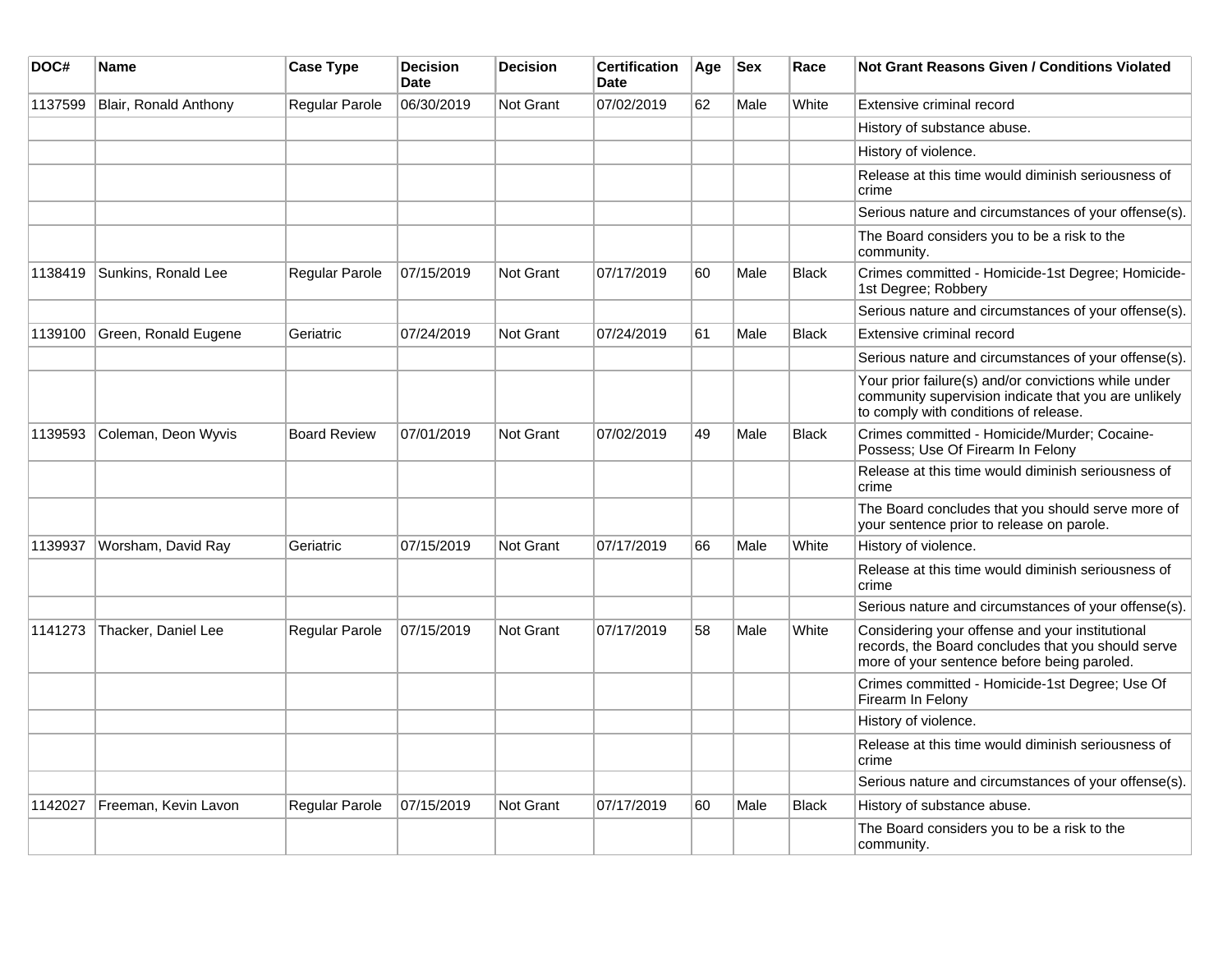| DOC# | Name | Case Type | Decision Date | Decision | Certification Date | Age | Sex | Race | Not Grant Reasons Given / Conditions Violated |
|---|---|---|---|---|---|---|---|---|---|
| 1137599 | Blair, Ronald Anthony | Regular Parole | 06/30/2019 | Not Grant | 07/02/2019 | 62 | Male | White | Extensive criminal record |
| | | | | | | | | | History of substance abuse. |
| | | | | | | | | | History of violence. |
| | | | | | | | | | Release at this time would diminish seriousness of crime |
| | | | | | | | | | Serious nature and circumstances of your offense(s). |
| | | | | | | | | | The Board considers you to be a risk to the community. |
| 1138419 | Sunkins, Ronald Lee | Regular Parole | 07/15/2019 | Not Grant | 07/17/2019 | 60 | Male | Black | Crimes committed - Homicide-1st Degree; Homicide-1st Degree; Robbery |
| | | | | | | | | | Serious nature and circumstances of your offense(s). |
| 1139100 | Green, Ronald Eugene | Geriatric | 07/24/2019 | Not Grant | 07/24/2019 | 61 | Male | Black | Extensive criminal record |
| | | | | | | | | | Serious nature and circumstances of your offense(s). |
| | | | | | | | | | Your prior failure(s) and/or convictions while under community supervision indicate that you are unlikely to comply with conditions of release. |
| 1139593 | Coleman, Deon Wyvis | Board Review | 07/01/2019 | Not Grant | 07/02/2019 | 49 | Male | Black | Crimes committed - Homicide/Murder; Cocaine-Possess; Use Of Firearm In Felony |
| | | | | | | | | | Release at this time would diminish seriousness of crime |
| | | | | | | | | | The Board concludes that you should serve more of your sentence prior to release on parole. |
| 1139937 | Worsham, David Ray | Geriatric | 07/15/2019 | Not Grant | 07/17/2019 | 66 | Male | White | History of violence. |
| | | | | | | | | | Release at this time would diminish seriousness of crime |
| | | | | | | | | | Serious nature and circumstances of your offense(s). |
| 1141273 | Thacker, Daniel Lee | Regular Parole | 07/15/2019 | Not Grant | 07/17/2019 | 58 | Male | White | Considering your offense and your institutional records, the Board concludes that you should serve more of your sentence before being paroled. |
| | | | | | | | | | Crimes committed - Homicide-1st Degree; Use Of Firearm In Felony |
| | | | | | | | | | History of violence. |
| | | | | | | | | | Release at this time would diminish seriousness of crime |
| | | | | | | | | | Serious nature and circumstances of your offense(s). |
| 1142027 | Freeman, Kevin Lavon | Regular Parole | 07/15/2019 | Not Grant | 07/17/2019 | 60 | Male | Black | History of substance abuse. |
| | | | | | | | | | The Board considers you to be a risk to the community. |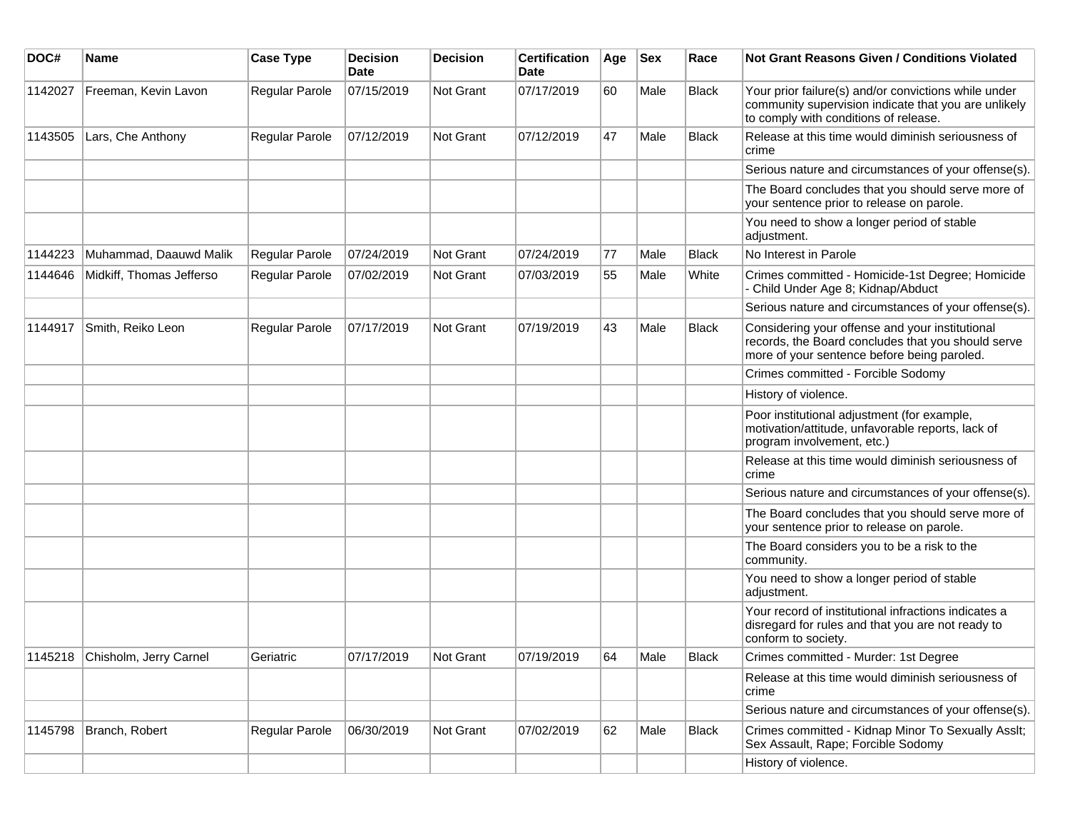| DOC# | Name | Case Type | Decision Date | Decision | Certification Date | Age | Sex | Race | Not Grant Reasons Given / Conditions Violated |
|---|---|---|---|---|---|---|---|---|---|
| 1142027 | Freeman, Kevin Lavon | Regular Parole | 07/15/2019 | Not Grant | 07/17/2019 | 60 | Male | Black | Your prior failure(s) and/or convictions while under community supervision indicate that you are unlikely to comply with conditions of release. |
| 1143505 | Lars, Che Anthony | Regular Parole | 07/12/2019 | Not Grant | 07/12/2019 | 47 | Male | Black | Release at this time would diminish seriousness of crime |
| | | | | | | | | | Serious nature and circumstances of your offense(s). |
| | | | | | | | | | The Board concludes that you should serve more of your sentence prior to release on parole. |
| | | | | | | | | | You need to show a longer period of stable adjustment. |
| 1144223 | Muhammad, Daauwd Malik | Regular Parole | 07/24/2019 | Not Grant | 07/24/2019 | 77 | Male | Black | No Interest in Parole |
| 1144646 | Midkiff, Thomas Jefferso | Regular Parole | 07/02/2019 | Not Grant | 07/03/2019 | 55 | Male | White | Crimes committed - Homicide-1st Degree; Homicide - Child Under Age 8; Kidnap/Abduct |
| | | | | | | | | | Serious nature and circumstances of your offense(s). |
| 1144917 | Smith, Reiko Leon | Regular Parole | 07/17/2019 | Not Grant | 07/19/2019 | 43 | Male | Black | Considering your offense and your institutional records, the Board concludes that you should serve more of your sentence before being paroled. |
| | | | | | | | | | Crimes committed - Forcible Sodomy |
| | | | | | | | | | History of violence. |
| | | | | | | | | | Poor institutional adjustment (for example, motivation/attitude, unfavorable reports, lack of program involvement, etc.) |
| | | | | | | | | | Release at this time would diminish seriousness of crime |
| | | | | | | | | | Serious nature and circumstances of your offense(s). |
| | | | | | | | | | The Board concludes that you should serve more of your sentence prior to release on parole. |
| | | | | | | | | | The Board considers you to be a risk to the community. |
| | | | | | | | | | You need to show a longer period of stable adjustment. |
| | | | | | | | | | Your record of institutional infractions indicates a disregard for rules and that you are not ready to conform to society. |
| 1145218 | Chisholm, Jerry Carnel | Geriatric | 07/17/2019 | Not Grant | 07/19/2019 | 64 | Male | Black | Crimes committed - Murder: 1st Degree |
| | | | | | | | | | Release at this time would diminish seriousness of crime |
| | | | | | | | | | Serious nature and circumstances of your offense(s). |
| 1145798 | Branch, Robert | Regular Parole | 06/30/2019 | Not Grant | 07/02/2019 | 62 | Male | Black | Crimes committed - Kidnap Minor To Sexually Asslt; Sex Assault, Rape; Forcible Sodomy |
| | | | | | | | | | History of violence. |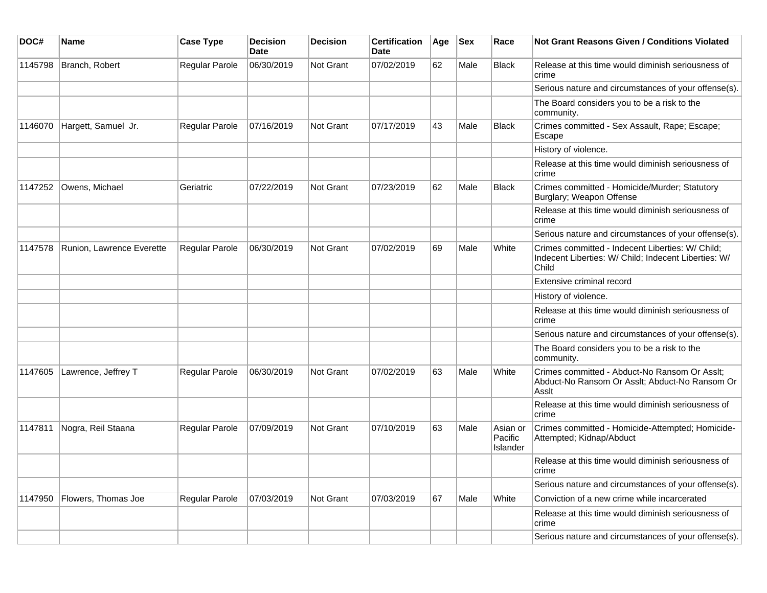| DOC# | Name | Case Type | Decision Date | Decision | Certification Date | Age | Sex | Race | Not Grant Reasons Given / Conditions Violated |
|---|---|---|---|---|---|---|---|---|---|
| 1145798 | Branch, Robert | Regular Parole | 06/30/2019 | Not Grant | 07/02/2019 | 62 | Male | Black | Release at this time would diminish seriousness of crime |
| | | | | | | | | | Serious nature and circumstances of your offense(s). |
| | | | | | | | | | The Board considers you to be a risk to the community. |
| 1146070 | Hargett, Samuel Jr. | Regular Parole | 07/16/2019 | Not Grant | 07/17/2019 | 43 | Male | Black | Crimes committed - Sex Assault, Rape; Escape; Escape |
| | | | | | | | | | History of violence. |
| | | | | | | | | | Release at this time would diminish seriousness of crime |
| 1147252 | Owens, Michael | Geriatric | 07/22/2019 | Not Grant | 07/23/2019 | 62 | Male | Black | Crimes committed - Homicide/Murder; Statutory Burglary; Weapon Offense |
| | | | | | | | | | Release at this time would diminish seriousness of crime |
| | | | | | | | | | Serious nature and circumstances of your offense(s). |
| 1147578 | Runion, Lawrence Everette | Regular Parole | 06/30/2019 | Not Grant | 07/02/2019 | 69 | Male | White | Crimes committed - Indecent Liberties: W/ Child; Indecent Liberties: W/ Child; Indecent Liberties: W/ Child |
| | | | | | | | | | Extensive criminal record |
| | | | | | | | | | History of violence. |
| | | | | | | | | | Release at this time would diminish seriousness of crime |
| | | | | | | | | | Serious nature and circumstances of your offense(s). |
| | | | | | | | | | The Board considers you to be a risk to the community. |
| 1147605 | Lawrence, Jeffrey T | Regular Parole | 06/30/2019 | Not Grant | 07/02/2019 | 63 | Male | White | Crimes committed - Abduct-No Ransom Or Asslt; Abduct-No Ransom Or Asslt; Abduct-No Ransom Or Asslt |
| | | | | | | | | | Release at this time would diminish seriousness of crime |
| 1147811 | Nogra, Reil Staana | Regular Parole | 07/09/2019 | Not Grant | 07/10/2019 | 63 | Male | Asian or Pacific Islander | Crimes committed - Homicide-Attempted; Homicide-Attempted; Kidnap/Abduct |
| | | | | | | | | | Release at this time would diminish seriousness of crime |
| | | | | | | | | | Serious nature and circumstances of your offense(s). |
| 1147950 | Flowers, Thomas Joe | Regular Parole | 07/03/2019 | Not Grant | 07/03/2019 | 67 | Male | White | Conviction of a new crime while incarcerated |
| | | | | | | | | | Release at this time would diminish seriousness of crime |
| | | | | | | | | | Serious nature and circumstances of your offense(s). |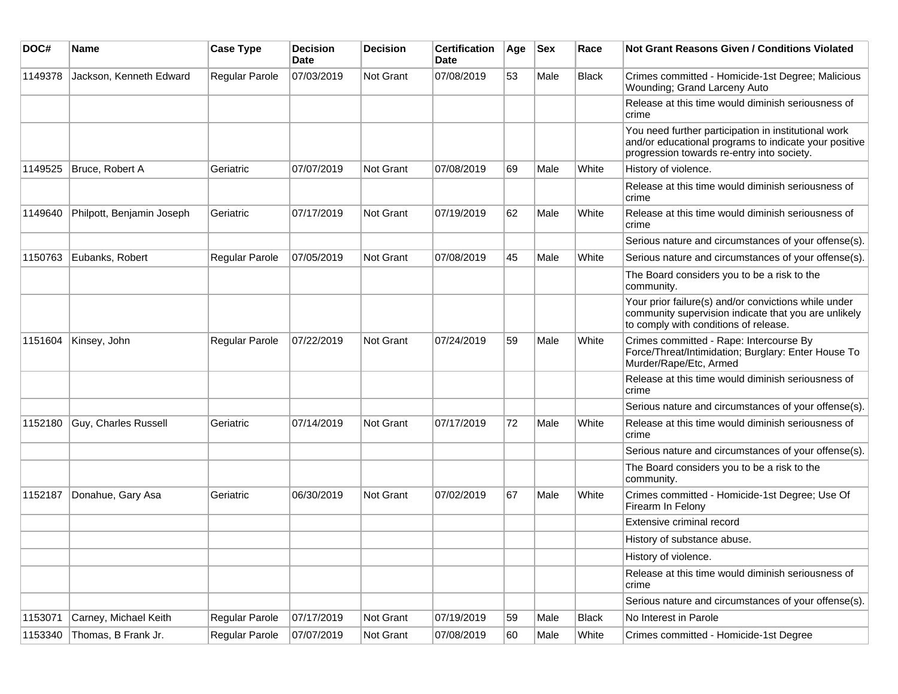| DOC# | Name | Case Type | Decision Date | Decision | Certification Date | Age | Sex | Race | Not Grant Reasons Given / Conditions Violated |
|---|---|---|---|---|---|---|---|---|---|
| 1149378 | Jackson, Kenneth Edward | Regular Parole | 07/03/2019 | Not Grant | 07/08/2019 | 53 | Male | Black | Crimes committed - Homicide-1st Degree; Malicious Wounding; Grand Larceny Auto |
| | | | | | | | | | Release at this time would diminish seriousness of crime |
| | | | | | | | | | You need further participation in institutional work and/or educational programs to indicate your positive progression towards re-entry into society. |
| 1149525 | Bruce, Robert A | Geriatric | 07/07/2019 | Not Grant | 07/08/2019 | 69 | Male | White | History of violence. |
| | | | | | | | | | Release at this time would diminish seriousness of crime |
| 1149640 | Philpott, Benjamin Joseph | Geriatric | 07/17/2019 | Not Grant | 07/19/2019 | 62 | Male | White | Release at this time would diminish seriousness of crime |
| | | | | | | | | | Serious nature and circumstances of your offense(s). |
| 1150763 | Eubanks, Robert | Regular Parole | 07/05/2019 | Not Grant | 07/08/2019 | 45 | Male | White | Serious nature and circumstances of your offense(s). |
| | | | | | | | | | The Board considers you to be a risk to the community. |
| | | | | | | | | | Your prior failure(s) and/or convictions while under community supervision indicate that you are unlikely to comply with conditions of release. |
| 1151604 | Kinsey, John | Regular Parole | 07/22/2019 | Not Grant | 07/24/2019 | 59 | Male | White | Crimes committed - Rape: Intercourse By Force/Threat/Intimidation; Burglary: Enter House To Murder/Rape/Etc, Armed |
| | | | | | | | | | Release at this time would diminish seriousness of crime |
| | | | | | | | | | Serious nature and circumstances of your offense(s). |
| 1152180 | Guy, Charles Russell | Geriatric | 07/14/2019 | Not Grant | 07/17/2019 | 72 | Male | White | Release at this time would diminish seriousness of crime |
| | | | | | | | | | Serious nature and circumstances of your offense(s). |
| | | | | | | | | | The Board considers you to be a risk to the community. |
| 1152187 | Donahue, Gary Asa | Geriatric | 06/30/2019 | Not Grant | 07/02/2019 | 67 | Male | White | Crimes committed - Homicide-1st Degree; Use Of Firearm In Felony |
| | | | | | | | | | Extensive criminal record |
| | | | | | | | | | History of substance abuse. |
| | | | | | | | | | History of violence. |
| | | | | | | | | | Release at this time would diminish seriousness of crime |
| | | | | | | | | | Serious nature and circumstances of your offense(s). |
| 1153071 | Carney, Michael Keith | Regular Parole | 07/17/2019 | Not Grant | 07/19/2019 | 59 | Male | Black | No Interest in Parole |
| 1153340 | Thomas, B Frank Jr. | Regular Parole | 07/07/2019 | Not Grant | 07/08/2019 | 60 | Male | White | Crimes committed - Homicide-1st Degree |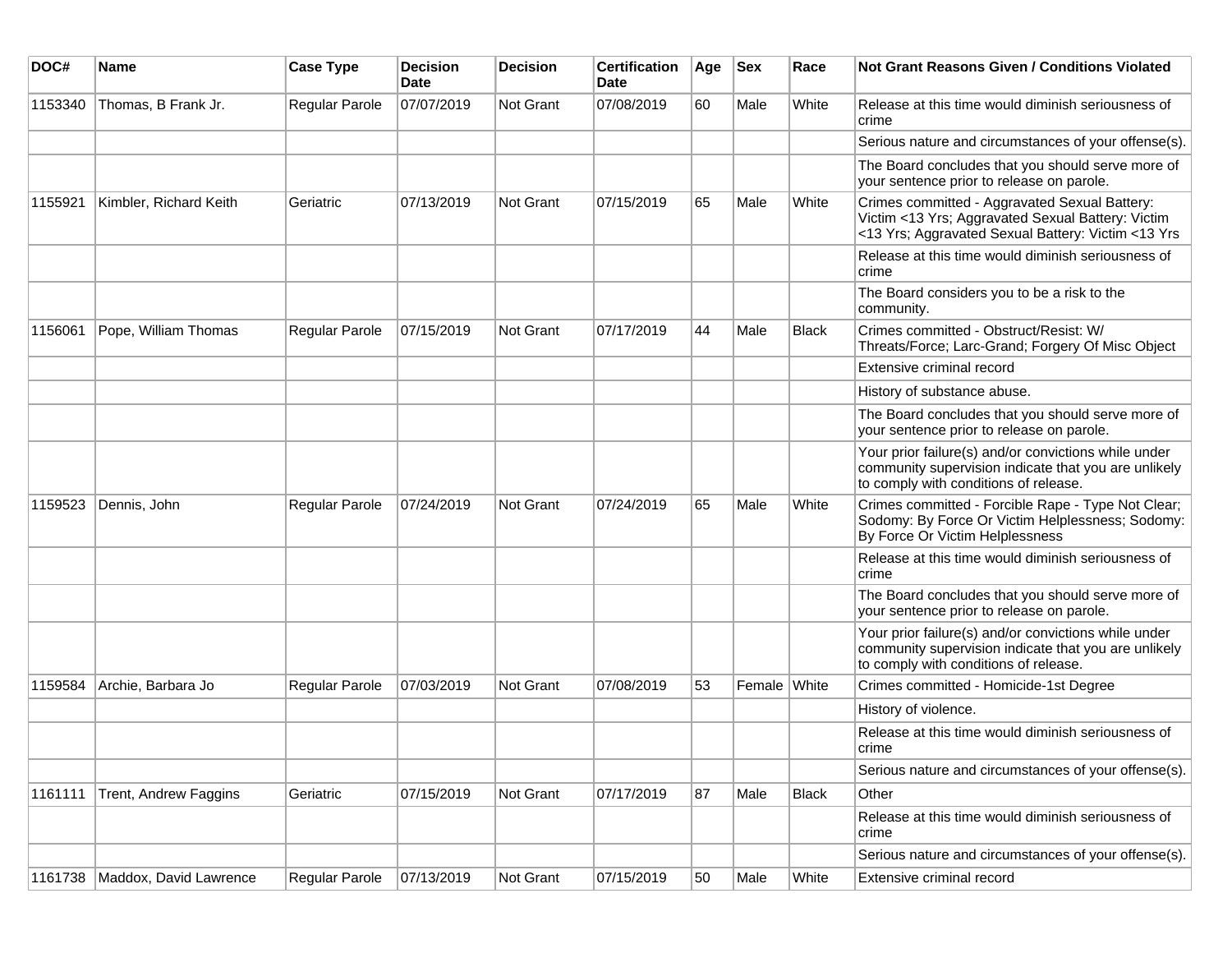| DOC# | Name | Case Type | Decision Date | Decision | Certification Date | Age | Sex | Race | Not Grant Reasons Given / Conditions Violated |
|---|---|---|---|---|---|---|---|---|---|
| 1153340 | Thomas, B Frank Jr. | Regular Parole | 07/07/2019 | Not Grant | 07/08/2019 | 60 | Male | White | Release at this time would diminish seriousness of crime |
| | | | | | | | | | Serious nature and circumstances of your offense(s). |
| | | | | | | | | | The Board concludes that you should serve more of your sentence prior to release on parole. |
| 1155921 | Kimbler, Richard Keith | Geriatric | 07/13/2019 | Not Grant | 07/15/2019 | 65 | Male | White | Crimes committed - Aggravated Sexual Battery: Victim <13 Yrs; Aggravated Sexual Battery: Victim <13 Yrs; Aggravated Sexual Battery: Victim <13 Yrs |
| | | | | | | | | | Release at this time would diminish seriousness of crime |
| | | | | | | | | | The Board considers you to be a risk to the community. |
| 1156061 | Pope, William Thomas | Regular Parole | 07/15/2019 | Not Grant | 07/17/2019 | 44 | Male | Black | Crimes committed - Obstruct/Resist: W/ Threats/Force; Larc-Grand; Forgery Of Misc Object |
| | | | | | | | | | Extensive criminal record |
| | | | | | | | | | History of substance abuse. |
| | | | | | | | | | The Board concludes that you should serve more of your sentence prior to release on parole. |
| | | | | | | | | | Your prior failure(s) and/or convictions while under community supervision indicate that you are unlikely to comply with conditions of release. |
| 1159523 | Dennis, John | Regular Parole | 07/24/2019 | Not Grant | 07/24/2019 | 65 | Male | White | Crimes committed - Forcible Rape - Type Not Clear; Sodomy: By Force Or Victim Helplessness; Sodomy: By Force Or Victim Helplessness |
| | | | | | | | | | Release at this time would diminish seriousness of crime |
| | | | | | | | | | The Board concludes that you should serve more of your sentence prior to release on parole. |
| | | | | | | | | | Your prior failure(s) and/or convictions while under community supervision indicate that you are unlikely to comply with conditions of release. |
| 1159584 | Archie, Barbara Jo | Regular Parole | 07/03/2019 | Not Grant | 07/08/2019 | 53 | Female | White | Crimes committed - Homicide-1st Degree |
| | | | | | | | | | History of violence. |
| | | | | | | | | | Release at this time would diminish seriousness of crime |
| | | | | | | | | | Serious nature and circumstances of your offense(s). |
| 1161111 | Trent, Andrew Faggins | Geriatric | 07/15/2019 | Not Grant | 07/17/2019 | 87 | Male | Black | Other |
| | | | | | | | | | Release at this time would diminish seriousness of crime |
| | | | | | | | | | Serious nature and circumstances of your offense(s). |
| 1161738 | Maddox, David Lawrence | Regular Parole | 07/13/2019 | Not Grant | 07/15/2019 | 50 | Male | White | Extensive criminal record |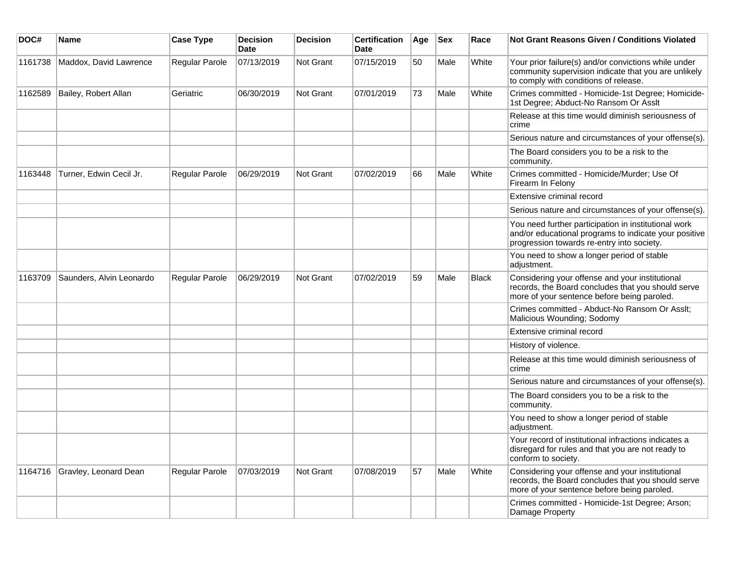| DOC# | Name | Case Type | Decision Date | Decision | Certification Date | Age | Sex | Race | Not Grant Reasons Given / Conditions Violated |
|---|---|---|---|---|---|---|---|---|---|
| 1161738 | Maddox, David Lawrence | Regular Parole | 07/13/2019 | Not Grant | 07/15/2019 | 50 | Male | White | Your prior failure(s) and/or convictions while under community supervision indicate that you are unlikely to comply with conditions of release. |
| 1162589 | Bailey, Robert Allan | Geriatric | 06/30/2019 | Not Grant | 07/01/2019 | 73 | Male | White | Crimes committed - Homicide-1st Degree; Homicide-1st Degree; Abduct-No Ransom Or Asslt |
| | | | | | | | | | Release at this time would diminish seriousness of crime |
| | | | | | | | | | Serious nature and circumstances of your offense(s). |
| | | | | | | | | | The Board considers you to be a risk to the community. |
| 1163448 | Turner, Edwin Cecil Jr. | Regular Parole | 06/29/2019 | Not Grant | 07/02/2019 | 66 | Male | White | Crimes committed - Homicide/Murder; Use Of Firearm In Felony |
| | | | | | | | | | Extensive criminal record |
| | | | | | | | | | Serious nature and circumstances of your offense(s). |
| | | | | | | | | | You need further participation in institutional work and/or educational programs to indicate your positive progression towards re-entry into society. |
| | | | | | | | | | You need to show a longer period of stable adjustment. |
| 1163709 | Saunders, Alvin Leonardo | Regular Parole | 06/29/2019 | Not Grant | 07/02/2019 | 59 | Male | Black | Considering your offense and your institutional records, the Board concludes that you should serve more of your sentence before being paroled. |
| | | | | | | | | | Crimes committed - Abduct-No Ransom Or Asslt; Malicious Wounding; Sodomy |
| | | | | | | | | | Extensive criminal record |
| | | | | | | | | | History of violence. |
| | | | | | | | | | Release at this time would diminish seriousness of crime |
| | | | | | | | | | Serious nature and circumstances of your offense(s). |
| | | | | | | | | | The Board considers you to be a risk to the community. |
| | | | | | | | | | You need to show a longer period of stable adjustment. |
| | | | | | | | | | Your record of institutional infractions indicates a disregard for rules and that you are not ready to conform to society. |
| 1164716 | Gravley, Leonard Dean | Regular Parole | 07/03/2019 | Not Grant | 07/08/2019 | 57 | Male | White | Considering your offense and your institutional records, the Board concludes that you should serve more of your sentence before being paroled. |
| | | | | | | | | | Crimes committed - Homicide-1st Degree; Arson; Damage Property |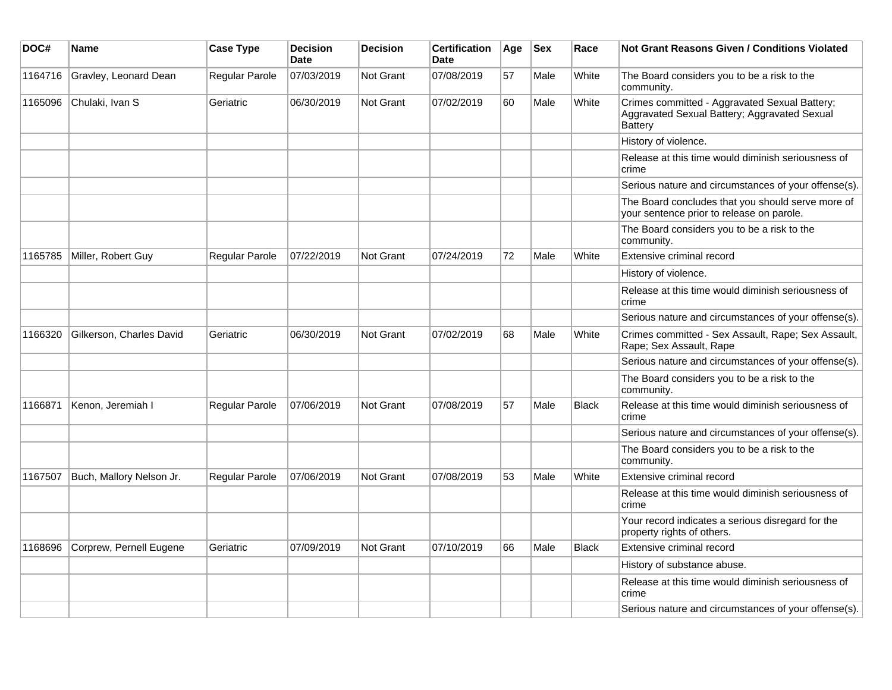| DOC# | Name | Case Type | Decision Date | Decision | Certification Date | Age | Sex | Race | Not Grant Reasons Given / Conditions Violated |
|---|---|---|---|---|---|---|---|---|---|
| 1164716 | Gravley, Leonard Dean | Regular Parole | 07/03/2019 | Not Grant | 07/08/2019 | 57 | Male | White | The Board considers you to be a risk to the community. |
| 1165096 | Chulaki, Ivan S | Geriatric | 06/30/2019 | Not Grant | 07/02/2019 | 60 | Male | White | Crimes committed - Aggravated Sexual Battery; Aggravated Sexual Battery; Aggravated Sexual Battery |
| | | | | | | | | | History of violence. |
| | | | | | | | | | Release at this time would diminish seriousness of crime |
| | | | | | | | | | Serious nature and circumstances of your offense(s). |
| | | | | | | | | | The Board concludes that you should serve more of your sentence prior to release on parole. |
| | | | | | | | | | The Board considers you to be a risk to the community. |
| 1165785 | Miller, Robert Guy | Regular Parole | 07/22/2019 | Not Grant | 07/24/2019 | 72 | Male | White | Extensive criminal record |
| | | | | | | | | | History of violence. |
| | | | | | | | | | Release at this time would diminish seriousness of crime |
| | | | | | | | | | Serious nature and circumstances of your offense(s). |
| 1166320 | Gilkerson, Charles David | Geriatric | 06/30/2019 | Not Grant | 07/02/2019 | 68 | Male | White | Crimes committed - Sex Assault, Rape; Sex Assault, Rape; Sex Assault, Rape |
| | | | | | | | | | Serious nature and circumstances of your offense(s). |
| | | | | | | | | | The Board considers you to be a risk to the community. |
| 1166871 | Kenon, Jeremiah I | Regular Parole | 07/06/2019 | Not Grant | 07/08/2019 | 57 | Male | Black | Release at this time would diminish seriousness of crime |
| | | | | | | | | | Serious nature and circumstances of your offense(s). |
| | | | | | | | | | The Board considers you to be a risk to the community. |
| 1167507 | Buch, Mallory Nelson Jr. | Regular Parole | 07/06/2019 | Not Grant | 07/08/2019 | 53 | Male | White | Extensive criminal record |
| | | | | | | | | | Release at this time would diminish seriousness of crime |
| | | | | | | | | | Your record indicates a serious disregard for the property rights of others. |
| 1168696 | Corprew, Pernell Eugene | Geriatric | 07/09/2019 | Not Grant | 07/10/2019 | 66 | Male | Black | Extensive criminal record |
| | | | | | | | | | History of substance abuse. |
| | | | | | | | | | Release at this time would diminish seriousness of crime |
| | | | | | | | | | Serious nature and circumstances of your offense(s). |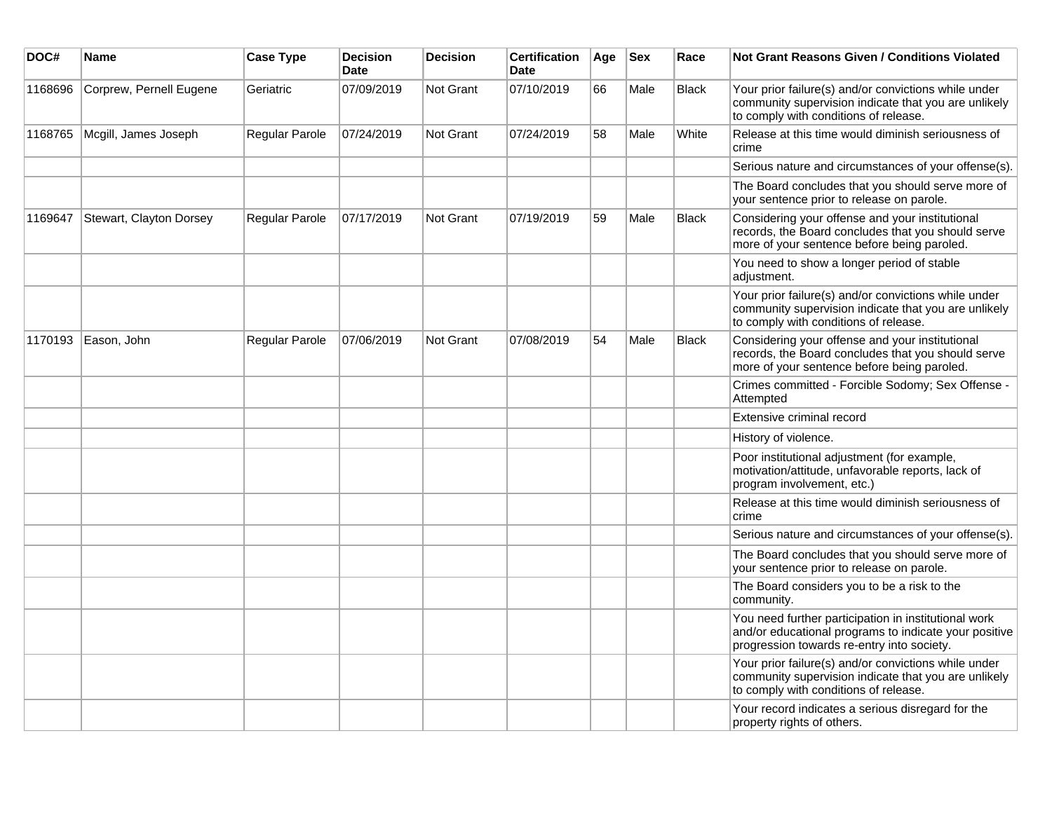| DOC# | Name | Case Type | Decision Date | Decision | Certification Date | Age | Sex | Race | Not Grant Reasons Given / Conditions Violated |
|---|---|---|---|---|---|---|---|---|---|
| 1168696 | Corprew, Pernell Eugene | Geriatric | 07/09/2019 | Not Grant | 07/10/2019 | 66 | Male | Black | Your prior failure(s) and/or convictions while under community supervision indicate that you are unlikely to comply with conditions of release. |
| 1168765 | Mcgill, James Joseph | Regular Parole | 07/24/2019 | Not Grant | 07/24/2019 | 58 | Male | White | Release at this time would diminish seriousness of crime |
| | | | | | | | | | Serious nature and circumstances of your offense(s). |
| | | | | | | | | | The Board concludes that you should serve more of your sentence prior to release on parole. |
| 1169647 | Stewart, Clayton Dorsey | Regular Parole | 07/17/2019 | Not Grant | 07/19/2019 | 59 | Male | Black | Considering your offense and your institutional records, the Board concludes that you should serve more of your sentence before being paroled. |
| | | | | | | | | | You need to show a longer period of stable adjustment. |
| | | | | | | | | | Your prior failure(s) and/or convictions while under community supervision indicate that you are unlikely to comply with conditions of release. |
| 1170193 | Eason, John | Regular Parole | 07/06/2019 | Not Grant | 07/08/2019 | 54 | Male | Black | Considering your offense and your institutional records, the Board concludes that you should serve more of your sentence before being paroled. |
| | | | | | | | | | Crimes committed - Forcible Sodomy; Sex Offense - Attempted |
| | | | | | | | | | Extensive criminal record |
| | | | | | | | | | History of violence. |
| | | | | | | | | | Poor institutional adjustment (for example, motivation/attitude, unfavorable reports, lack of program involvement, etc.) |
| | | | | | | | | | Release at this time would diminish seriousness of crime |
| | | | | | | | | | Serious nature and circumstances of your offense(s). |
| | | | | | | | | | The Board concludes that you should serve more of your sentence prior to release on parole. |
| | | | | | | | | | The Board considers you to be a risk to the community. |
| | | | | | | | | | You need further participation in institutional work and/or educational programs to indicate your positive progression towards re-entry into society. |
| | | | | | | | | | Your prior failure(s) and/or convictions while under community supervision indicate that you are unlikely to comply with conditions of release. |
| | | | | | | | | | Your record indicates a serious disregard for the property rights of others. |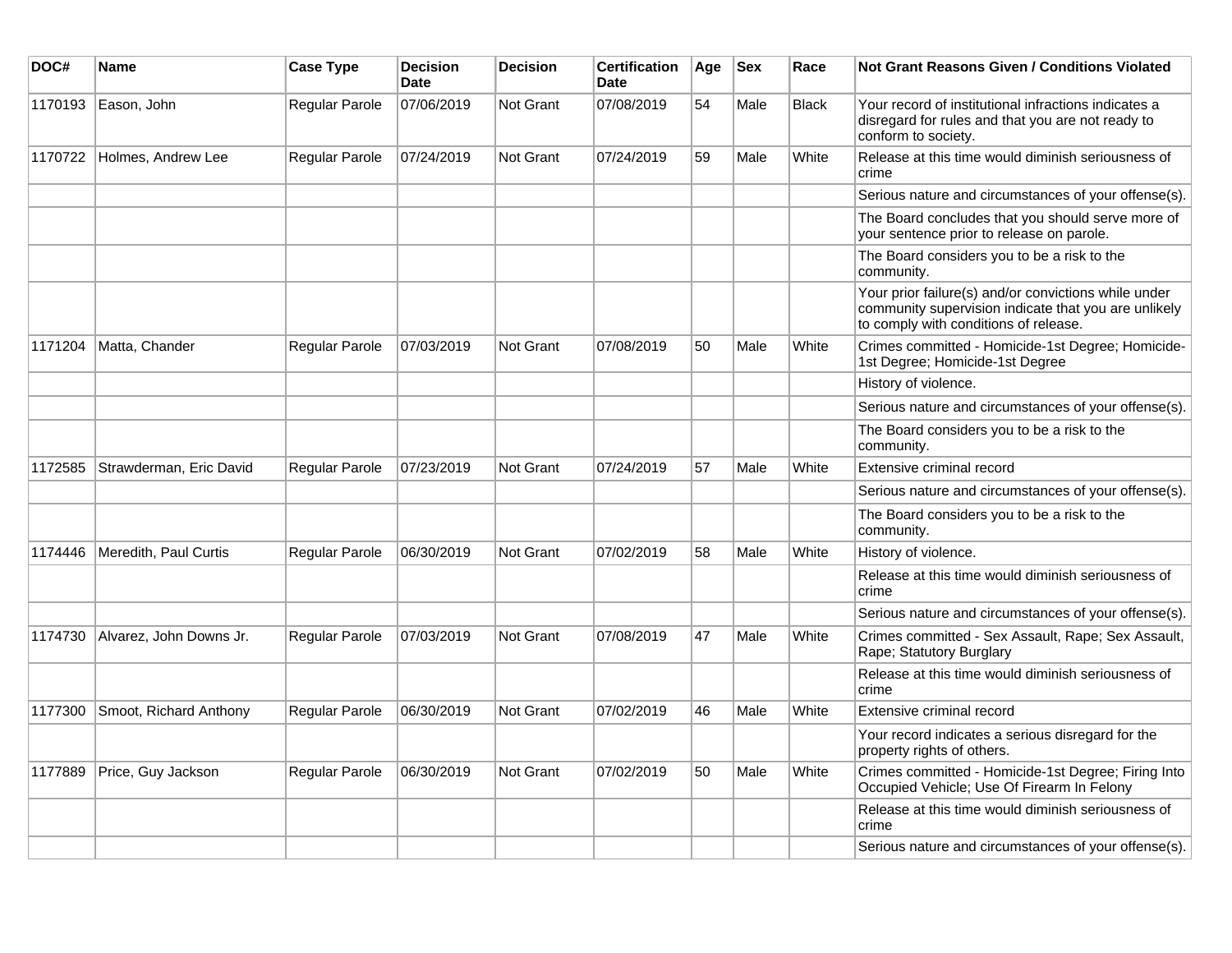| DOC# | Name | Case Type | Decision Date | Decision | Certification Date | Age | Sex | Race | Not Grant Reasons Given / Conditions Violated |
|---|---|---|---|---|---|---|---|---|---|
| 1170193 | Eason, John | Regular Parole | 07/06/2019 | Not Grant | 07/08/2019 | 54 | Male | Black | Your record of institutional infractions indicates a disregard for rules and that you are not ready to conform to society. |
| 1170722 | Holmes, Andrew Lee | Regular Parole | 07/24/2019 | Not Grant | 07/24/2019 | 59 | Male | White | Release at this time would diminish seriousness of crime |
| | | | | | | | | | Serious nature and circumstances of your offense(s). |
| | | | | | | | | | The Board concludes that you should serve more of your sentence prior to release on parole. |
| | | | | | | | | | The Board considers you to be a risk to the community. |
| | | | | | | | | | Your prior failure(s) and/or convictions while under community supervision indicate that you are unlikely to comply with conditions of release. |
| 1171204 | Matta, Chander | Regular Parole | 07/03/2019 | Not Grant | 07/08/2019 | 50 | Male | White | Crimes committed - Homicide-1st Degree; Homicide-1st Degree; Homicide-1st Degree |
| | | | | | | | | | History of violence. |
| | | | | | | | | | Serious nature and circumstances of your offense(s). |
| | | | | | | | | | The Board considers you to be a risk to the community. |
| 1172585 | Strawderman, Eric David | Regular Parole | 07/23/2019 | Not Grant | 07/24/2019 | 57 | Male | White | Extensive criminal record |
| | | | | | | | | | Serious nature and circumstances of your offense(s). |
| | | | | | | | | | The Board considers you to be a risk to the community. |
| 1174446 | Meredith, Paul Curtis | Regular Parole | 06/30/2019 | Not Grant | 07/02/2019 | 58 | Male | White | History of violence. |
| | | | | | | | | | Release at this time would diminish seriousness of crime |
| | | | | | | | | | Serious nature and circumstances of your offense(s). |
| 1174730 | Alvarez, John Downs Jr. | Regular Parole | 07/03/2019 | Not Grant | 07/08/2019 | 47 | Male | White | Crimes committed - Sex Assault, Rape; Sex Assault, Rape; Statutory Burglary |
| | | | | | | | | | Release at this time would diminish seriousness of crime |
| 1177300 | Smoot, Richard Anthony | Regular Parole | 06/30/2019 | Not Grant | 07/02/2019 | 46 | Male | White | Extensive criminal record |
| | | | | | | | | | Your record indicates a serious disregard for the property rights of others. |
| 1177889 | Price, Guy Jackson | Regular Parole | 06/30/2019 | Not Grant | 07/02/2019 | 50 | Male | White | Crimes committed - Homicide-1st Degree; Firing Into Occupied Vehicle; Use Of Firearm In Felony |
| | | | | | | | | | Release at this time would diminish seriousness of crime |
| | | | | | | | | | Serious nature and circumstances of your offense(s). |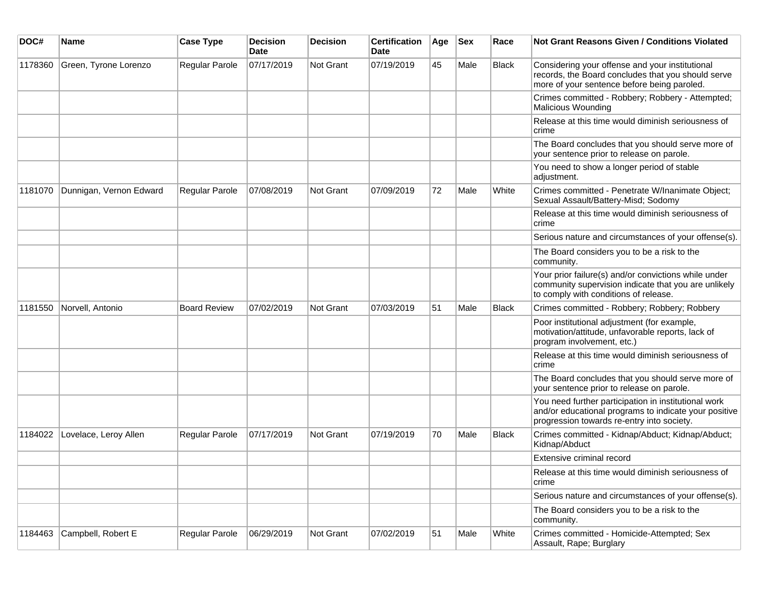| DOC# | Name | Case Type | Decision Date | Decision | Certification Date | Age | Sex | Race | Not Grant Reasons Given / Conditions Violated |
|---|---|---|---|---|---|---|---|---|---|
| 1178360 | Green, Tyrone Lorenzo | Regular Parole | 07/17/2019 | Not Grant | 07/19/2019 | 45 | Male | Black | Considering your offense and your institutional records, the Board concludes that you should serve more of your sentence before being paroled. |
| | | | | | | | | | Crimes committed - Robbery; Robbery - Attempted; Malicious Wounding |
| | | | | | | | | | Release at this time would diminish seriousness of crime |
| | | | | | | | | | The Board concludes that you should serve more of your sentence prior to release on parole. |
| | | | | | | | | | You need to show a longer period of stable adjustment. |
| 1181070 | Dunnigan, Vernon Edward | Regular Parole | 07/08/2019 | Not Grant | 07/09/2019 | 72 | Male | White | Crimes committed - Penetrate W/Inanimate Object; Sexual Assault/Battery-Misd; Sodomy |
| | | | | | | | | | Release at this time would diminish seriousness of crime |
| | | | | | | | | | Serious nature and circumstances of your offense(s). |
| | | | | | | | | | The Board considers you to be a risk to the community. |
| | | | | | | | | | Your prior failure(s) and/or convictions while under community supervision indicate that you are unlikely to comply with conditions of release. |
| 1181550 | Norvell, Antonio | Board Review | 07/02/2019 | Not Grant | 07/03/2019 | 51 | Male | Black | Crimes committed - Robbery; Robbery; Robbery |
| | | | | | | | | | Poor institutional adjustment (for example, motivation/attitude, unfavorable reports, lack of program involvement, etc.) |
| | | | | | | | | | Release at this time would diminish seriousness of crime |
| | | | | | | | | | The Board concludes that you should serve more of your sentence prior to release on parole. |
| | | | | | | | | | You need further participation in institutional work and/or educational programs to indicate your positive progression towards re-entry into society. |
| 1184022 | Lovelace, Leroy Allen | Regular Parole | 07/17/2019 | Not Grant | 07/19/2019 | 70 | Male | Black | Crimes committed - Kidnap/Abduct; Kidnap/Abduct; Kidnap/Abduct |
| | | | | | | | | | Extensive criminal record |
| | | | | | | | | | Release at this time would diminish seriousness of crime |
| | | | | | | | | | Serious nature and circumstances of your offense(s). |
| | | | | | | | | | The Board considers you to be a risk to the community. |
| 1184463 | Campbell, Robert E | Regular Parole | 06/29/2019 | Not Grant | 07/02/2019 | 51 | Male | White | Crimes committed - Homicide-Attempted; Sex Assault, Rape; Burglary |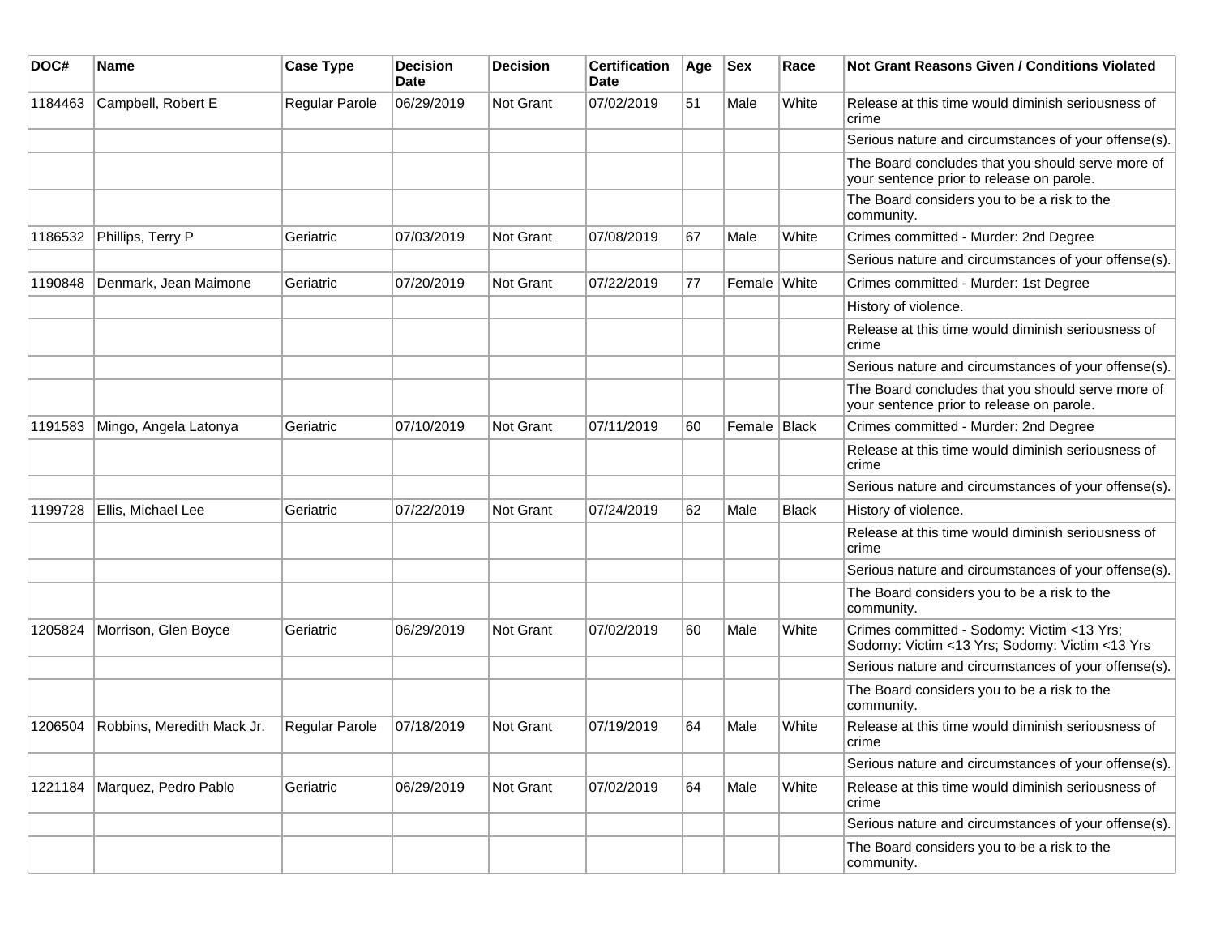| DOC# | Name | Case Type | Decision Date | Decision | Certification Date | Age | Sex | Race | Not Grant Reasons Given / Conditions Violated |
|---|---|---|---|---|---|---|---|---|---|
| 1184463 | Campbell, Robert E | Regular Parole | 06/29/2019 | Not Grant | 07/02/2019 | 51 | Male | White | Release at this time would diminish seriousness of crime |
| | | | | | | | | | Serious nature and circumstances of your offense(s). |
| | | | | | | | | | The Board concludes that you should serve more of your sentence prior to release on parole. |
| | | | | | | | | | The Board considers you to be a risk to the community. |
| 1186532 | Phillips, Terry P | Geriatric | 07/03/2019 | Not Grant | 07/08/2019 | 67 | Male | White | Crimes committed - Murder: 2nd Degree |
| | | | | | | | | | Serious nature and circumstances of your offense(s). |
| 1190848 | Denmark, Jean Maimone | Geriatric | 07/20/2019 | Not Grant | 07/22/2019 | 77 | Female | White | Crimes committed - Murder: 1st Degree |
| | | | | | | | | | History of violence. |
| | | | | | | | | | Release at this time would diminish seriousness of crime |
| | | | | | | | | | Serious nature and circumstances of your offense(s). |
| | | | | | | | | | The Board concludes that you should serve more of your sentence prior to release on parole. |
| 1191583 | Mingo, Angela Latonya | Geriatric | 07/10/2019 | Not Grant | 07/11/2019 | 60 | Female | Black | Crimes committed - Murder: 2nd Degree |
| | | | | | | | | | Release at this time would diminish seriousness of crime |
| | | | | | | | | | Serious nature and circumstances of your offense(s). |
| 1199728 | Ellis, Michael Lee | Geriatric | 07/22/2019 | Not Grant | 07/24/2019 | 62 | Male | Black | History of violence. |
| | | | | | | | | | Release at this time would diminish seriousness of crime |
| | | | | | | | | | Serious nature and circumstances of your offense(s). |
| | | | | | | | | | The Board considers you to be a risk to the community. |
| 1205824 | Morrison, Glen Boyce | Geriatric | 06/29/2019 | Not Grant | 07/02/2019 | 60 | Male | White | Crimes committed - Sodomy: Victim <13 Yrs; Sodomy: Victim <13 Yrs; Sodomy: Victim <13 Yrs |
| | | | | | | | | | Serious nature and circumstances of your offense(s). |
| | | | | | | | | | The Board considers you to be a risk to the community. |
| 1206504 | Robbins, Meredith Mack Jr. | Regular Parole | 07/18/2019 | Not Grant | 07/19/2019 | 64 | Male | White | Release at this time would diminish seriousness of crime |
| | | | | | | | | | Serious nature and circumstances of your offense(s). |
| 1221184 | Marquez, Pedro Pablo | Geriatric | 06/29/2019 | Not Grant | 07/02/2019 | 64 | Male | White | Release at this time would diminish seriousness of crime |
| | | | | | | | | | Serious nature and circumstances of your offense(s). |
| | | | | | | | | | The Board considers you to be a risk to the community. |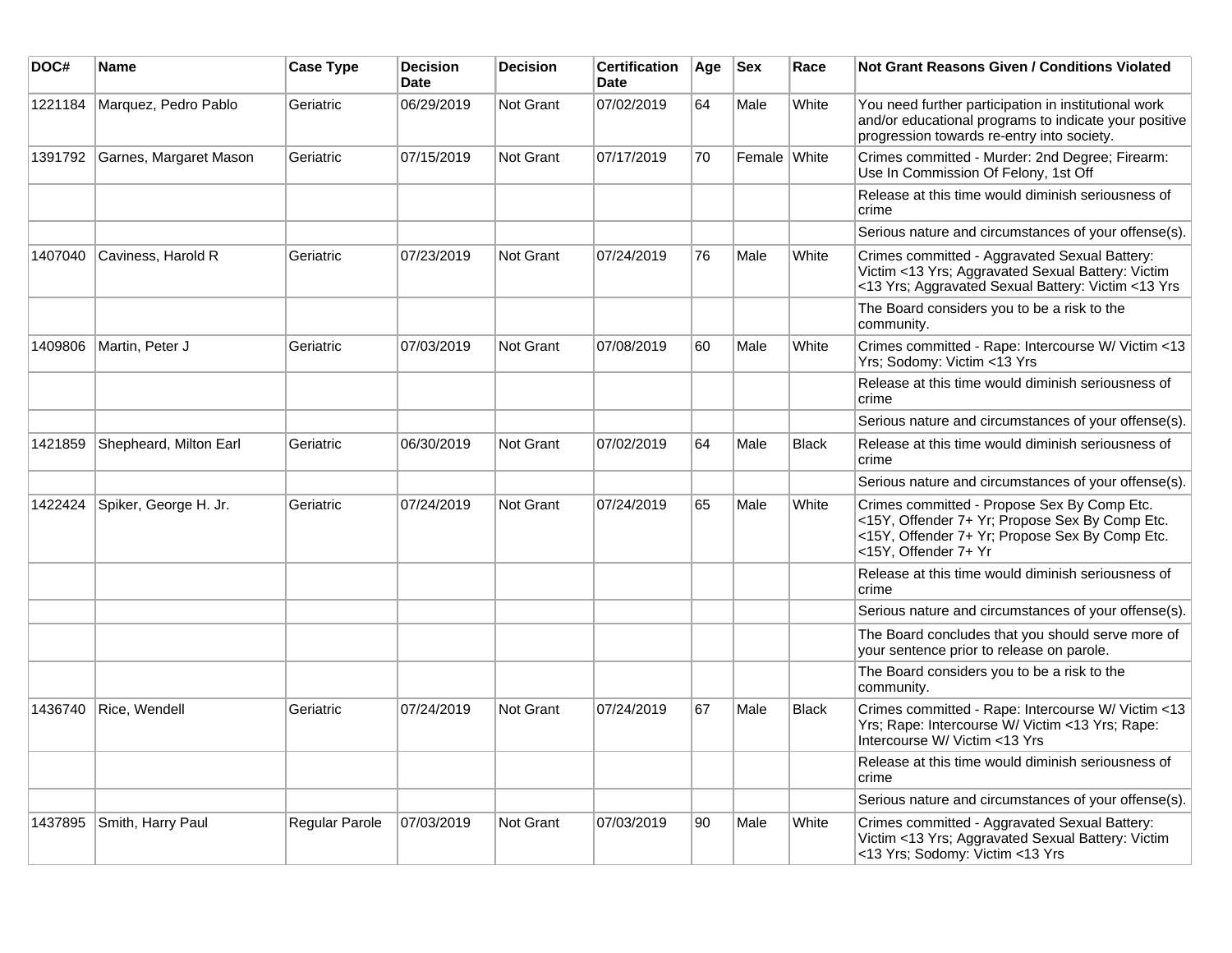| DOC# | Name | Case Type | Decision Date | Decision | Certification Date | Age | Sex | Race | Not Grant Reasons Given / Conditions Violated |
|---|---|---|---|---|---|---|---|---|---|
| 1221184 | Marquez, Pedro Pablo | Geriatric | 06/29/2019 | Not Grant | 07/02/2019 | 64 | Male | White | You need further participation in institutional work and/or educational programs to indicate your positive progression towards re-entry into society. |
| 1391792 | Garnes, Margaret Mason | Geriatric | 07/15/2019 | Not Grant | 07/17/2019 | 70 | Female | White | Crimes committed - Murder: 2nd Degree; Firearm: Use In Commission Of Felony, 1st Off |
| | | | | | | | | | Release at this time would diminish seriousness of crime |
| | | | | | | | | | Serious nature and circumstances of your offense(s). |
| 1407040 | Caviness, Harold R | Geriatric | 07/23/2019 | Not Grant | 07/24/2019 | 76 | Male | White | Crimes committed - Aggravated Sexual Battery: Victim <13 Yrs; Aggravated Sexual Battery: Victim <13 Yrs; Aggravated Sexual Battery: Victim <13 Yrs |
| | | | | | | | | | The Board considers you to be a risk to the community. |
| 1409806 | Martin, Peter J | Geriatric | 07/03/2019 | Not Grant | 07/08/2019 | 60 | Male | White | Crimes committed - Rape: Intercourse W/ Victim <13 Yrs; Sodomy: Victim <13 Yrs |
| | | | | | | | | | Release at this time would diminish seriousness of crime |
| | | | | | | | | | Serious nature and circumstances of your offense(s). |
| 1421859 | Shepheard, Milton Earl | Geriatric | 06/30/2019 | Not Grant | 07/02/2019 | 64 | Male | Black | Release at this time would diminish seriousness of crime |
| | | | | | | | | | Serious nature and circumstances of your offense(s). |
| 1422424 | Spiker, George H. Jr. | Geriatric | 07/24/2019 | Not Grant | 07/24/2019 | 65 | Male | White | Crimes committed - Propose Sex By Comp Etc. <15Y, Offender 7+ Yr; Propose Sex By Comp Etc. <15Y, Offender 7+ Yr; Propose Sex By Comp Etc. <15Y, Offender 7+ Yr |
| | | | | | | | | | Release at this time would diminish seriousness of crime |
| | | | | | | | | | Serious nature and circumstances of your offense(s). |
| | | | | | | | | | The Board concludes that you should serve more of your sentence prior to release on parole. |
| | | | | | | | | | The Board considers you to be a risk to the community. |
| 1436740 | Rice, Wendell | Geriatric | 07/24/2019 | Not Grant | 07/24/2019 | 67 | Male | Black | Crimes committed - Rape: Intercourse W/ Victim <13 Yrs; Rape: Intercourse W/ Victim <13 Yrs; Rape: Intercourse W/ Victim <13 Yrs |
| | | | | | | | | | Release at this time would diminish seriousness of crime |
| | | | | | | | | | Serious nature and circumstances of your offense(s). |
| 1437895 | Smith, Harry Paul | Regular Parole | 07/03/2019 | Not Grant | 07/03/2019 | 90 | Male | White | Crimes committed - Aggravated Sexual Battery: Victim <13 Yrs; Aggravated Sexual Battery: Victim <13 Yrs; Sodomy: Victim <13 Yrs |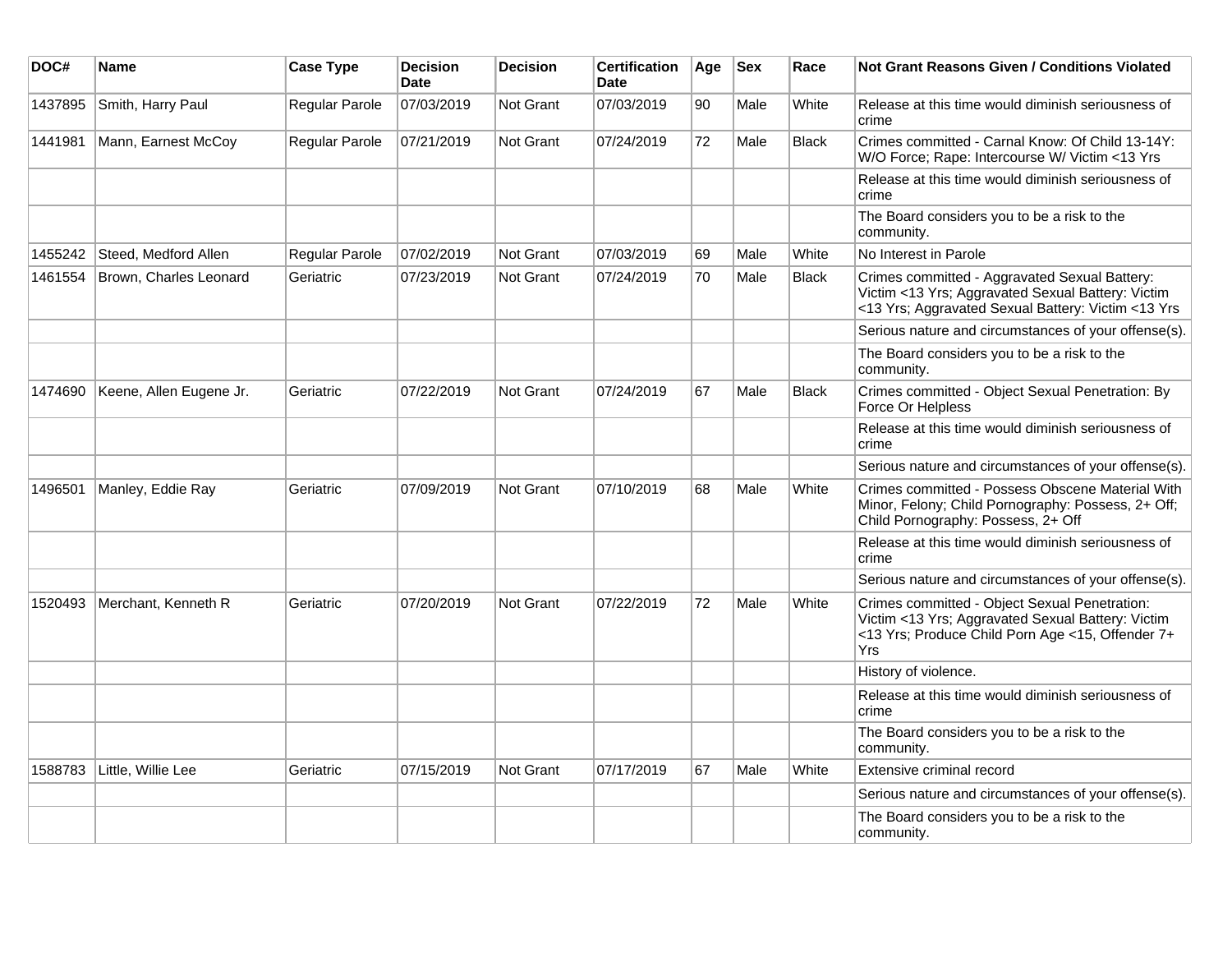| DOC# | Name | Case Type | Decision Date | Decision | Certification Date | Age | Sex | Race | Not Grant Reasons Given / Conditions Violated |
|---|---|---|---|---|---|---|---|---|---|
| 1437895 | Smith, Harry Paul | Regular Parole | 07/03/2019 | Not Grant | 07/03/2019 | 90 | Male | White | Release at this time would diminish seriousness of crime |
| 1441981 | Mann, Earnest McCoy | Regular Parole | 07/21/2019 | Not Grant | 07/24/2019 | 72 | Male | Black | Crimes committed - Carnal Know: Of Child 13-14Y: W/O Force; Rape: Intercourse W/ Victim <13 Yrs |
| | | | | | | | | | Release at this time would diminish seriousness of crime |
| | | | | | | | | | The Board considers you to be a risk to the community. |
| 1455242 | Steed, Medford Allen | Regular Parole | 07/02/2019 | Not Grant | 07/03/2019 | 69 | Male | White | No Interest in Parole |
| 1461554 | Brown, Charles Leonard | Geriatric | 07/23/2019 | Not Grant | 07/24/2019 | 70 | Male | Black | Crimes committed - Aggravated Sexual Battery: Victim <13 Yrs; Aggravated Sexual Battery: Victim <13 Yrs; Aggravated Sexual Battery: Victim <13 Yrs |
| | | | | | | | | | Serious nature and circumstances of your offense(s). |
| | | | | | | | | | The Board considers you to be a risk to the community. |
| 1474690 | Keene, Allen Eugene Jr. | Geriatric | 07/22/2019 | Not Grant | 07/24/2019 | 67 | Male | Black | Crimes committed - Object Sexual Penetration: By Force Or Helpless |
| | | | | | | | | | Release at this time would diminish seriousness of crime |
| | | | | | | | | | Serious nature and circumstances of your offense(s). |
| 1496501 | Manley, Eddie Ray | Geriatric | 07/09/2019 | Not Grant | 07/10/2019 | 68 | Male | White | Crimes committed - Possess Obscene Material With Minor, Felony; Child Pornography: Possess, 2+ Off; Child Pornography: Possess, 2+ Off |
| | | | | | | | | | Release at this time would diminish seriousness of crime |
| | | | | | | | | | Serious nature and circumstances of your offense(s). |
| 1520493 | Merchant, Kenneth R | Geriatric | 07/20/2019 | Not Grant | 07/22/2019 | 72 | Male | White | Crimes committed - Object Sexual Penetration: Victim <13 Yrs; Aggravated Sexual Battery: Victim <13 Yrs; Produce Child Porn Age <15, Offender 7+ Yrs |
| | | | | | | | | | History of violence. |
| | | | | | | | | | Release at this time would diminish seriousness of crime |
| | | | | | | | | | The Board considers you to be a risk to the community. |
| 1588783 | Little, Willie Lee | Geriatric | 07/15/2019 | Not Grant | 07/17/2019 | 67 | Male | White | Extensive criminal record |
| | | | | | | | | | Serious nature and circumstances of your offense(s). |
| | | | | | | | | | The Board considers you to be a risk to the community. |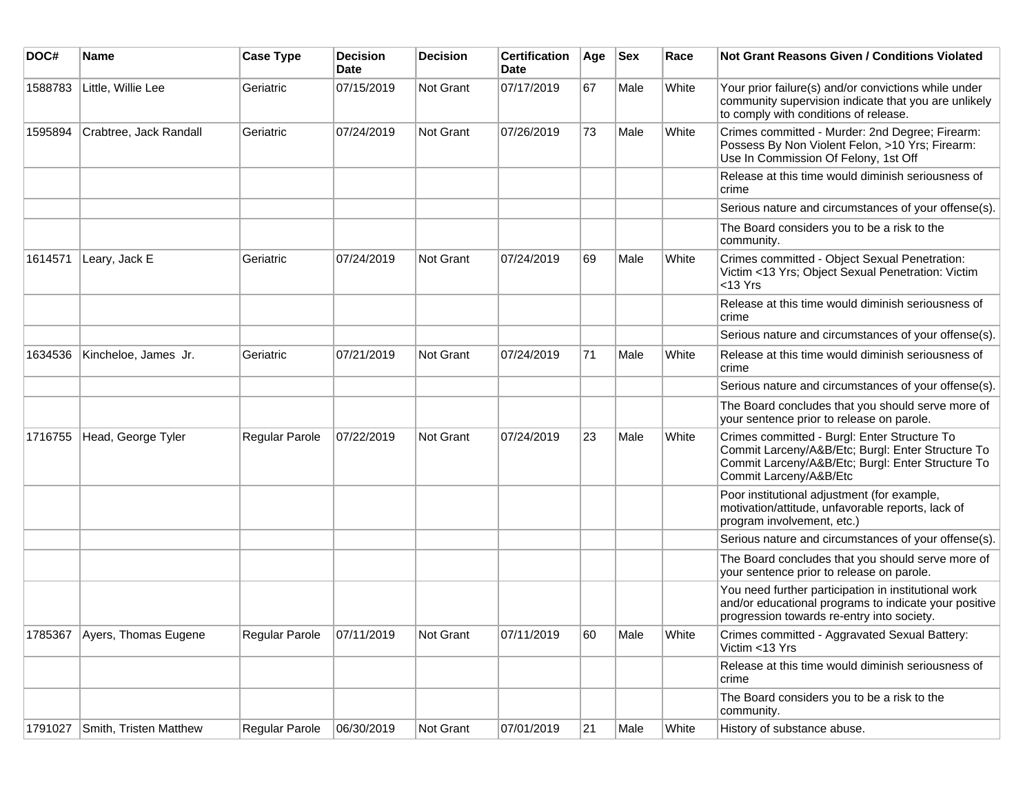| DOC# | Name | Case Type | Decision Date | Decision | Certification Date | Age | Sex | Race | Not Grant Reasons Given / Conditions Violated |
|---|---|---|---|---|---|---|---|---|---|
| 1588783 | Little, Willie Lee | Geriatric | 07/15/2019 | Not Grant | 07/17/2019 | 67 | Male | White | Your prior failure(s) and/or convictions while under community supervision indicate that you are unlikely to comply with conditions of release. |
| 1595894 | Crabtree, Jack Randall | Geriatric | 07/24/2019 | Not Grant | 07/26/2019 | 73 | Male | White | Crimes committed - Murder: 2nd Degree; Firearm: Possess By Non Violent Felon, >10 Yrs; Firearm: Use In Commission Of Felony, 1st Off |
| | | | | | | | | | Release at this time would diminish seriousness of crime |
| | | | | | | | | | Serious nature and circumstances of your offense(s). |
| | | | | | | | | | The Board considers you to be a risk to the community. |
| 1614571 | Leary, Jack E | Geriatric | 07/24/2019 | Not Grant | 07/24/2019 | 69 | Male | White | Crimes committed - Object Sexual Penetration: Victim <13 Yrs; Object Sexual Penetration: Victim <13 Yrs |
| | | | | | | | | | Release at this time would diminish seriousness of crime |
| | | | | | | | | | Serious nature and circumstances of your offense(s). |
| 1634536 | Kincheloe, James Jr. | Geriatric | 07/21/2019 | Not Grant | 07/24/2019 | 71 | Male | White | Release at this time would diminish seriousness of crime |
| | | | | | | | | | Serious nature and circumstances of your offense(s). |
| | | | | | | | | | The Board concludes that you should serve more of your sentence prior to release on parole. |
| 1716755 | Head, George Tyler | Regular Parole | 07/22/2019 | Not Grant | 07/24/2019 | 23 | Male | White | Crimes committed - Burgl: Enter Structure To Commit Larceny/A&B/Etc; Burgl: Enter Structure To Commit Larceny/A&B/Etc; Burgl: Enter Structure To Commit Larceny/A&B/Etc |
| | | | | | | | | | Poor institutional adjustment (for example, motivation/attitude, unfavorable reports, lack of program involvement, etc.) |
| | | | | | | | | | Serious nature and circumstances of your offense(s). |
| | | | | | | | | | The Board concludes that you should serve more of your sentence prior to release on parole. |
| | | | | | | | | | You need further participation in institutional work and/or educational programs to indicate your positive progression towards re-entry into society. |
| 1785367 | Ayers, Thomas Eugene | Regular Parole | 07/11/2019 | Not Grant | 07/11/2019 | 60 | Male | White | Crimes committed - Aggravated Sexual Battery: Victim <13 Yrs |
| | | | | | | | | | Release at this time would diminish seriousness of crime |
| | | | | | | | | | The Board considers you to be a risk to the community. |
| 1791027 | Smith, Tristen Matthew | Regular Parole | 06/30/2019 | Not Grant | 07/01/2019 | 21 | Male | White | History of substance abuse. |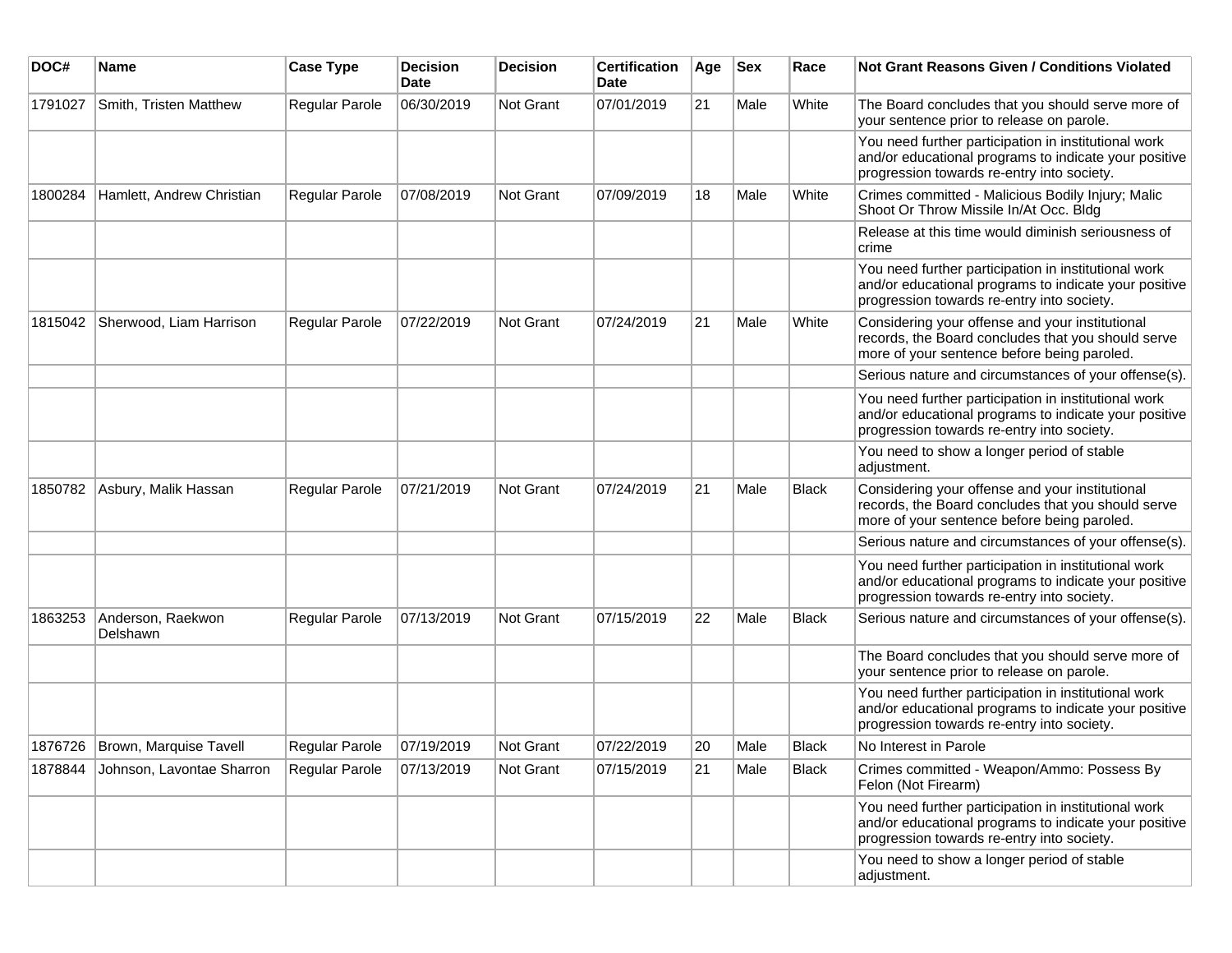| DOC# | Name | Case Type | Decision Date | Decision | Certification Date | Age | Sex | Race | Not Grant Reasons Given / Conditions Violated |
|---|---|---|---|---|---|---|---|---|---|
| 1791027 | Smith, Tristen Matthew | Regular Parole | 06/30/2019 | Not Grant | 07/01/2019 | 21 | Male | White | The Board concludes that you should serve more of your sentence prior to release on parole. |
| | | | | | | | | | You need further participation in institutional work and/or educational programs to indicate your positive progression towards re-entry into society. |
| 1800284 | Hamlett, Andrew Christian | Regular Parole | 07/08/2019 | Not Grant | 07/09/2019 | 18 | Male | White | Crimes committed - Malicious Bodily Injury; Malic Shoot Or Throw Missile In/At Occ. Bldg |
| | | | | | | | | | Release at this time would diminish seriousness of crime |
| | | | | | | | | | You need further participation in institutional work and/or educational programs to indicate your positive progression towards re-entry into society. |
| 1815042 | Sherwood, Liam Harrison | Regular Parole | 07/22/2019 | Not Grant | 07/24/2019 | 21 | Male | White | Considering your offense and your institutional records, the Board concludes that you should serve more of your sentence before being paroled. |
| | | | | | | | | | Serious nature and circumstances of your offense(s). |
| | | | | | | | | | You need further participation in institutional work and/or educational programs to indicate your positive progression towards re-entry into society. |
| | | | | | | | | | You need to show a longer period of stable adjustment. |
| 1850782 | Asbury, Malik Hassan | Regular Parole | 07/21/2019 | Not Grant | 07/24/2019 | 21 | Male | Black | Considering your offense and your institutional records, the Board concludes that you should serve more of your sentence before being paroled. |
| | | | | | | | | | Serious nature and circumstances of your offense(s). |
| | | | | | | | | | You need further participation in institutional work and/or educational programs to indicate your positive progression towards re-entry into society. |
| 1863253 | Anderson, Raekwon Delshawn | Regular Parole | 07/13/2019 | Not Grant | 07/15/2019 | 22 | Male | Black | Serious nature and circumstances of your offense(s). |
| | | | | | | | | | The Board concludes that you should serve more of your sentence prior to release on parole. |
| | | | | | | | | | You need further participation in institutional work and/or educational programs to indicate your positive progression towards re-entry into society. |
| 1876726 | Brown, Marquise Tavell | Regular Parole | 07/19/2019 | Not Grant | 07/22/2019 | 20 | Male | Black | No Interest in Parole |
| 1878844 | Johnson, Lavontae Sharron | Regular Parole | 07/13/2019 | Not Grant | 07/15/2019 | 21 | Male | Black | Crimes committed - Weapon/Ammo: Possess By Felon (Not Firearm) |
| | | | | | | | | | You need further participation in institutional work and/or educational programs to indicate your positive progression towards re-entry into society. |
| | | | | | | | | | You need to show a longer period of stable adjustment. |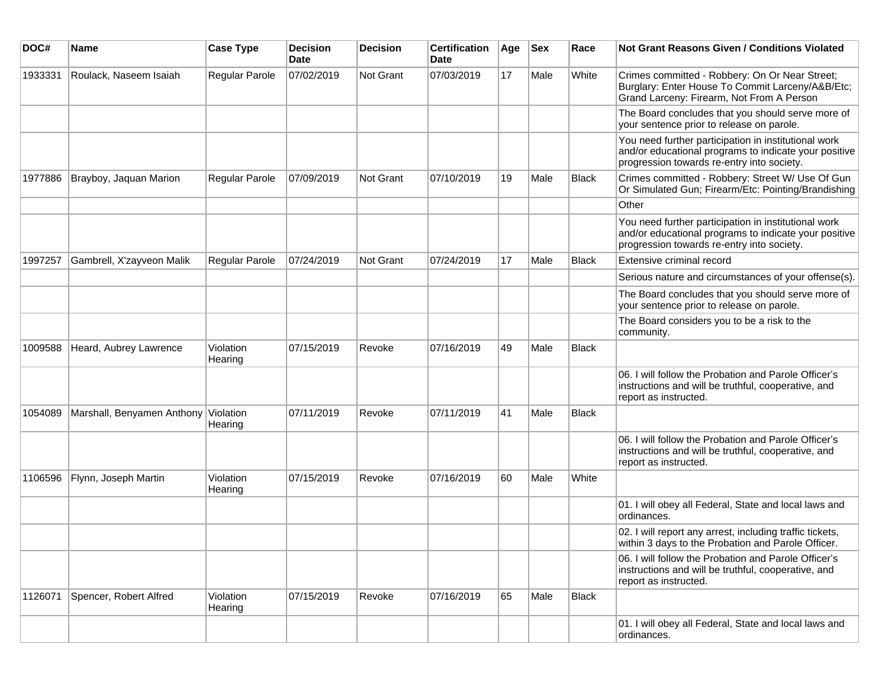| DOC# | Name | Case Type | Decision Date | Decision | Certification Date | Age | Sex | Race | Not Grant Reasons Given / Conditions Violated |
|---|---|---|---|---|---|---|---|---|---|
| 1933331 | Roulack, Naseem Isaiah | Regular Parole | 07/02/2019 | Not Grant | 07/03/2019 | 17 | Male | White | Crimes committed - Robbery: On Or Near Street; Burglary: Enter House To Commit Larceny/A&B/Etc; Grand Larceny: Firearm, Not From A Person |
| | | | | | | | | | The Board concludes that you should serve more of your sentence prior to release on parole. |
| | | | | | | | | | You need further participation in institutional work and/or educational programs to indicate your positive progression towards re-entry into society. |
| 1977886 | Brayboy, Jaquan Marion | Regular Parole | 07/09/2019 | Not Grant | 07/10/2019 | 19 | Male | Black | Crimes committed - Robbery: Street W/ Use Of Gun Or Simulated Gun; Firearm/Etc: Pointing/Brandishing |
| | | | | | | | | | Other |
| | | | | | | | | | You need further participation in institutional work and/or educational programs to indicate your positive progression towards re-entry into society. |
| 1997257 | Gambrell, X'zayveon Malik | Regular Parole | 07/24/2019 | Not Grant | 07/24/2019 | 17 | Male | Black | Extensive criminal record |
| | | | | | | | | | Serious nature and circumstances of your offense(s). |
| | | | | | | | | | The Board concludes that you should serve more of your sentence prior to release on parole. |
| | | | | | | | | | The Board considers you to be a risk to the community. |
| 1009588 | Heard, Aubrey Lawrence | Violation Hearing | 07/15/2019 | Revoke | 07/16/2019 | 49 | Male | Black | |
| | | | | | | | | | 06. I will follow the Probation and Parole Officer's instructions and will be truthful, cooperative, and report as instructed. |
| 1054089 | Marshall, Benyamen Anthony | Violation Hearing | 07/11/2019 | Revoke | 07/11/2019 | 41 | Male | Black | |
| | | | | | | | | | 06. I will follow the Probation and Parole Officer's instructions and will be truthful, cooperative, and report as instructed. |
| 1106596 | Flynn, Joseph Martin | Violation Hearing | 07/15/2019 | Revoke | 07/16/2019 | 60 | Male | White | |
| | | | | | | | | | 01. I will obey all Federal, State and local laws and ordinances. |
| | | | | | | | | | 02. I will report any arrest, including traffic tickets, within 3 days to the Probation and Parole Officer. |
| | | | | | | | | | 06. I will follow the Probation and Parole Officer's instructions and will be truthful, cooperative, and report as instructed. |
| 1126071 | Spencer, Robert Alfred | Violation Hearing | 07/15/2019 | Revoke | 07/16/2019 | 65 | Male | Black | |
| | | | | | | | | | 01. I will obey all Federal, State and local laws and ordinances. |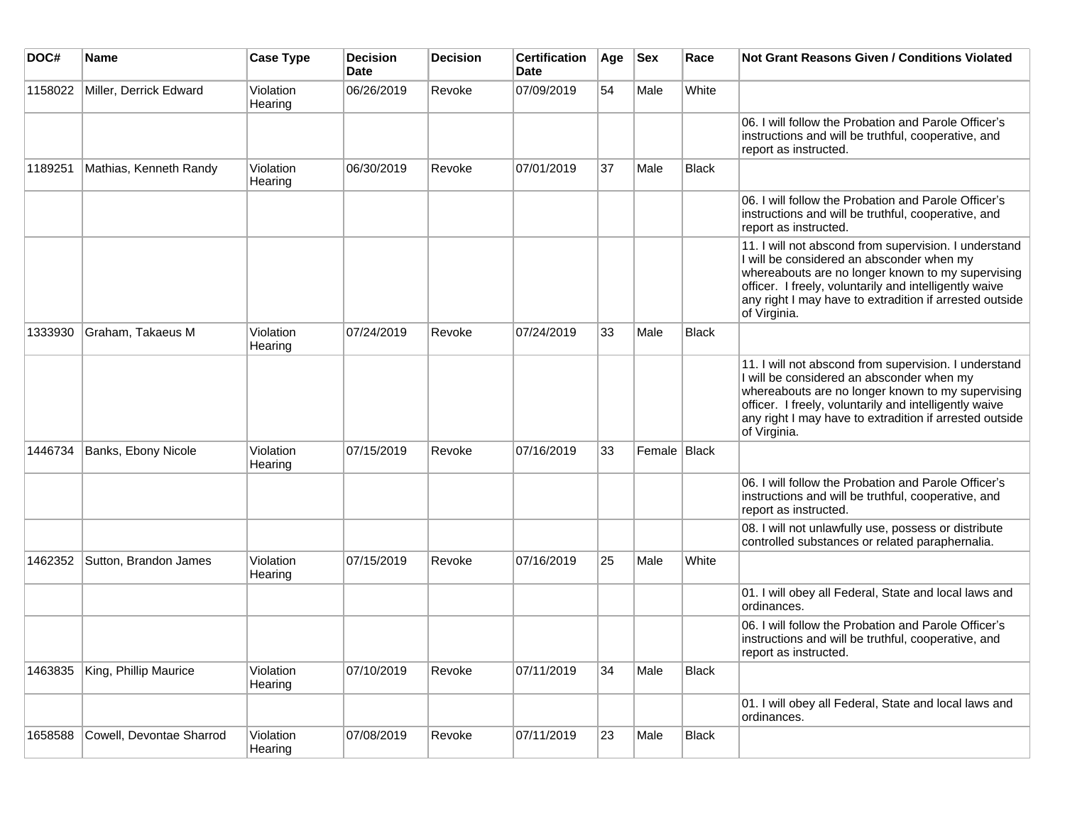| DOC# | Name | Case Type | Decision Date | Decision | Certification Date | Age | Sex | Race | Not Grant Reasons Given / Conditions Violated |
|---|---|---|---|---|---|---|---|---|---|
| 1158022 | Miller, Derrick Edward | Violation Hearing | 06/26/2019 | Revoke | 07/09/2019 | 54 | Male | White | |
| | | | | | | | | | 06. I will follow the Probation and Parole Officer's instructions and will be truthful, cooperative, and report as instructed. |
| 1189251 | Mathias, Kenneth Randy | Violation Hearing | 06/30/2019 | Revoke | 07/01/2019 | 37 | Male | Black | |
| | | | | | | | | | 06. I will follow the Probation and Parole Officer's instructions and will be truthful, cooperative, and report as instructed. |
| | | | | | | | | | 11. I will not abscond from supervision. I understand I will be considered an absconder when my whereabouts are no longer known to my supervising officer. I freely, voluntarily and intelligently waive any right I may have to extradition if arrested outside of Virginia. |
| 1333930 | Graham, Takaeus M | Violation Hearing | 07/24/2019 | Revoke | 07/24/2019 | 33 | Male | Black | |
| | | | | | | | | | 11. I will not abscond from supervision. I understand I will be considered an absconder when my whereabouts are no longer known to my supervising officer. I freely, voluntarily and intelligently waive any right I may have to extradition if arrested outside of Virginia. |
| 1446734 | Banks, Ebony Nicole | Violation Hearing | 07/15/2019 | Revoke | 07/16/2019 | 33 | Female | Black | |
| | | | | | | | | | 06. I will follow the Probation and Parole Officer's instructions and will be truthful, cooperative, and report as instructed. |
| | | | | | | | | | 08. I will not unlawfully use, possess or distribute controlled substances or related paraphernalia. |
| 1462352 | Sutton, Brandon James | Violation Hearing | 07/15/2019 | Revoke | 07/16/2019 | 25 | Male | White | |
| | | | | | | | | | 01. I will obey all Federal, State and local laws and ordinances. |
| | | | | | | | | | 06. I will follow the Probation and Parole Officer's instructions and will be truthful, cooperative, and report as instructed. |
| 1463835 | King, Phillip Maurice | Violation Hearing | 07/10/2019 | Revoke | 07/11/2019 | 34 | Male | Black | |
| | | | | | | | | | 01. I will obey all Federal, State and local laws and ordinances. |
| 1658588 | Cowell, Devontae Sharrod | Violation Hearing | 07/08/2019 | Revoke | 07/11/2019 | 23 | Male | Black | |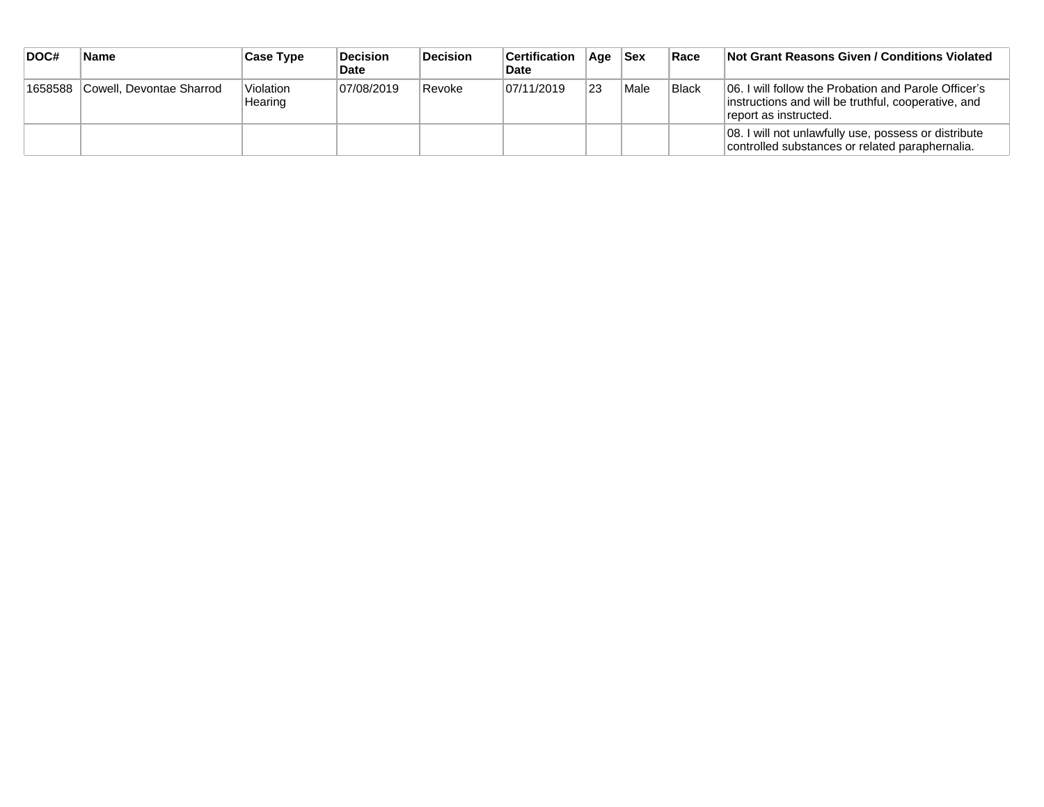| DOC# | Name | Case Type | Decision Date | Decision | Certification Date | Age | Sex | Race | Not Grant Reasons Given / Conditions Violated |
|---|---|---|---|---|---|---|---|---|---|
| 1658588 | Cowell, Devontae Sharrod | Violation Hearing | 07/08/2019 | Revoke | 07/11/2019 | 23 | Male | Black | 06. I will follow the Probation and Parole Officer's instructions and will be truthful, cooperative, and report as instructed. |
| | | | | | | | | | 08. I will not unlawfully use, possess or distribute controlled substances or related paraphernalia. |